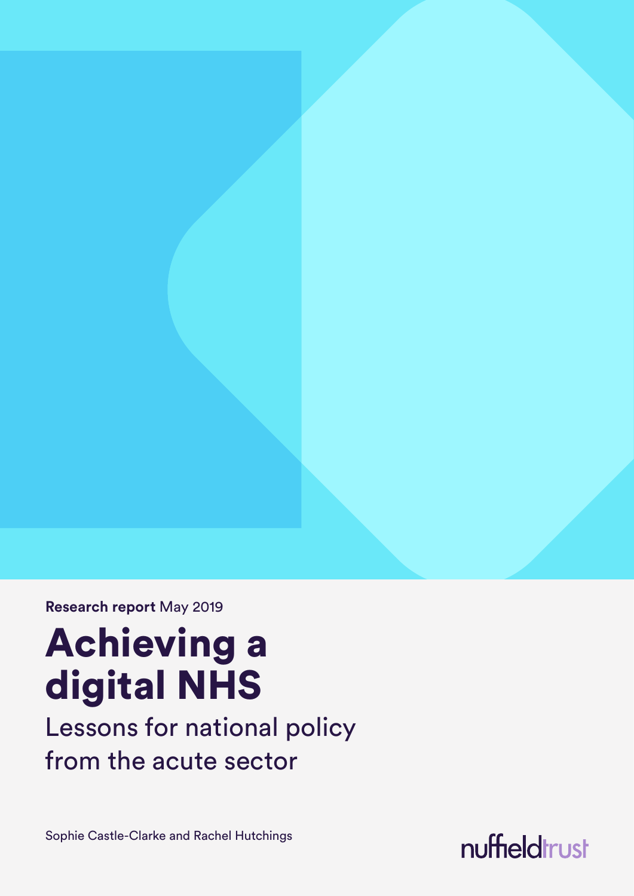**Research report** May 2019

# Achieving a digital NHS

## Lessons for national policy from the acute sector

Sophie Castle-Clarke and Rachel Hutchings

nuffieldtrust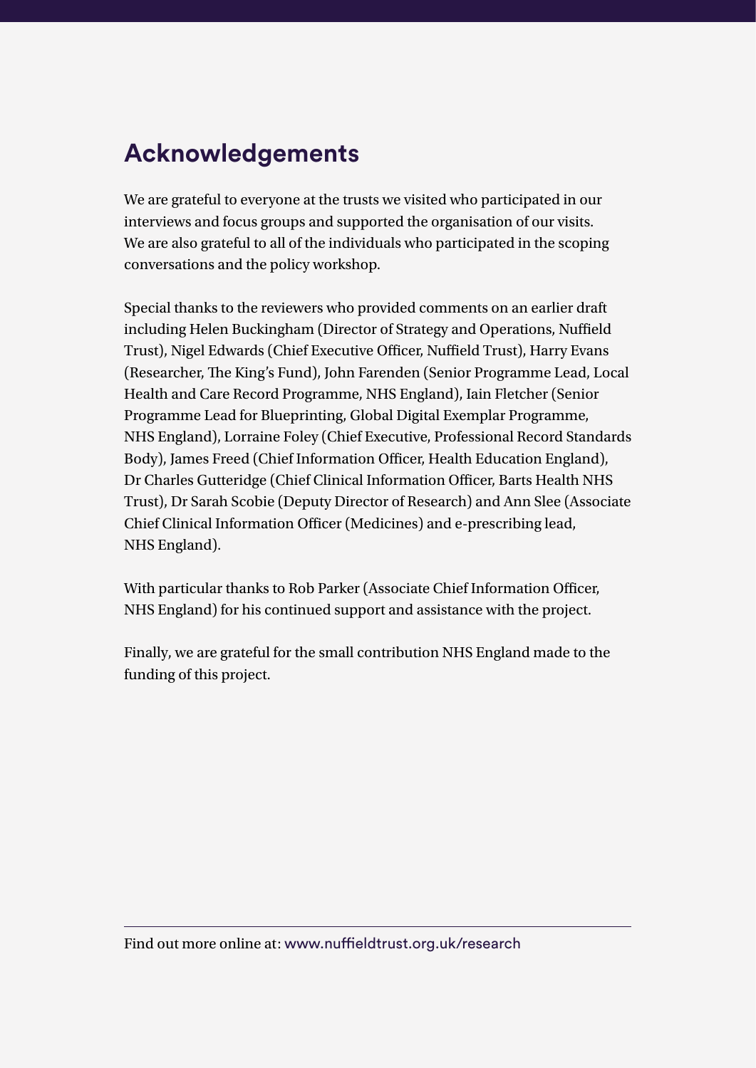## Acknowledgements

We are grateful to everyone at the trusts we visited who participated in our interviews and focus groups and supported the organisation of our visits. We are also grateful to all of the individuals who participated in the scoping conversations and the policy workshop.

Special thanks to the reviewers who provided comments on an earlier draft including Helen Buckingham (Director of Strategy and Operations, Nuffield Trust), Nigel Edwards (Chief Executive Officer, Nuffield Trust), Harry Evans (Researcher, The King's Fund), John Farenden (Senior Programme Lead, Local Health and Care Record Programme, NHS England), Iain Fletcher (Senior Programme Lead for Blueprinting, Global Digital Exemplar Programme, NHS England), Lorraine Foley (Chief Executive, Professional Record Standards Body), James Freed (Chief Information Officer, Health Education England), Dr Charles Gutteridge (Chief Clinical Information Officer, Barts Health NHS Trust), Dr Sarah Scobie (Deputy Director of Research) and Ann Slee (Associate Chief Clinical Information Officer (Medicines) and e-prescribing lead, NHS England).

With particular thanks to Rob Parker (Associate Chief Information Officer, NHS England) for his continued support and assistance with the project.

Finally, we are grateful for the small contribution NHS England made to the funding of this project.

Find out more online at: www.nuffieldtrust.org.uk/research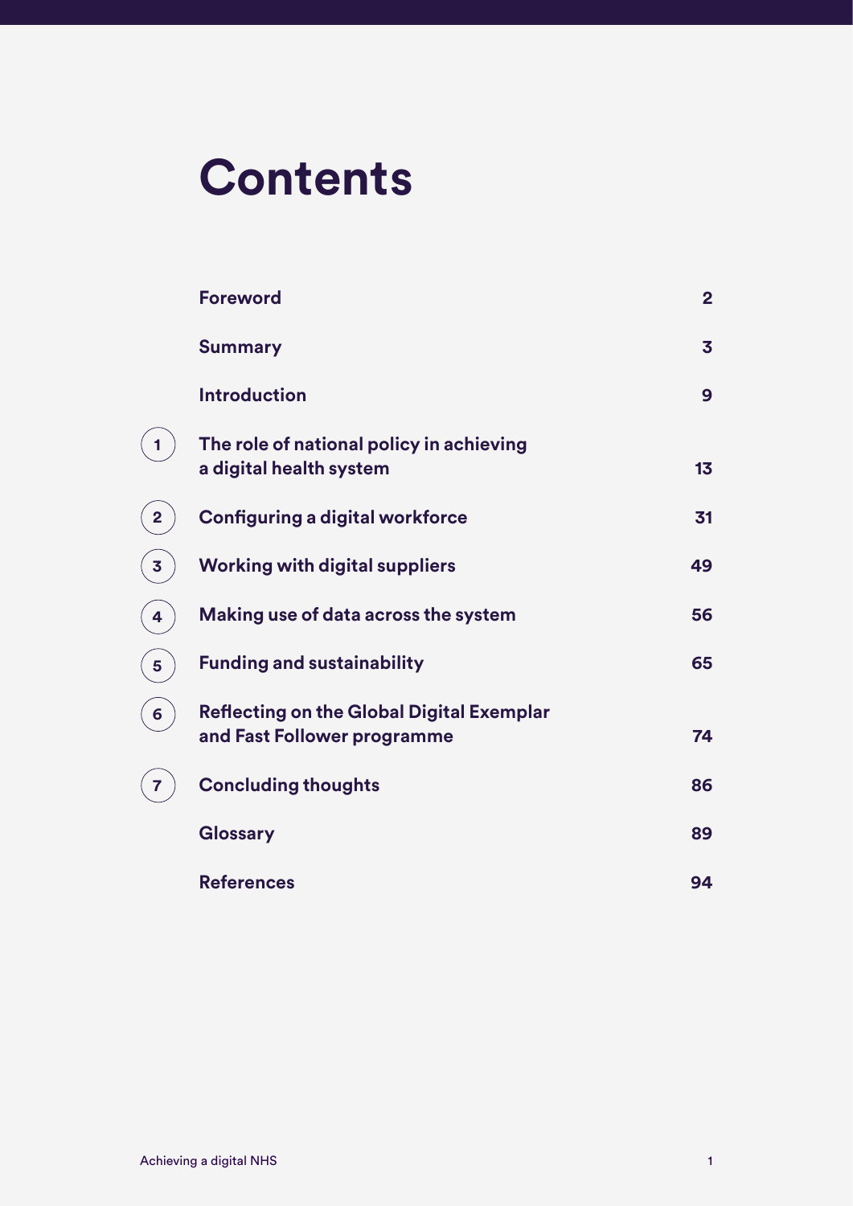# Contents

| | | |
|---|---|---|
| | **Foreword** | **2** |
| | **Summary** | **3** |
| | **Introduction** | **9** |
| 1 | **The role of national policy in achieving a digital health system** | **13** |
| 2 | **Configuring a digital workforce** | **31** |
| 3 | **Working with digital suppliers** | **49** |
| 4 | **Making use of data across the system** | **56** |
| 5 | **Funding and sustainability** | **65** |
| 6 | **Reflecting on the Global Digital Exemplar and Fast Follower programme** | **74** |
| 7 | **Concluding thoughts** | **86** |
| | **Glossary** | **89** |
| | **References** | **94** |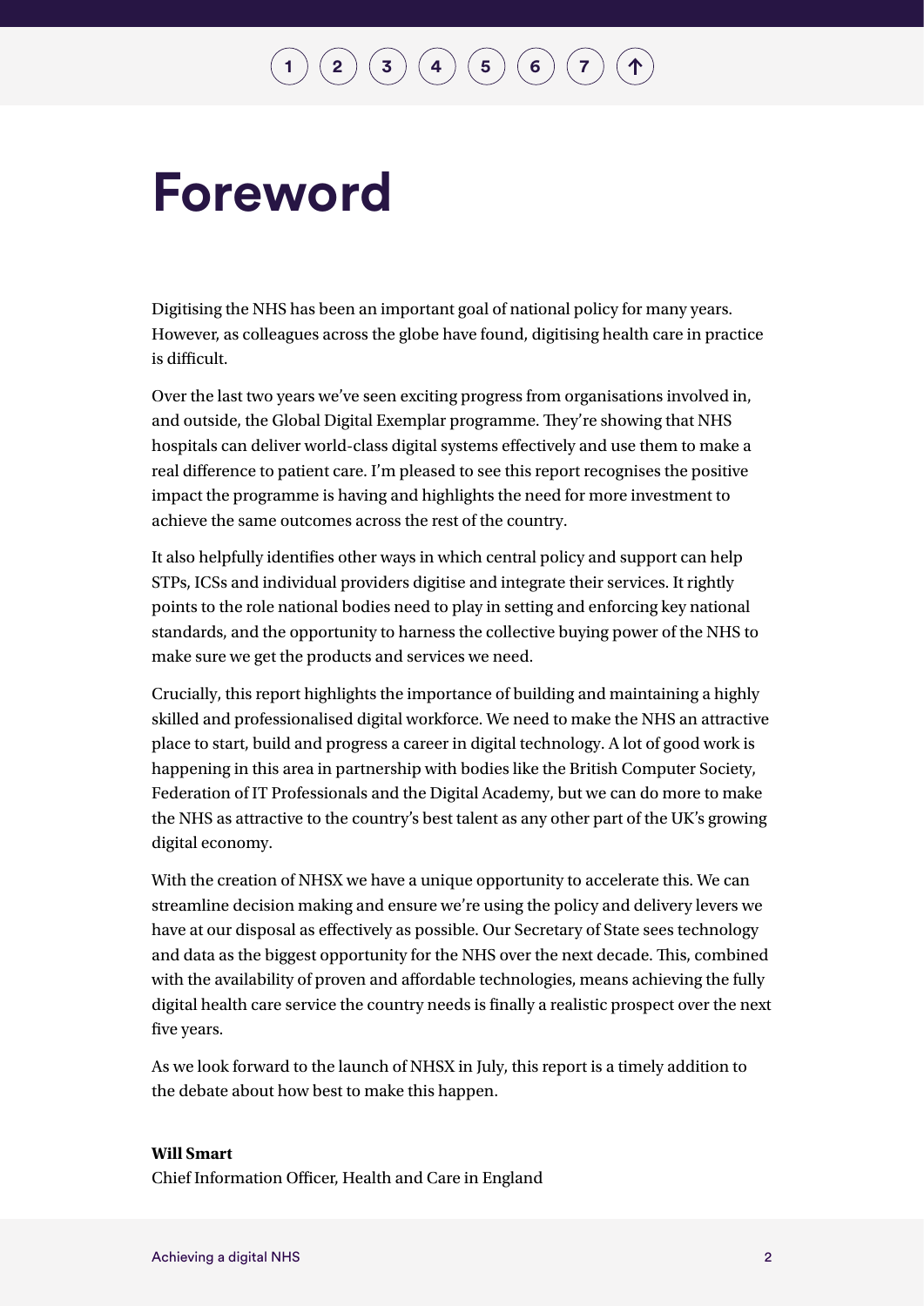# Foreword

Digitising the NHS has been an important goal of national policy for many years. However, as colleagues across the globe have found, digitising health care in practice is difficult.

Over the last two years we've seen exciting progress from organisations involved in, and outside, the Global Digital Exemplar programme. They're showing that NHS hospitals can deliver world-class digital systems effectively and use them to make a real difference to patient care. I'm pleased to see this report recognises the positive impact the programme is having and highlights the need for more investment to achieve the same outcomes across the rest of the country.

It also helpfully identifies other ways in which central policy and support can help STPs, ICSs and individual providers digitise and integrate their services. It rightly points to the role national bodies need to play in setting and enforcing key national standards, and the opportunity to harness the collective buying power of the NHS to make sure we get the products and services we need.

Crucially, this report highlights the importance of building and maintaining a highly skilled and professionalised digital workforce. We need to make the NHS an attractive place to start, build and progress a career in digital technology. A lot of good work is happening in this area in partnership with bodies like the British Computer Society, Federation of IT Professionals and the Digital Academy, but we can do more to make the NHS as attractive to the country's best talent as any other part of the UK's growing digital economy.

With the creation of NHSX we have a unique opportunity to accelerate this. We can streamline decision making and ensure we're using the policy and delivery levers we have at our disposal as effectively as possible. Our Secretary of State sees technology and data as the biggest opportunity for the NHS over the next decade. This, combined with the availability of proven and affordable technologies, means achieving the fully digital health care service the country needs is finally a realistic prospect over the next five years.

As we look forward to the launch of NHSX in July, this report is a timely addition to the debate about how best to make this happen.

**Will Smart**
Chief Information Officer, Health and Care in England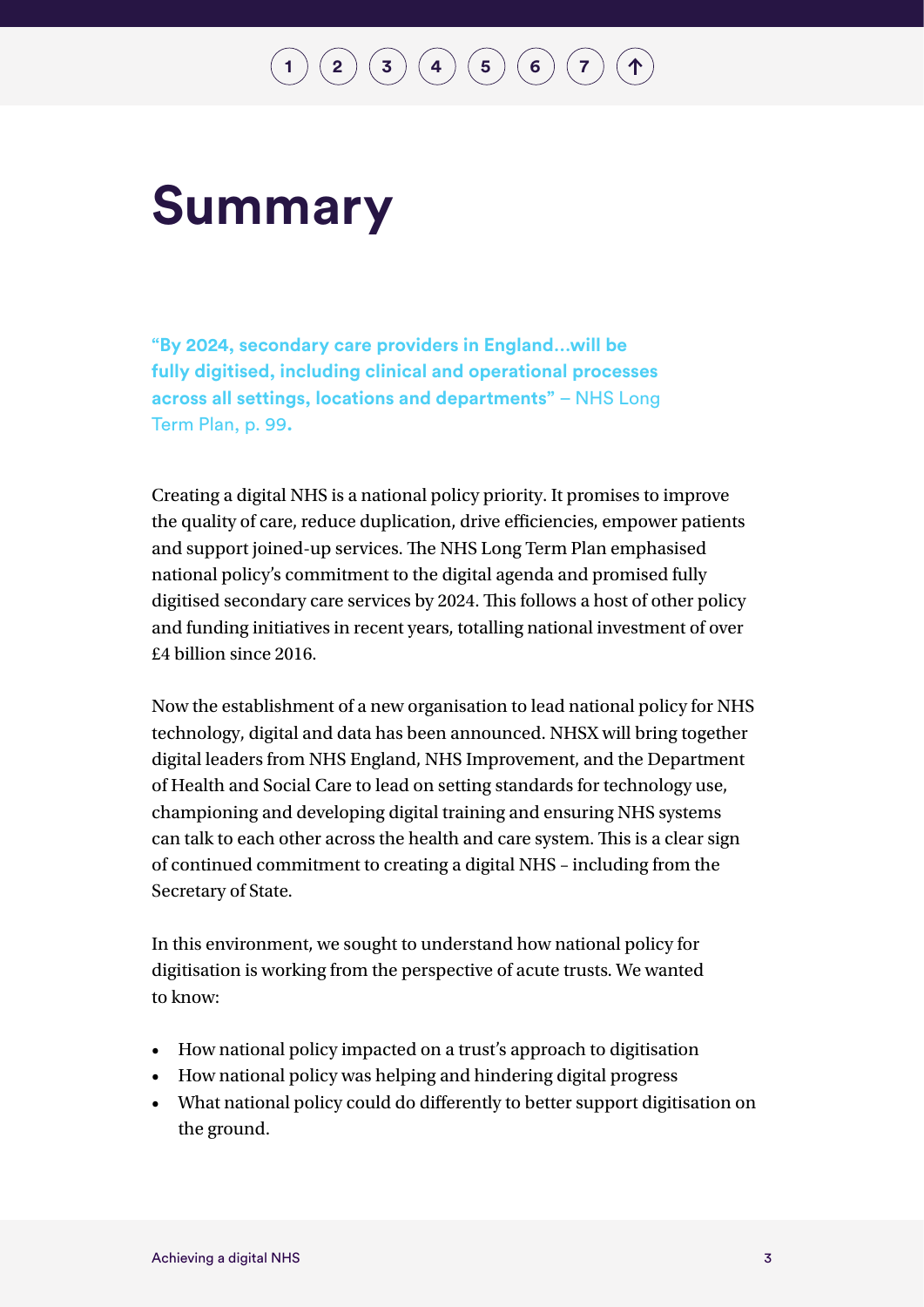# Summary

**"By 2024, secondary care providers in England…will be fully digitised, including clinical and operational processes across all settings, locations and departments"** – NHS Long Term Plan, p. 99**.**

Creating a digital NHS is a national policy priority. It promises to improve the quality of care, reduce duplication, drive efficiencies, empower patients and support joined-up services. The NHS Long Term Plan emphasised national policy's commitment to the digital agenda and promised fully digitised secondary care services by 2024. This follows a host of other policy and funding initiatives in recent years, totalling national investment of over £4 billion since 2016.

Now the establishment of a new organisation to lead national policy for NHS technology, digital and data has been announced. NHSX will bring together digital leaders from NHS England, NHS Improvement, and the Department of Health and Social Care to lead on setting standards for technology use, championing and developing digital training and ensuring NHS systems can talk to each other across the health and care system. This is a clear sign of continued commitment to creating a digital NHS – including from the Secretary of State.

In this environment, we sought to understand how national policy for digitisation is working from the perspective of acute trusts. We wanted to know:

- How national policy impacted on a trust's approach to digitisation
- How national policy was helping and hindering digital progress
- What national policy could do differently to better support digitisation on the ground.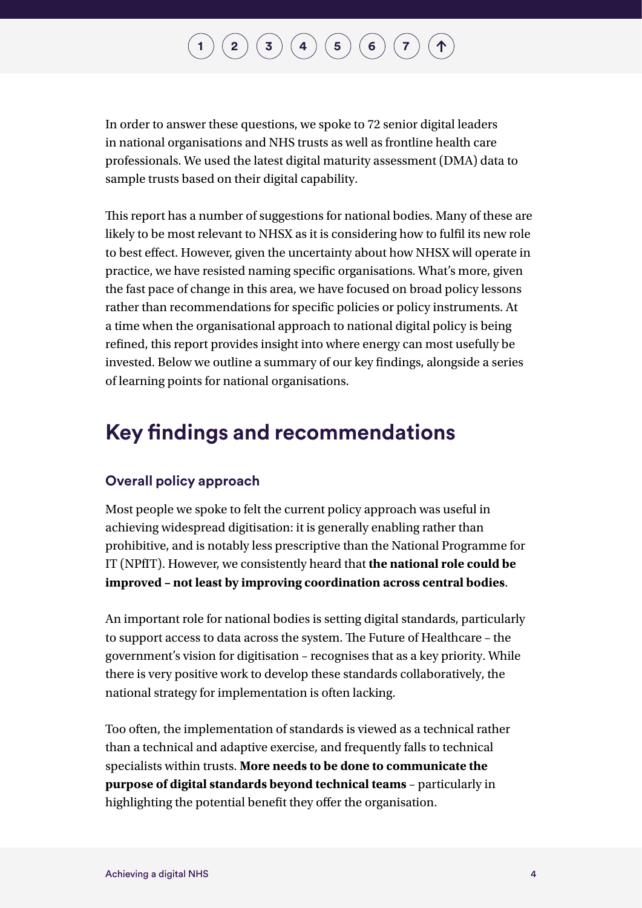In order to answer these questions, we spoke to 72 senior digital leaders in national organisations and NHS trusts as well as frontline health care professionals. We used the latest digital maturity assessment (DMA) data to sample trusts based on their digital capability.

This report has a number of suggestions for national bodies. Many of these are likely to be most relevant to NHSX as it is considering how to fulfil its new role to best effect. However, given the uncertainty about how NHSX will operate in practice, we have resisted naming specific organisations. What's more, given the fast pace of change in this area, we have focused on broad policy lessons rather than recommendations for specific policies or policy instruments. At a time when the organisational approach to national digital policy is being refined, this report provides insight into where energy can most usefully be invested. Below we outline a summary of our key findings, alongside a series of learning points for national organisations.

## Key findings and recommendations

### Overall policy approach

Most people we spoke to felt the current policy approach was useful in achieving widespread digitisation: it is generally enabling rather than prohibitive, and is notably less prescriptive than the National Programme for IT (NPfIT). However, we consistently heard that **the national role could be improved – not least by improving coordination across central bodies**.

An important role for national bodies is setting digital standards, particularly to support access to data across the system. The Future of Healthcare – the government's vision for digitisation – recognises that as a key priority. While there is very positive work to develop these standards collaboratively, the national strategy for implementation is often lacking.

Too often, the implementation of standards is viewed as a technical rather than a technical and adaptive exercise, and frequently falls to technical specialists within trusts. **More needs to be done to communicate the purpose of digital standards beyond technical teams** – particularly in highlighting the potential benefit they offer the organisation.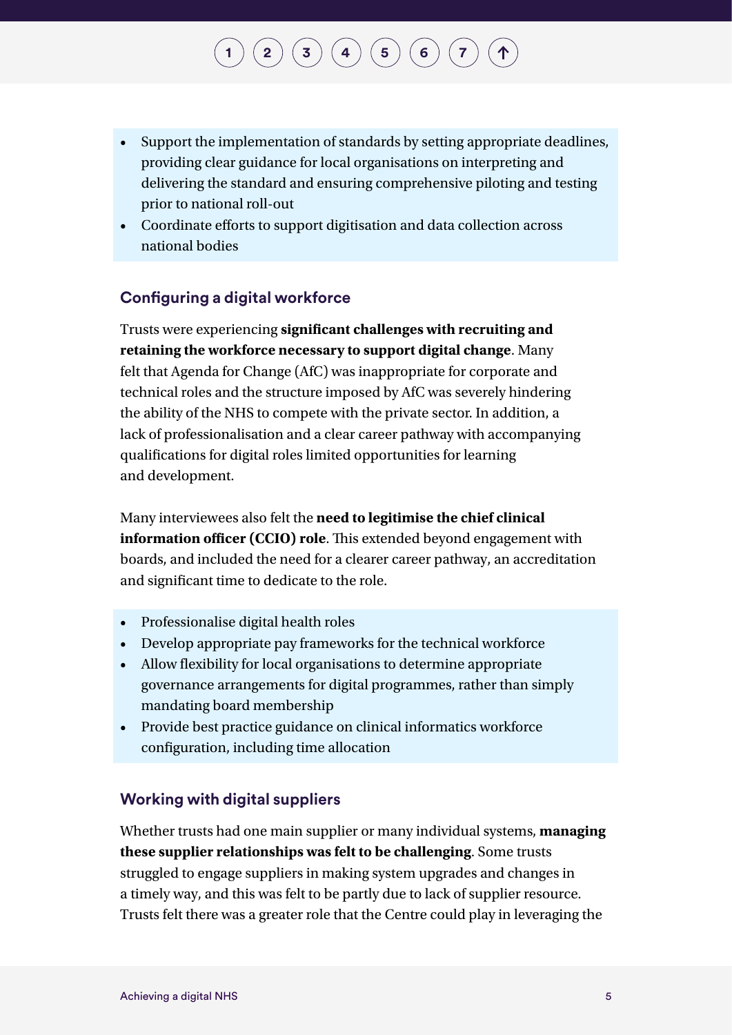- Support the implementation of standards by setting appropriate deadlines, providing clear guidance for local organisations on interpreting and delivering the standard and ensuring comprehensive piloting and testing prior to national roll-out
- Coordinate efforts to support digitisation and data collection across national bodies

### Configuring a digital workforce

Trusts were experiencing **significant challenges with recruiting and retaining the workforce necessary to support digital change**. Many felt that Agenda for Change (AfC) was inappropriate for corporate and technical roles and the structure imposed by AfC was severely hindering the ability of the NHS to compete with the private sector. In addition, a lack of professionalisation and a clear career pathway with accompanying qualifications for digital roles limited opportunities for learning and development.

Many interviewees also felt the **need to legitimise the chief clinical information officer (CCIO) role**. This extended beyond engagement with boards, and included the need for a clearer career pathway, an accreditation and significant time to dedicate to the role.

- Professionalise digital health roles
- Develop appropriate pay frameworks for the technical workforce
- Allow flexibility for local organisations to determine appropriate governance arrangements for digital programmes, rather than simply mandating board membership
- Provide best practice guidance on clinical informatics workforce configuration, including time allocation

### Working with digital suppliers

Whether trusts had one main supplier or many individual systems, **managing these supplier relationships was felt to be challenging**. Some trusts struggled to engage suppliers in making system upgrades and changes in a timely way, and this was felt to be partly due to lack of supplier resource. Trusts felt there was a greater role that the Centre could play in leveraging the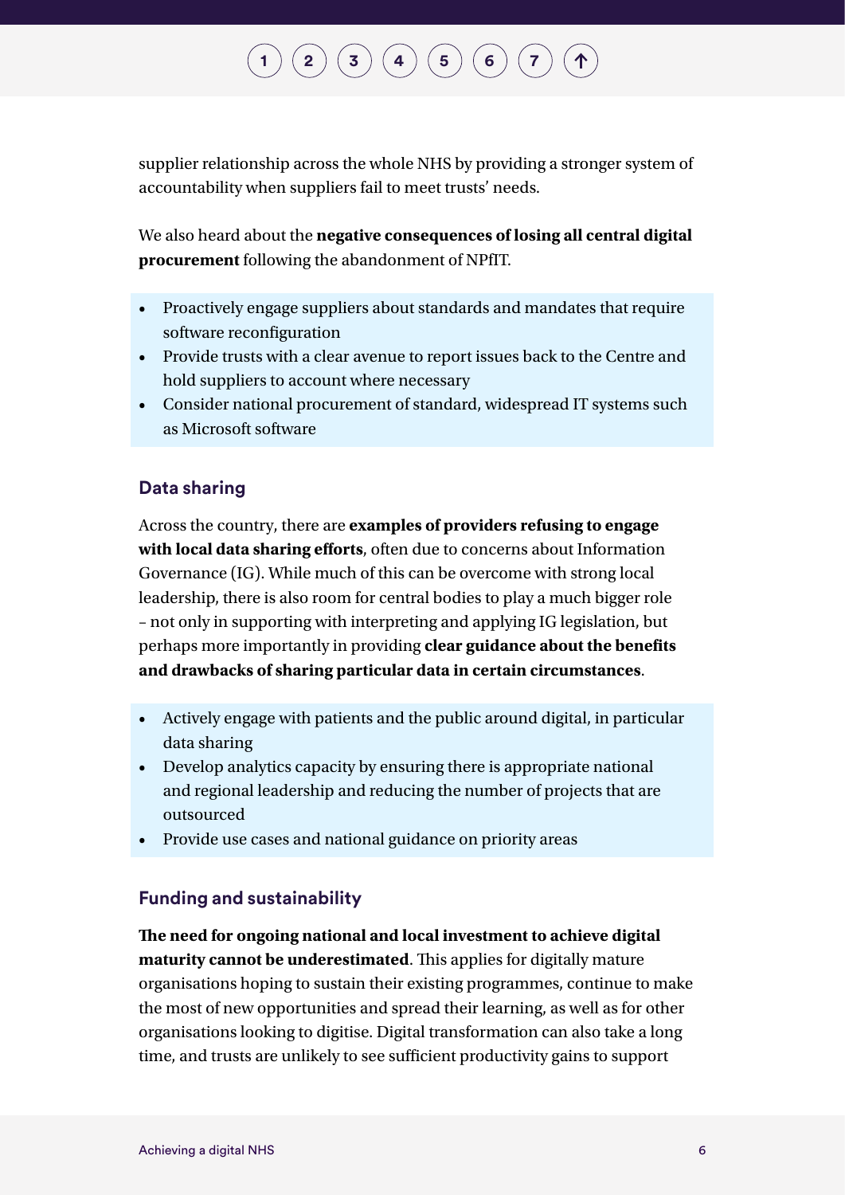supplier relationship across the whole NHS by providing a stronger system of accountability when suppliers fail to meet trusts' needs.

We also heard about the **negative consequences of losing all central digital procurement** following the abandonment of NPfIT.

- Proactively engage suppliers about standards and mandates that require software reconfiguration
- Provide trusts with a clear avenue to report issues back to the Centre and hold suppliers to account where necessary
- Consider national procurement of standard, widespread IT systems such as Microsoft software

### Data sharing

Across the country, there are **examples of providers refusing to engage with local data sharing efforts**, often due to concerns about Information Governance (IG). While much of this can be overcome with strong local leadership, there is also room for central bodies to play a much bigger role – not only in supporting with interpreting and applying IG legislation, but perhaps more importantly in providing **clear guidance about the benefits and drawbacks of sharing particular data in certain circumstances**.

- Actively engage with patients and the public around digital, in particular data sharing
- Develop analytics capacity by ensuring there is appropriate national and regional leadership and reducing the number of projects that are outsourced
- Provide use cases and national guidance on priority areas

### Funding and sustainability

**The need for ongoing national and local investment to achieve digital maturity cannot be underestimated**. This applies for digitally mature organisations hoping to sustain their existing programmes, continue to make the most of new opportunities and spread their learning, as well as for other organisations looking to digitise. Digital transformation can also take a long time, and trusts are unlikely to see sufficient productivity gains to support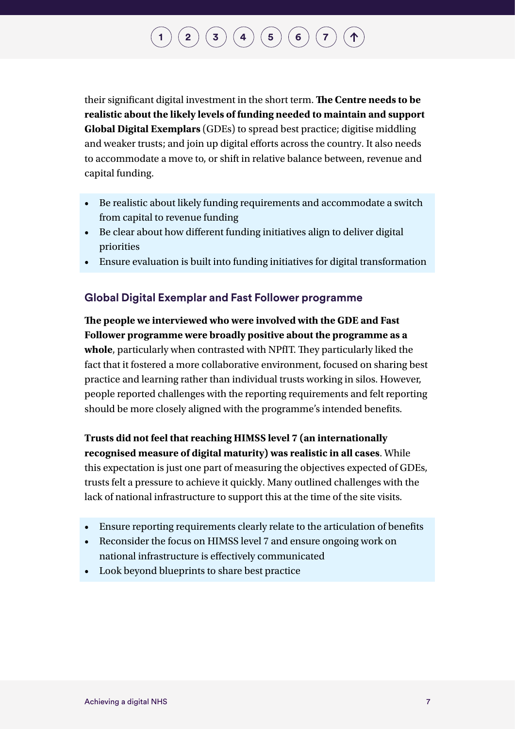their significant digital investment in the short term. **The Centre needs to be realistic about the likely levels of funding needed to maintain and support Global Digital Exemplars** (GDEs) to spread best practice; digitise middling and weaker trusts; and join up digital efforts across the country. It also needs to accommodate a move to, or shift in relative balance between, revenue and capital funding.

- Be realistic about likely funding requirements and accommodate a switch from capital to revenue funding
- Be clear about how different funding initiatives align to deliver digital priorities
- Ensure evaluation is built into funding initiatives for digital transformation

### Global Digital Exemplar and Fast Follower programme

**The people we interviewed who were involved with the GDE and Fast Follower programme were broadly positive about the programme as a whole**, particularly when contrasted with NPfIT. They particularly liked the fact that it fostered a more collaborative environment, focused on sharing best practice and learning rather than individual trusts working in silos. However, people reported challenges with the reporting requirements and felt reporting should be more closely aligned with the programme's intended benefits.

**Trusts did not feel that reaching HIMSS level 7 (an internationally recognised measure of digital maturity) was realistic in all cases**. While this expectation is just one part of measuring the objectives expected of GDEs, trusts felt a pressure to achieve it quickly. Many outlined challenges with the lack of national infrastructure to support this at the time of the site visits.

- Ensure reporting requirements clearly relate to the articulation of benefits
- Reconsider the focus on HIMSS level 7 and ensure ongoing work on national infrastructure is effectively communicated
- Look beyond blueprints to share best practice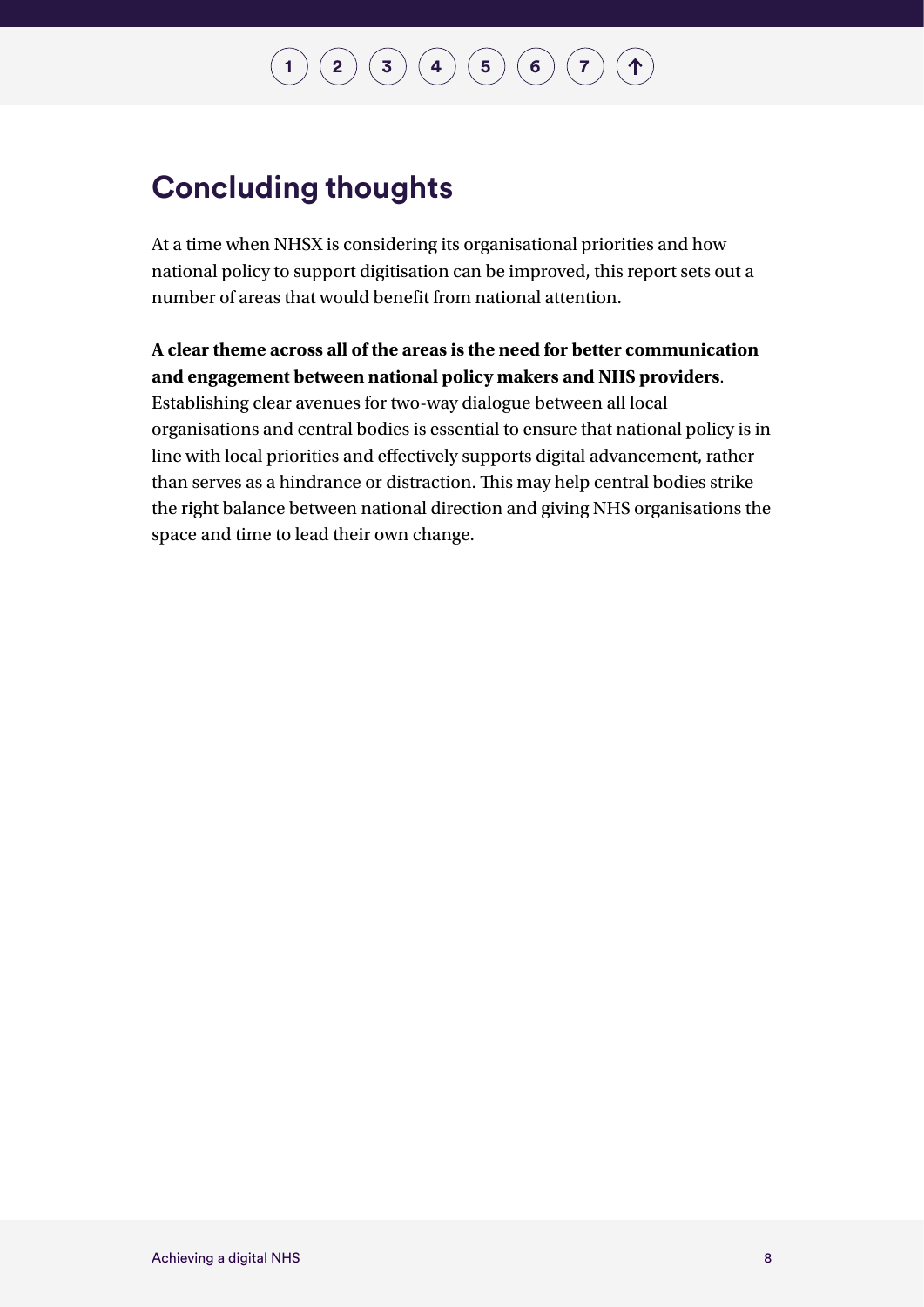## Concluding thoughts

At a time when NHSX is considering its organisational priorities and how national policy to support digitisation can be improved, this report sets out a number of areas that would benefit from national attention.

**A clear theme across all of the areas is the need for better communication and engagement between national policy makers and NHS providers**. Establishing clear avenues for two-way dialogue between all local organisations and central bodies is essential to ensure that national policy is in line with local priorities and effectively supports digital advancement, rather than serves as a hindrance or distraction. This may help central bodies strike the right balance between national direction and giving NHS organisations the space and time to lead their own change.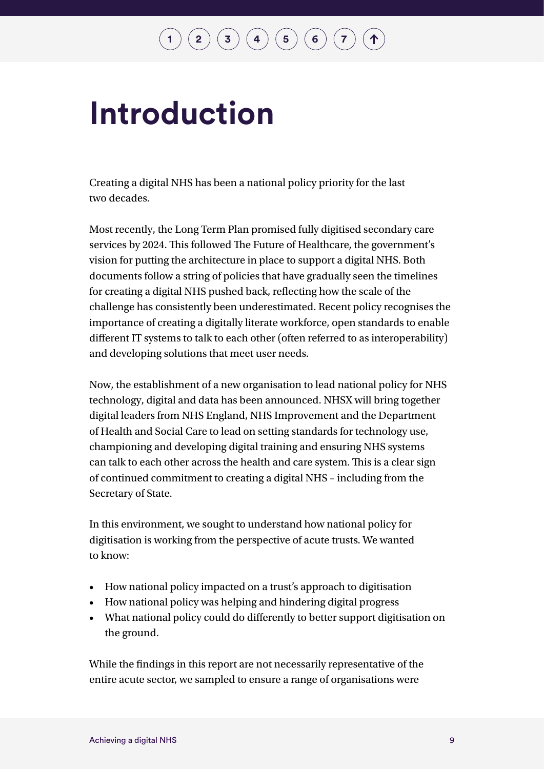# Introduction

Creating a digital NHS has been a national policy priority for the last two decades.

Most recently, the Long Term Plan promised fully digitised secondary care services by 2024. This followed The Future of Healthcare, the government's vision for putting the architecture in place to support a digital NHS. Both documents follow a string of policies that have gradually seen the timelines for creating a digital NHS pushed back, reflecting how the scale of the challenge has consistently been underestimated. Recent policy recognises the importance of creating a digitally literate workforce, open standards to enable different IT systems to talk to each other (often referred to as interoperability) and developing solutions that meet user needs.

Now, the establishment of a new organisation to lead national policy for NHS technology, digital and data has been announced. NHSX will bring together digital leaders from NHS England, NHS Improvement and the Department of Health and Social Care to lead on setting standards for technology use, championing and developing digital training and ensuring NHS systems can talk to each other across the health and care system. This is a clear sign of continued commitment to creating a digital NHS – including from the Secretary of State.

In this environment, we sought to understand how national policy for digitisation is working from the perspective of acute trusts. We wanted to know:

- How national policy impacted on a trust's approach to digitisation
- How national policy was helping and hindering digital progress
- What national policy could do differently to better support digitisation on the ground.

While the findings in this report are not necessarily representative of the entire acute sector, we sampled to ensure a range of organisations were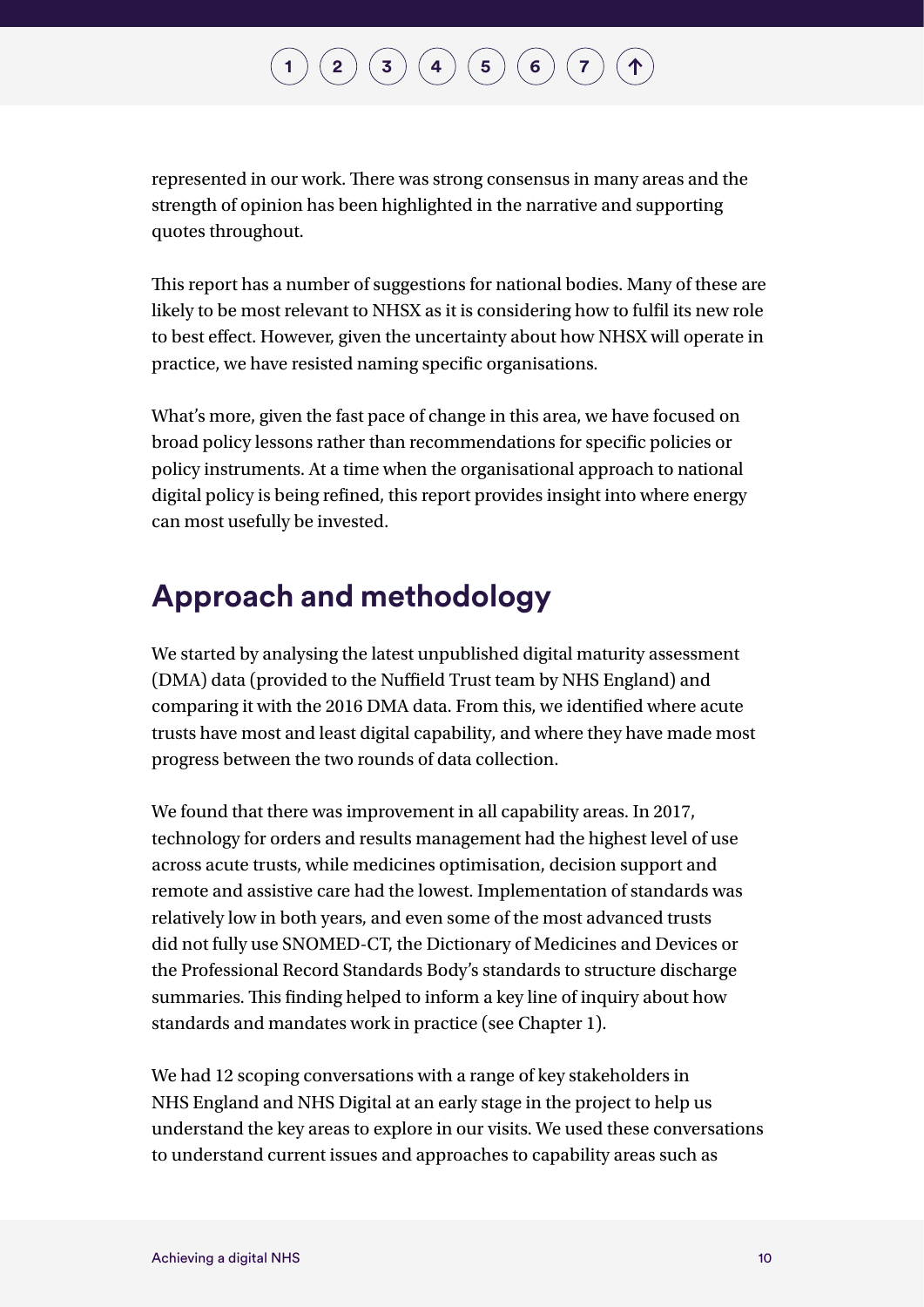represented in our work. There was strong consensus in many areas and the strength of opinion has been highlighted in the narrative and supporting quotes throughout.

This report has a number of suggestions for national bodies. Many of these are likely to be most relevant to NHSX as it is considering how to fulfil its new role to best effect. However, given the uncertainty about how NHSX will operate in practice, we have resisted naming specific organisations.

What's more, given the fast pace of change in this area, we have focused on broad policy lessons rather than recommendations for specific policies or policy instruments. At a time when the organisational approach to national digital policy is being refined, this report provides insight into where energy can most usefully be invested.

## Approach and methodology

We started by analysing the latest unpublished digital maturity assessment (DMA) data (provided to the Nuffield Trust team by NHS England) and comparing it with the 2016 DMA data. From this, we identified where acute trusts have most and least digital capability, and where they have made most progress between the two rounds of data collection.

We found that there was improvement in all capability areas. In 2017, technology for orders and results management had the highest level of use across acute trusts, while medicines optimisation, decision support and remote and assistive care had the lowest. Implementation of standards was relatively low in both years, and even some of the most advanced trusts did not fully use SNOMED-CT, the Dictionary of Medicines and Devices or the Professional Record Standards Body's standards to structure discharge summaries. This finding helped to inform a key line of inquiry about how standards and mandates work in practice (see Chapter 1).

We had 12 scoping conversations with a range of key stakeholders in NHS England and NHS Digital at an early stage in the project to help us understand the key areas to explore in our visits. We used these conversations to understand current issues and approaches to capability areas such as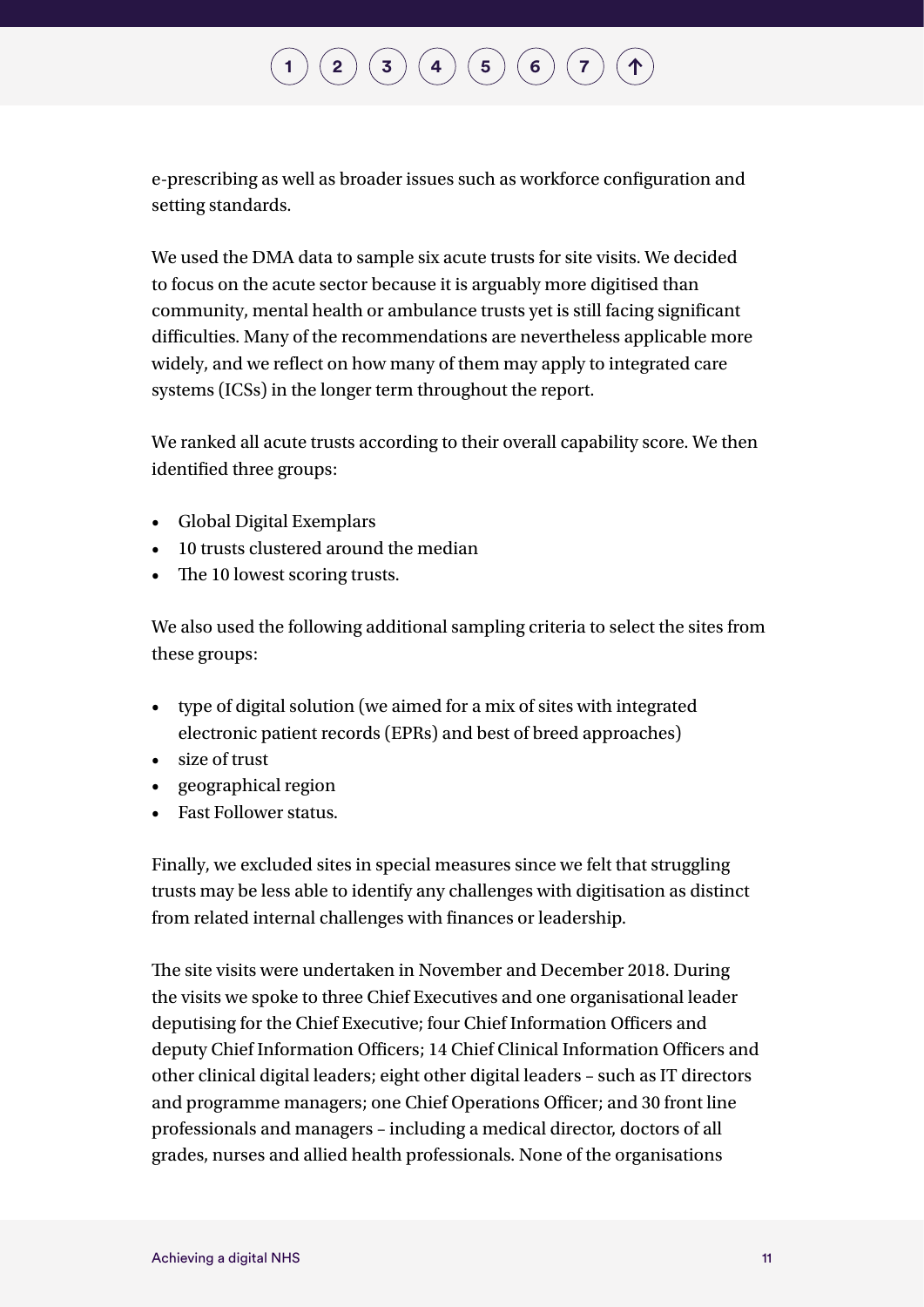e-prescribing as well as broader issues such as workforce configuration and setting standards.

We used the DMA data to sample six acute trusts for site visits. We decided to focus on the acute sector because it is arguably more digitised than community, mental health or ambulance trusts yet is still facing significant difficulties. Many of the recommendations are nevertheless applicable more widely, and we reflect on how many of them may apply to integrated care systems (ICSs) in the longer term throughout the report.

We ranked all acute trusts according to their overall capability score. We then identified three groups:

- Global Digital Exemplars
- 10 trusts clustered around the median
- The 10 lowest scoring trusts.

We also used the following additional sampling criteria to select the sites from these groups:

- type of digital solution (we aimed for a mix of sites with integrated electronic patient records (EPRs) and best of breed approaches)
- size of trust
- geographical region
- Fast Follower status.

Finally, we excluded sites in special measures since we felt that struggling trusts may be less able to identify any challenges with digitisation as distinct from related internal challenges with finances or leadership.

The site visits were undertaken in November and December 2018. During the visits we spoke to three Chief Executives and one organisational leader deputising for the Chief Executive; four Chief Information Officers and deputy Chief Information Officers; 14 Chief Clinical Information Officers and other clinical digital leaders; eight other digital leaders – such as IT directors and programme managers; one Chief Operations Officer; and 30 front line professionals and managers – including a medical director, doctors of all grades, nurses and allied health professionals. None of the organisations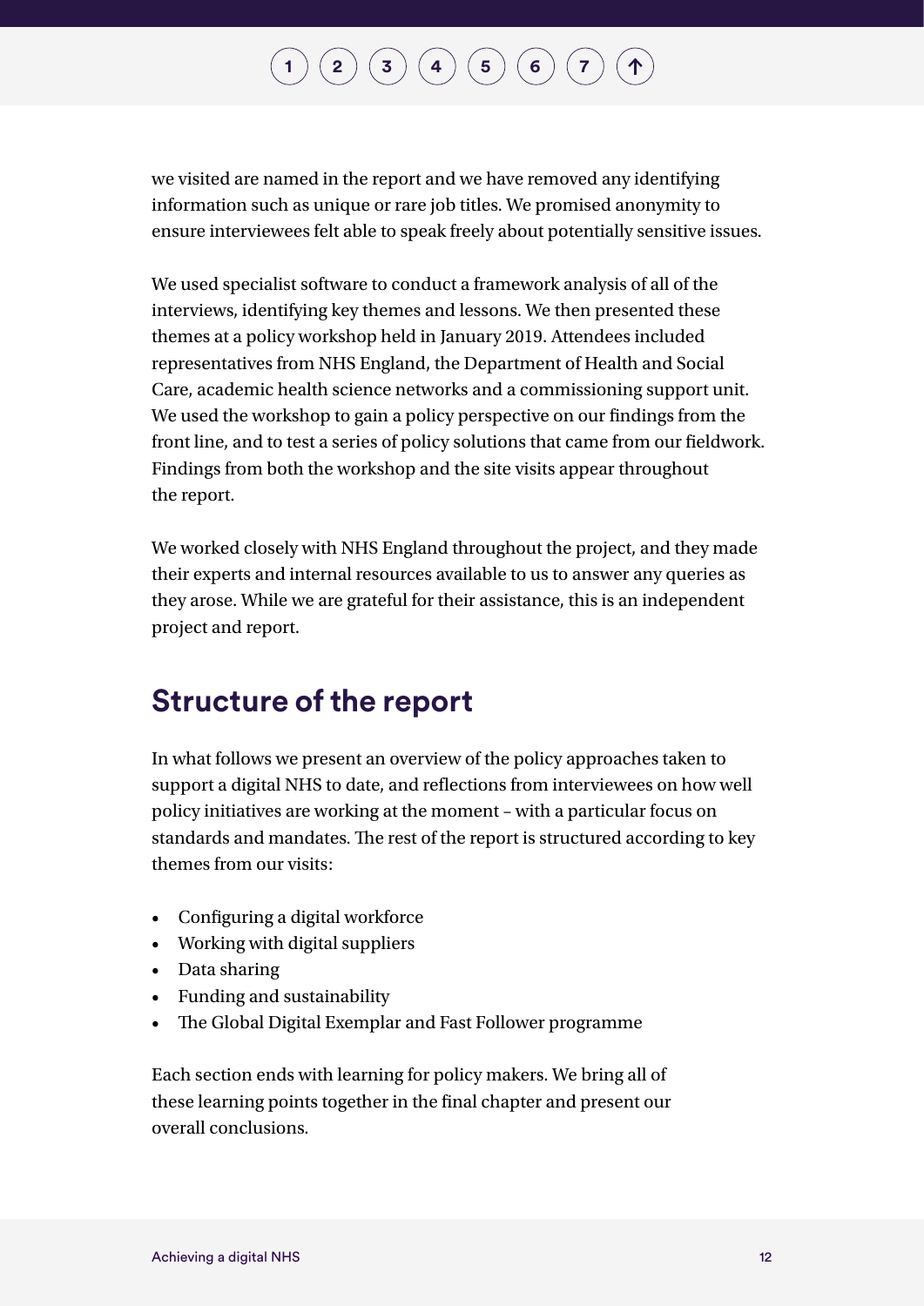we visited are named in the report and we have removed any identifying information such as unique or rare job titles. We promised anonymity to ensure interviewees felt able to speak freely about potentially sensitive issues.

We used specialist software to conduct a framework analysis of all of the interviews, identifying key themes and lessons. We then presented these themes at a policy workshop held in January 2019. Attendees included representatives from NHS England, the Department of Health and Social Care, academic health science networks and a commissioning support unit. We used the workshop to gain a policy perspective on our findings from the front line, and to test a series of policy solutions that came from our fieldwork. Findings from both the workshop and the site visits appear throughout the report.

We worked closely with NHS England throughout the project, and they made their experts and internal resources available to us to answer any queries as they arose. While we are grateful for their assistance, this is an independent project and report.

## Structure of the report

In what follows we present an overview of the policy approaches taken to support a digital NHS to date, and reflections from interviewees on how well policy initiatives are working at the moment – with a particular focus on standards and mandates. The rest of the report is structured according to key themes from our visits:

- Configuring a digital workforce
- Working with digital suppliers
- Data sharing
- Funding and sustainability
- The Global Digital Exemplar and Fast Follower programme

Each section ends with learning for policy makers. We bring all of these learning points together in the final chapter and present our overall conclusions.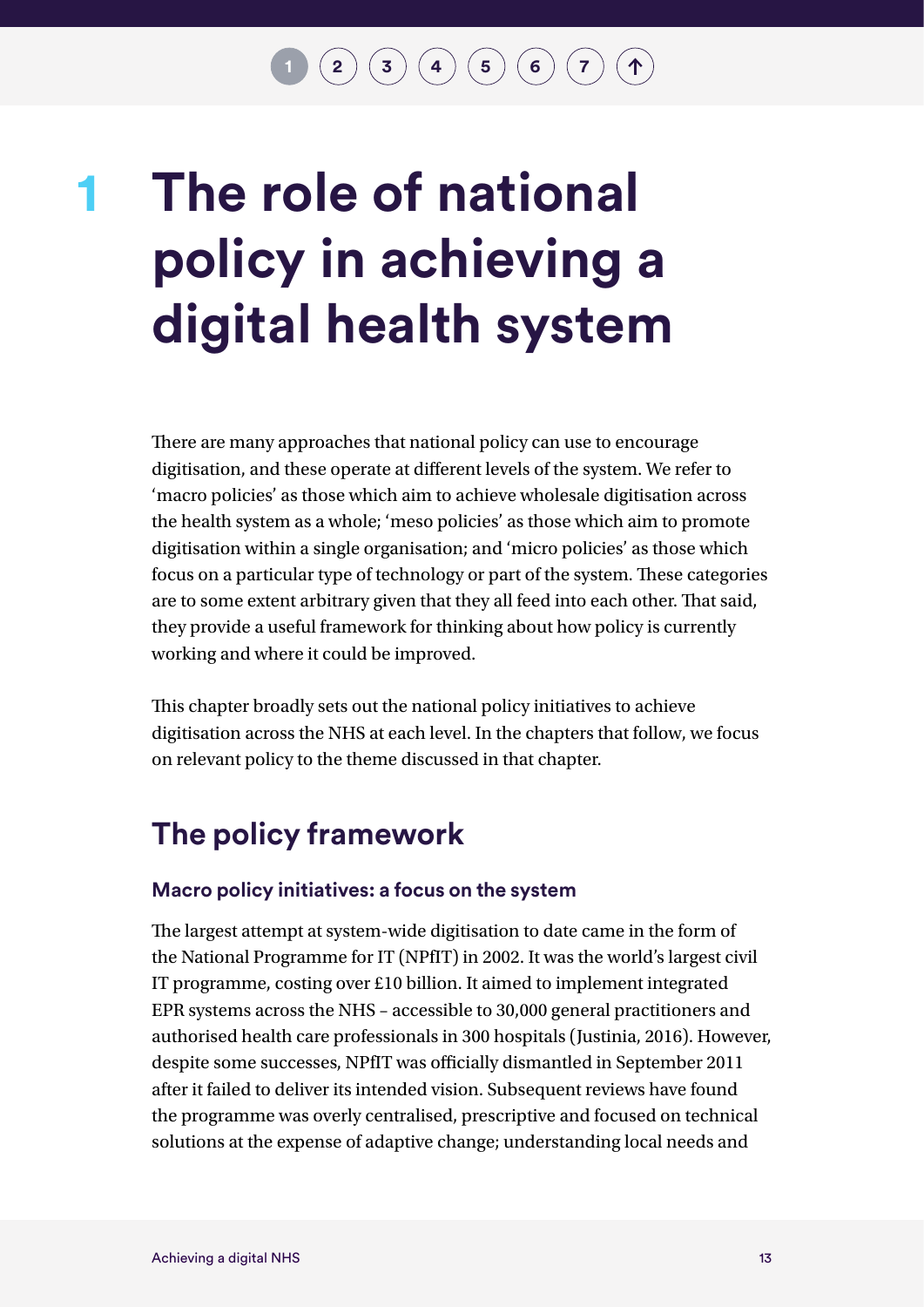# 1 The role of national policy in achieving a digital health system

There are many approaches that national policy can use to encourage digitisation, and these operate at different levels of the system. We refer to 'macro policies' as those which aim to achieve wholesale digitisation across the health system as a whole; 'meso policies' as those which aim to promote digitisation within a single organisation; and 'micro policies' as those which focus on a particular type of technology or part of the system. These categories are to some extent arbitrary given that they all feed into each other. That said, they provide a useful framework for thinking about how policy is currently working and where it could be improved.

This chapter broadly sets out the national policy initiatives to achieve digitisation across the NHS at each level. In the chapters that follow, we focus on relevant policy to the theme discussed in that chapter.

## The policy framework

### Macro policy initiatives: a focus on the system

The largest attempt at system-wide digitisation to date came in the form of the National Programme for IT (NPfIT) in 2002. It was the world's largest civil IT programme, costing over £10 billion. It aimed to implement integrated EPR systems across the NHS – accessible to 30,000 general practitioners and authorised health care professionals in 300 hospitals (Justinia, 2016). However, despite some successes, NPfIT was officially dismantled in September 2011 after it failed to deliver its intended vision. Subsequent reviews have found the programme was overly centralised, prescriptive and focused on technical solutions at the expense of adaptive change; understanding local needs and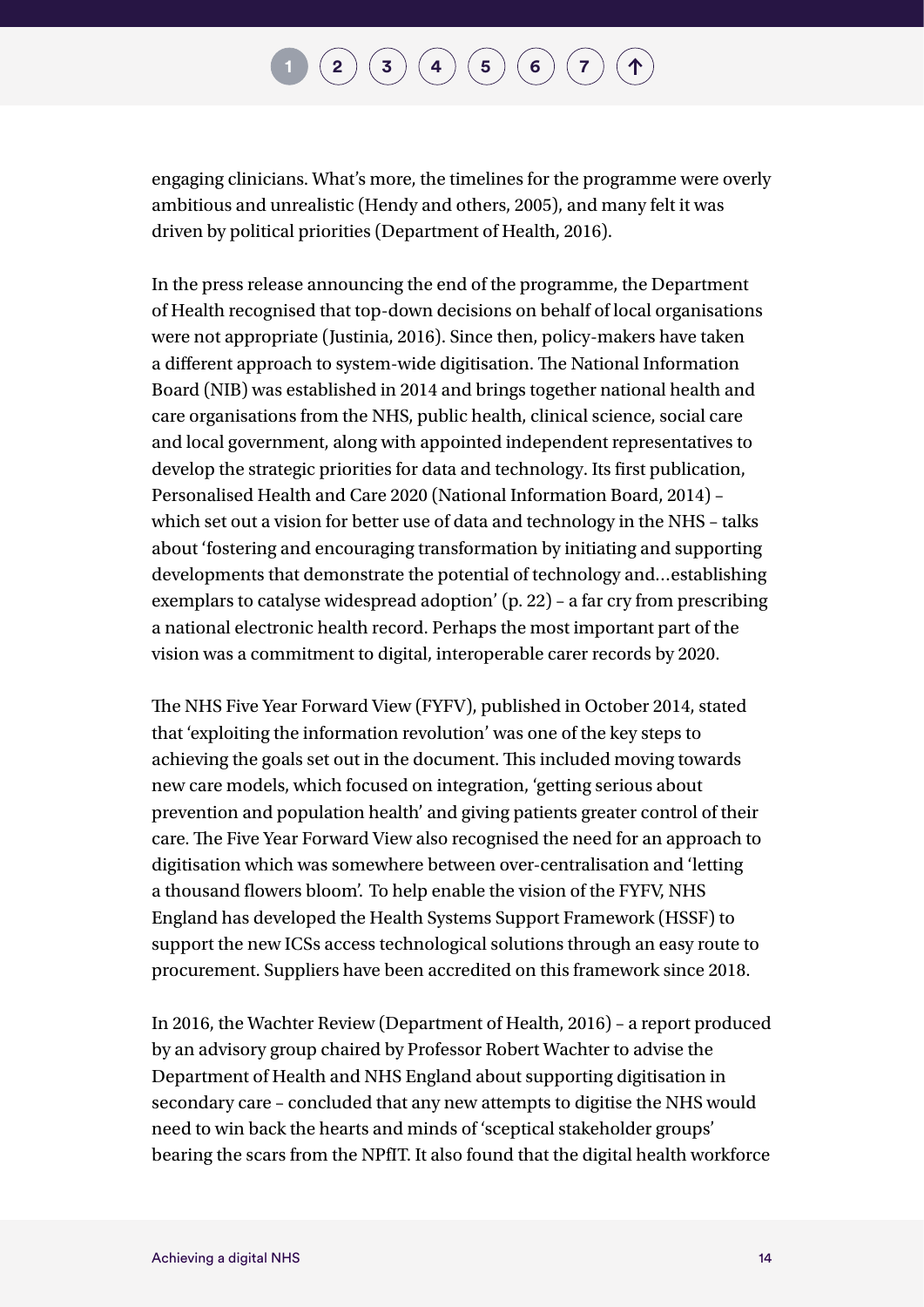engaging clinicians. What's more, the timelines for the programme were overly ambitious and unrealistic (Hendy and others, 2005), and many felt it was driven by political priorities (Department of Health, 2016).

In the press release announcing the end of the programme, the Department of Health recognised that top-down decisions on behalf of local organisations were not appropriate (Justinia, 2016). Since then, policy-makers have taken a different approach to system-wide digitisation. The National Information Board (NIB) was established in 2014 and brings together national health and care organisations from the NHS, public health, clinical science, social care and local government, along with appointed independent representatives to develop the strategic priorities for data and technology. Its first publication, Personalised Health and Care 2020 (National Information Board, 2014) – which set out a vision for better use of data and technology in the NHS – talks about 'fostering and encouraging transformation by initiating and supporting developments that demonstrate the potential of technology and…establishing exemplars to catalyse widespread adoption' (p. 22) – a far cry from prescribing a national electronic health record. Perhaps the most important part of the vision was a commitment to digital, interoperable carer records by 2020.

The NHS Five Year Forward View (FYFV), published in October 2014, stated that 'exploiting the information revolution' was one of the key steps to achieving the goals set out in the document. This included moving towards new care models, which focused on integration, 'getting serious about prevention and population health' and giving patients greater control of their care. The Five Year Forward View also recognised the need for an approach to digitisation which was somewhere between over-centralisation and 'letting a thousand flowers bloom'. To help enable the vision of the FYFV, NHS England has developed the Health Systems Support Framework (HSSF) to support the new ICSs access technological solutions through an easy route to procurement. Suppliers have been accredited on this framework since 2018.

In 2016, the Wachter Review (Department of Health, 2016) – a report produced by an advisory group chaired by Professor Robert Wachter to advise the Department of Health and NHS England about supporting digitisation in secondary care – concluded that any new attempts to digitise the NHS would need to win back the hearts and minds of 'sceptical stakeholder groups' bearing the scars from the NPfIT. It also found that the digital health workforce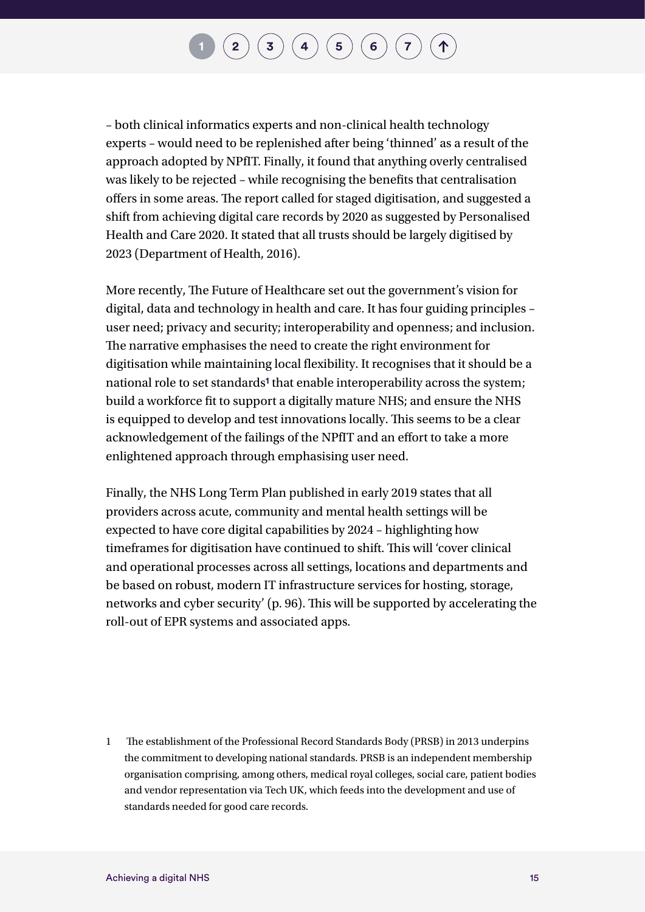– both clinical informatics experts and non-clinical health technology experts – would need to be replenished after being 'thinned' as a result of the approach adopted by NPfIT. Finally, it found that anything overly centralised was likely to be rejected – while recognising the benefits that centralisation offers in some areas. The report called for staged digitisation, and suggested a shift from achieving digital care records by 2020 as suggested by Personalised Health and Care 2020. It stated that all trusts should be largely digitised by 2023 (Department of Health, 2016).

More recently, The Future of Healthcare set out the government's vision for digital, data and technology in health and care. It has four guiding principles – user need; privacy and security; interoperability and openness; and inclusion. The narrative emphasises the need to create the right environment for digitisation while maintaining local flexibility. It recognises that it should be a national role to set standards[1] that enable interoperability across the system; build a workforce fit to support a digitally mature NHS; and ensure the NHS is equipped to develop and test innovations locally. This seems to be a clear acknowledgement of the failings of the NPfIT and an effort to take a more enlightened approach through emphasising user need.

Finally, the NHS Long Term Plan published in early 2019 states that all providers across acute, community and mental health settings will be expected to have core digital capabilities by 2024 – highlighting how timeframes for digitisation have continued to shift. This will 'cover clinical and operational processes across all settings, locations and departments and be based on robust, modern IT infrastructure services for hosting, storage, networks and cyber security' (p. 96). This will be supported by accelerating the roll-out of EPR systems and associated apps.

1 The establishment of the Professional Record Standards Body (PRSB) in 2013 underpins the commitment to developing national standards. PRSB is an independent membership organisation comprising, among others, medical royal colleges, social care, patient bodies and vendor representation via Tech UK, which feeds into the development and use of standards needed for good care records.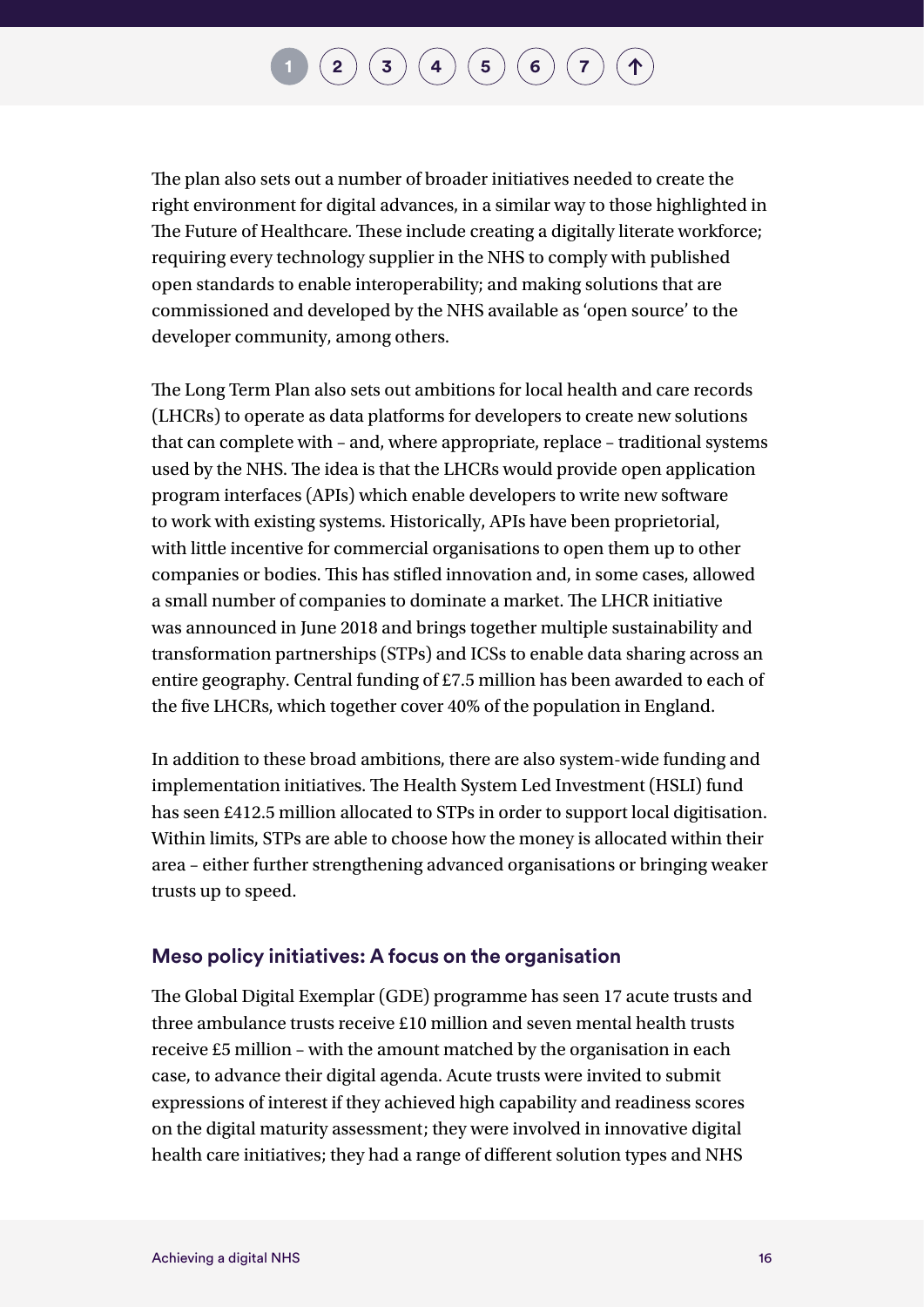The plan also sets out a number of broader initiatives needed to create the right environment for digital advances, in a similar way to those highlighted in The Future of Healthcare. These include creating a digitally literate workforce; requiring every technology supplier in the NHS to comply with published open standards to enable interoperability; and making solutions that are commissioned and developed by the NHS available as 'open source' to the developer community, among others.

The Long Term Plan also sets out ambitions for local health and care records (LHCRs) to operate as data platforms for developers to create new solutions that can complete with – and, where appropriate, replace – traditional systems used by the NHS. The idea is that the LHCRs would provide open application program interfaces (APIs) which enable developers to write new software to work with existing systems. Historically, APIs have been proprietorial, with little incentive for commercial organisations to open them up to other companies or bodies. This has stifled innovation and, in some cases, allowed a small number of companies to dominate a market. The LHCR initiative was announced in June 2018 and brings together multiple sustainability and transformation partnerships (STPs) and ICSs to enable data sharing across an entire geography. Central funding of £7.5 million has been awarded to each of the five LHCRs, which together cover 40% of the population in England.

In addition to these broad ambitions, there are also system-wide funding and implementation initiatives. The Health System Led Investment (HSLI) fund has seen £412.5 million allocated to STPs in order to support local digitisation. Within limits, STPs are able to choose how the money is allocated within their area – either further strengthening advanced organisations or bringing weaker trusts up to speed.

### Meso policy initiatives: A focus on the organisation

The Global Digital Exemplar (GDE) programme has seen 17 acute trusts and three ambulance trusts receive £10 million and seven mental health trusts receive £5 million – with the amount matched by the organisation in each case, to advance their digital agenda. Acute trusts were invited to submit expressions of interest if they achieved high capability and readiness scores on the digital maturity assessment; they were involved in innovative digital health care initiatives; they had a range of different solution types and NHS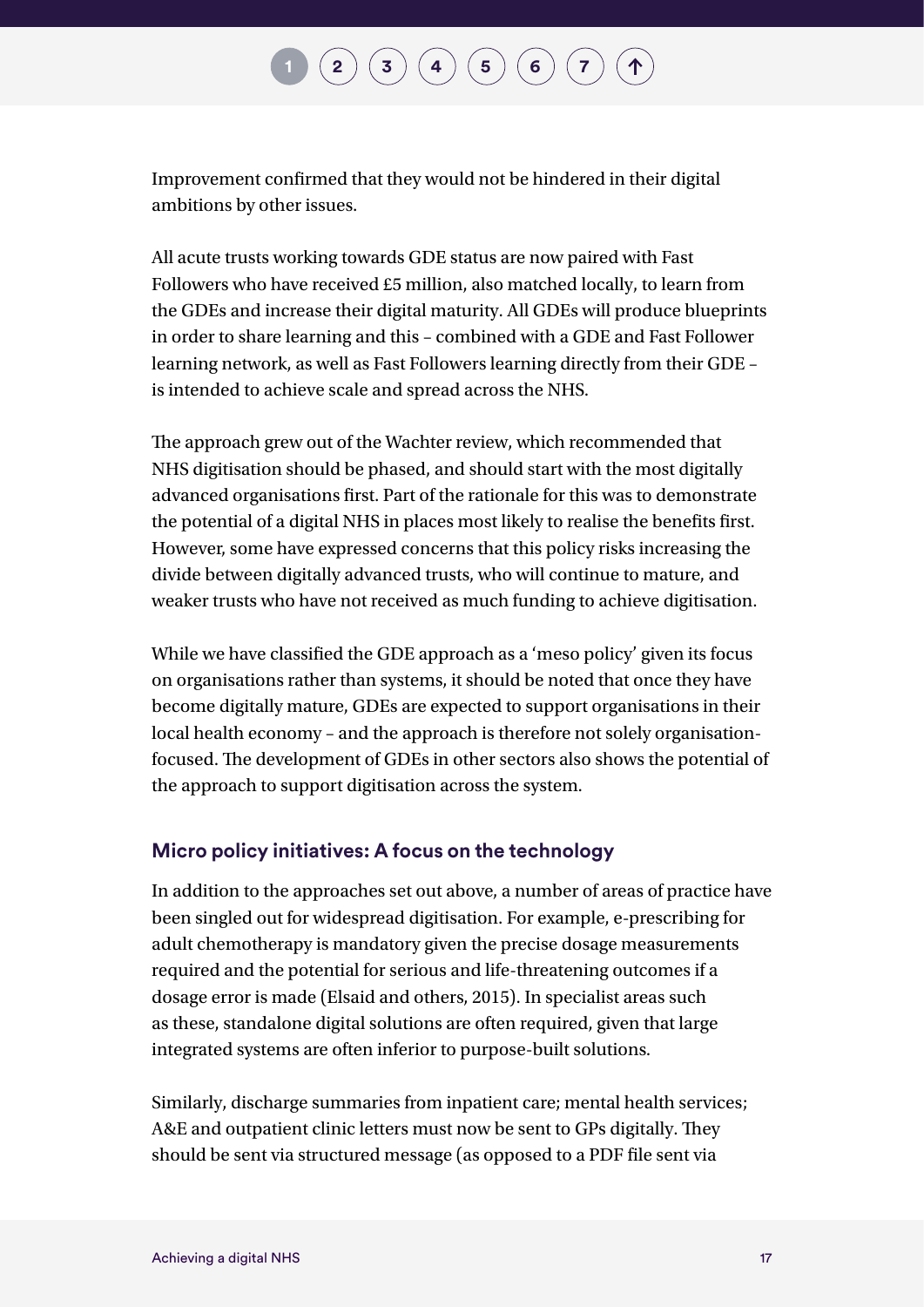Improvement confirmed that they would not be hindered in their digital ambitions by other issues.

All acute trusts working towards GDE status are now paired with Fast Followers who have received £5 million, also matched locally, to learn from the GDEs and increase their digital maturity. All GDEs will produce blueprints in order to share learning and this – combined with a GDE and Fast Follower learning network, as well as Fast Followers learning directly from their GDE – is intended to achieve scale and spread across the NHS.

The approach grew out of the Wachter review, which recommended that NHS digitisation should be phased, and should start with the most digitally advanced organisations first. Part of the rationale for this was to demonstrate the potential of a digital NHS in places most likely to realise the benefits first. However, some have expressed concerns that this policy risks increasing the divide between digitally advanced trusts, who will continue to mature, and weaker trusts who have not received as much funding to achieve digitisation.

While we have classified the GDE approach as a 'meso policy' given its focus on organisations rather than systems, it should be noted that once they have become digitally mature, GDEs are expected to support organisations in their local health economy – and the approach is therefore not solely organisation-focused. The development of GDEs in other sectors also shows the potential of the approach to support digitisation across the system.

### Micro policy initiatives: A focus on the technology

In addition to the approaches set out above, a number of areas of practice have been singled out for widespread digitisation. For example, e-prescribing for adult chemotherapy is mandatory given the precise dosage measurements required and the potential for serious and life-threatening outcomes if a dosage error is made (Elsaid and others, 2015). In specialist areas such as these, standalone digital solutions are often required, given that large integrated systems are often inferior to purpose-built solutions.

Similarly, discharge summaries from inpatient care; mental health services; A&E and outpatient clinic letters must now be sent to GPs digitally. They should be sent via structured message (as opposed to a PDF file sent via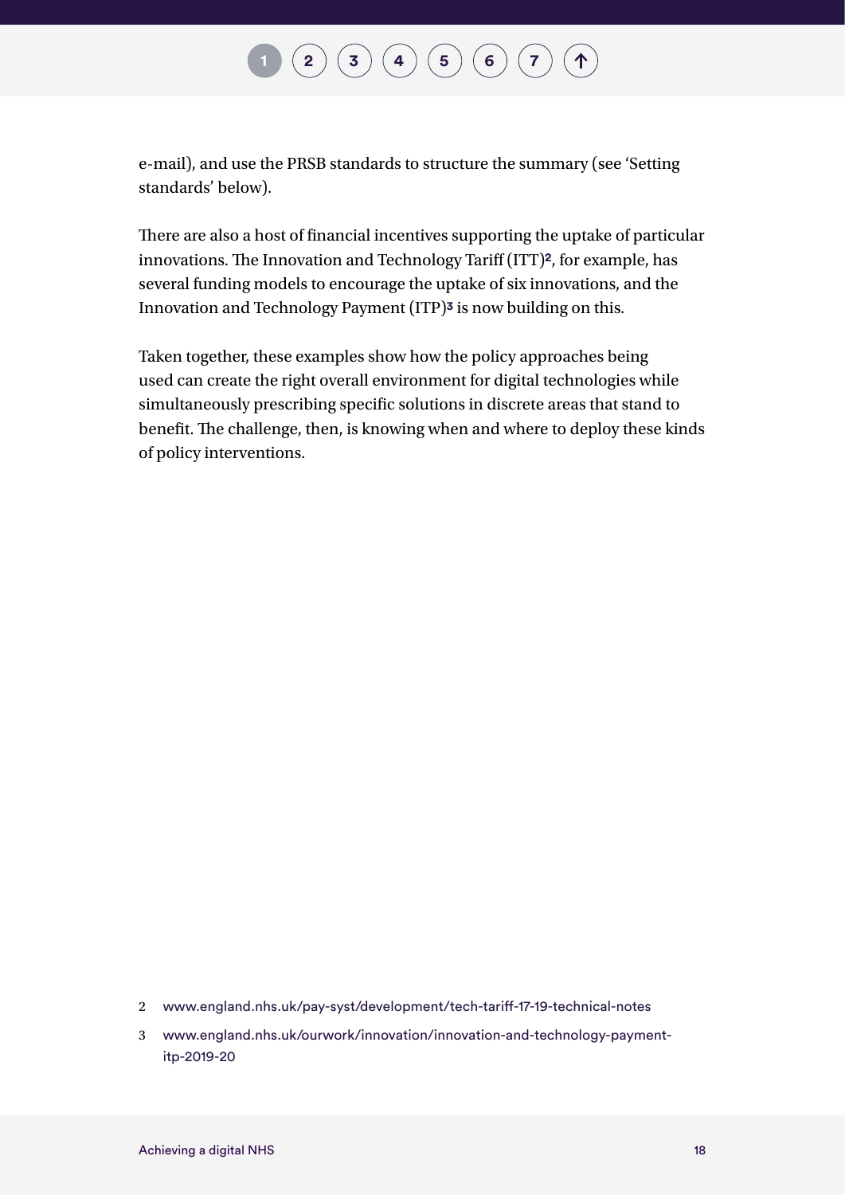e-mail), and use the PRSB standards to structure the summary (see 'Setting standards' below).

There are also a host of financial incentives supporting the uptake of particular innovations. The Innovation and Technology Tariff (ITT)[2], for example, has several funding models to encourage the uptake of six innovations, and the Innovation and Technology Payment (ITP)[3] is now building on this.

Taken together, these examples show how the policy approaches being used can create the right overall environment for digital technologies while simultaneously prescribing specific solutions in discrete areas that stand to benefit. The challenge, then, is knowing when and where to deploy these kinds of policy interventions.

2 www.england.nhs.uk/pay-syst/development/tech-tariff-17-19-technical-notes

3 www.england.nhs.uk/ourwork/innovation/innovation-and-technology-payment-itp-2019-20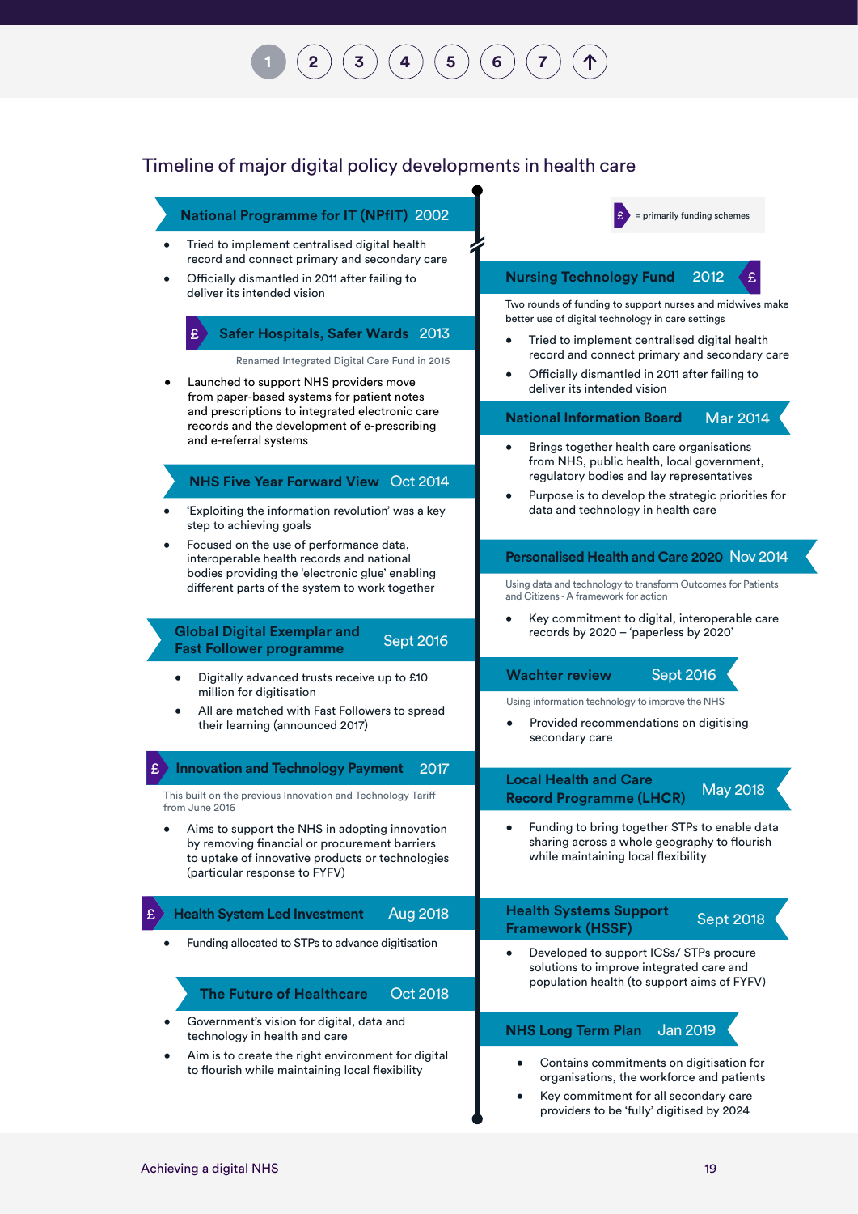## Timeline of major digital policy developments in health care

£ = primarily funding schemes

### National Programme for IT (NPfIT) 2002

- Tried to implement centralised digital health record and connect primary and secondary care
- Officially dismantled in 2011 after failing to deliver its intended vision

### Nursing Technology Fund 2012 £

Two rounds of funding to support nurses and midwives make better use of digital technology in care settings

- Tried to implement centralised digital health record and connect primary and secondary care
- Officially dismantled in 2011 after failing to deliver its intended vision

### £ Safer Hospitals, Safer Wards 2013

Renamed Integrated Digital Care Fund in 2015

- Launched to support NHS providers move from paper-based systems for patient notes and prescriptions to integrated electronic care records and the development of e-prescribing and e-referral systems

### National Information Board Mar 2014

- Brings together health care organisations from NHS, public health, local government, regulatory bodies and lay representatives
- Purpose is to develop the strategic priorities for data and technology in health care

### NHS Five Year Forward View Oct 2014

- 'Exploiting the information revolution' was a key step to achieving goals
- Focused on the use of performance data, interoperable health records and national bodies providing the 'electronic glue' enabling different parts of the system to work together

### Personalised Health and Care 2020 Nov 2014

Using data and technology to transform Outcomes for Patients and Citizens - A framework for action

- Key commitment to digital, interoperable care records by 2020 – 'paperless by 2020'

### Global Digital Exemplar and Fast Follower programme Sept 2016

- Digitally advanced trusts receive up to £10 million for digitisation
- All are matched with Fast Followers to spread their learning (announced 2017)

### Wachter review Sept 2016

Using information technology to improve the NHS

- Provided recommendations on digitising secondary care

### £ Innovation and Technology Payment 2017

This built on the previous Innovation and Technology Tariff from June 2016

- Aims to support the NHS in adopting innovation by removing financial or procurement barriers to uptake of innovative products or technologies (particular response to FYFV)

### Local Health and Care Record Programme (LHCR) May 2018

- Funding to bring together STPs to enable data sharing across a whole geography to flourish while maintaining local flexibility

### £ Health System Led Investment Aug 2018

- Funding allocated to STPs to advance digitisation

### Health Systems Support Framework (HSSF) Sept 2018

- Developed to support ICSs/ STPs procure solutions to improve integrated care and population health (to support aims of FYFV)

### The Future of Healthcare Oct 2018

- Government's vision for digital, data and technology in health and care
- Aim is to create the right environment for digital to flourish while maintaining local flexibility

### NHS Long Term Plan Jan 2019

- Contains commitments on digitisation for organisations, the workforce and patients
- Key commitment for all secondary care providers to be 'fully' digitised by 2024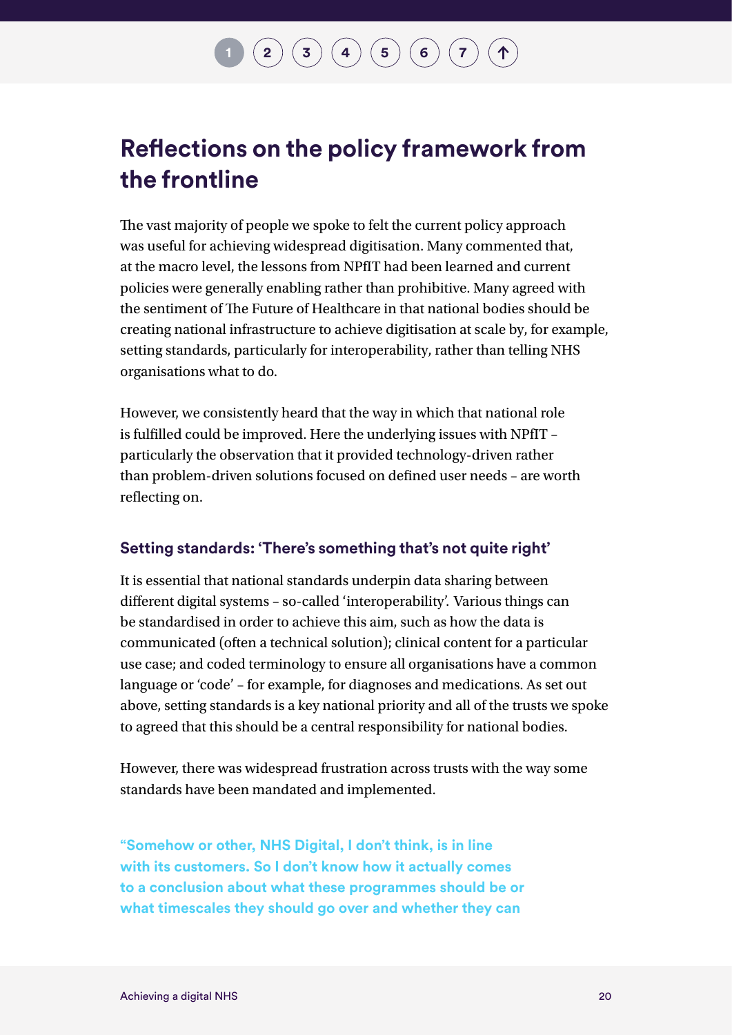## Reflections on the policy framework from the frontline

The vast majority of people we spoke to felt the current policy approach was useful for achieving widespread digitisation. Many commented that, at the macro level, the lessons from NPfIT had been learned and current policies were generally enabling rather than prohibitive. Many agreed with the sentiment of The Future of Healthcare in that national bodies should be creating national infrastructure to achieve digitisation at scale by, for example, setting standards, particularly for interoperability, rather than telling NHS organisations what to do.

However, we consistently heard that the way in which that national role is fulfilled could be improved. Here the underlying issues with NPfIT – particularly the observation that it provided technology-driven rather than problem-driven solutions focused on defined user needs – are worth reflecting on.

### Setting standards: 'There's something that's not quite right'

It is essential that national standards underpin data sharing between different digital systems – so-called 'interoperability'. Various things can be standardised in order to achieve this aim, such as how the data is communicated (often a technical solution); clinical content for a particular use case; and coded terminology to ensure all organisations have a common language or 'code' – for example, for diagnoses and medications. As set out above, setting standards is a key national priority and all of the trusts we spoke to agreed that this should be a central responsibility for national bodies.

However, there was widespread frustration across trusts with the way some standards have been mandated and implemented.

**"Somehow or other, NHS Digital, I don't think, is in line with its customers. So I don't know how it actually comes to a conclusion about what these programmes should be or what timescales they should go over and whether they can**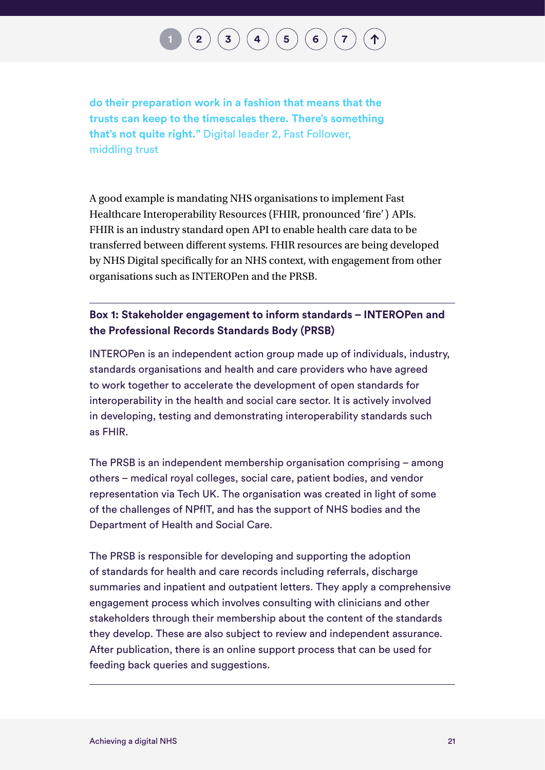**do their preparation work in a fashion that means that the trusts can keep to the timescales there. There's something that's not quite right."** Digital leader 2, Fast Follower, middling trust

A good example is mandating NHS organisations to implement Fast Healthcare Interoperability Resources (FHIR, pronounced 'fire') APIs. FHIR is an industry standard open API to enable health care data to be transferred between different systems. FHIR resources are being developed by NHS Digital specifically for an NHS context, with engagement from other organisations such as INTEROPen and the PRSB.

---

**Box 1: Stakeholder engagement to inform standards – INTEROPen and the Professional Records Standards Body (PRSB)**

INTEROPen is an independent action group made up of individuals, industry, standards organisations and health and care providers who have agreed to work together to accelerate the development of open standards for interoperability in the health and social care sector. It is actively involved in developing, testing and demonstrating interoperability standards such as FHIR.

The PRSB is an independent membership organisation comprising – among others – medical royal colleges, social care, patient bodies, and vendor representation via Tech UK. The organisation was created in light of some of the challenges of NPfIT, and has the support of NHS bodies and the Department of Health and Social Care.

The PRSB is responsible for developing and supporting the adoption of standards for health and care records including referrals, discharge summaries and inpatient and outpatient letters. They apply a comprehensive engagement process which involves consulting with clinicians and other stakeholders through their membership about the content of the standards they develop. These are also subject to review and independent assurance. After publication, there is an online support process that can be used for feeding back queries and suggestions.

---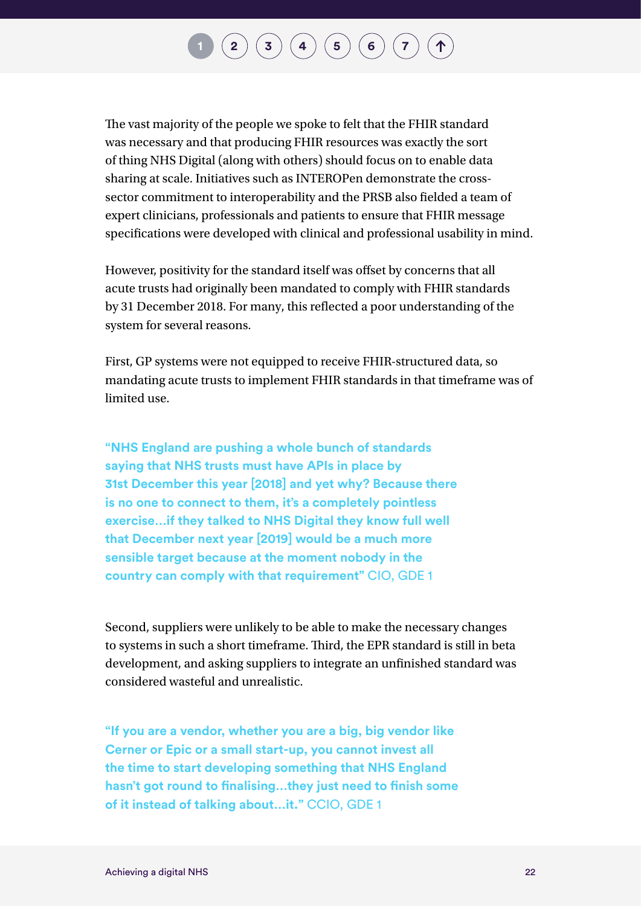The vast majority of the people we spoke to felt that the FHIR standard was necessary and that producing FHIR resources was exactly the sort of thing NHS Digital (along with others) should focus on to enable data sharing at scale. Initiatives such as INTEROPen demonstrate the cross-sector commitment to interoperability and the PRSB also fielded a team of expert clinicians, professionals and patients to ensure that FHIR message specifications were developed with clinical and professional usability in mind.

However, positivity for the standard itself was offset by concerns that all acute trusts had originally been mandated to comply with FHIR standards by 31 December 2018. For many, this reflected a poor understanding of the system for several reasons.

First, GP systems were not equipped to receive FHIR-structured data, so mandating acute trusts to implement FHIR standards in that timeframe was of limited use.

> **"NHS England are pushing a whole bunch of standards saying that NHS trusts must have APIs in place by 31st December this year [2018] and yet why? Because there is no one to connect to them, it's a completely pointless exercise…if they talked to NHS Digital they know full well that December next year [2019] would be a much more sensible target because at the moment nobody in the country can comply with that requirement"** CIO, GDE 1

Second, suppliers were unlikely to be able to make the necessary changes to systems in such a short timeframe. Third, the EPR standard is still in beta development, and asking suppliers to integrate an unfinished standard was considered wasteful and unrealistic.

> **"If you are a vendor, whether you are a big, big vendor like Cerner or Epic or a small start-up, you cannot invest all the time to start developing something that NHS England hasn't got round to finalising…they just need to finish some of it instead of talking about…it."** CCIO, GDE 1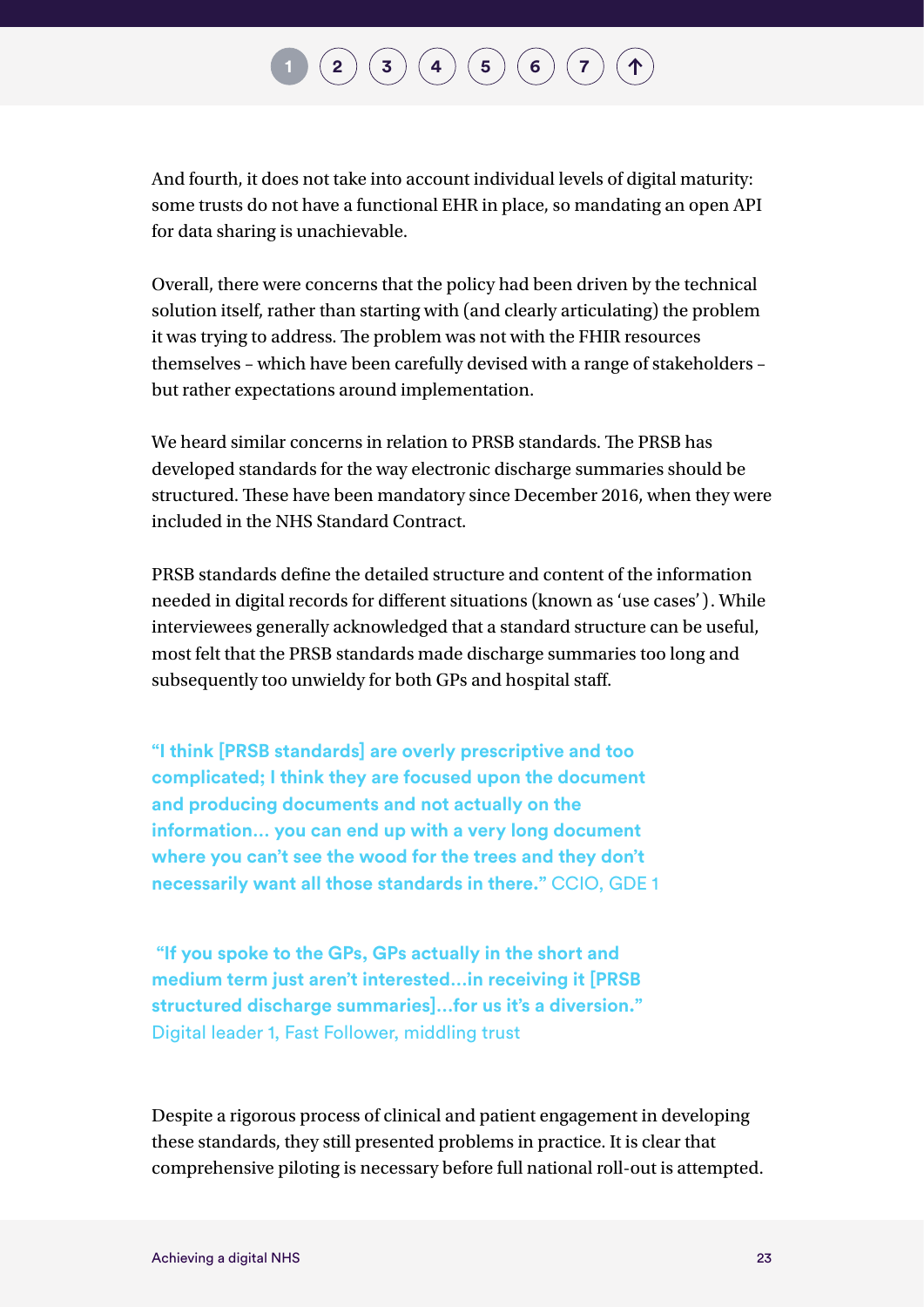And fourth, it does not take into account individual levels of digital maturity: some trusts do not have a functional EHR in place, so mandating an open API for data sharing is unachievable.

Overall, there were concerns that the policy had been driven by the technical solution itself, rather than starting with (and clearly articulating) the problem it was trying to address. The problem was not with the FHIR resources themselves – which have been carefully devised with a range of stakeholders – but rather expectations around implementation.

We heard similar concerns in relation to PRSB standards. The PRSB has developed standards for the way electronic discharge summaries should be structured. These have been mandatory since December 2016, when they were included in the NHS Standard Contract.

PRSB standards define the detailed structure and content of the information needed in digital records for different situations (known as 'use cases'). While interviewees generally acknowledged that a standard structure can be useful, most felt that the PRSB standards made discharge summaries too long and subsequently too unwieldy for both GPs and hospital staff.

> **"I think [PRSB standards] are overly prescriptive and too complicated; I think they are focused upon the document and producing documents and not actually on the information… you can end up with a very long document where you can't see the wood for the trees and they don't necessarily want all those standards in there."** CCIO, GDE 1

> **"If you spoke to the GPs, GPs actually in the short and medium term just aren't interested…in receiving it [PRSB structured discharge summaries]…for us it's a diversion."** Digital leader 1, Fast Follower, middling trust

Despite a rigorous process of clinical and patient engagement in developing these standards, they still presented problems in practice. It is clear that comprehensive piloting is necessary before full national roll-out is attempted.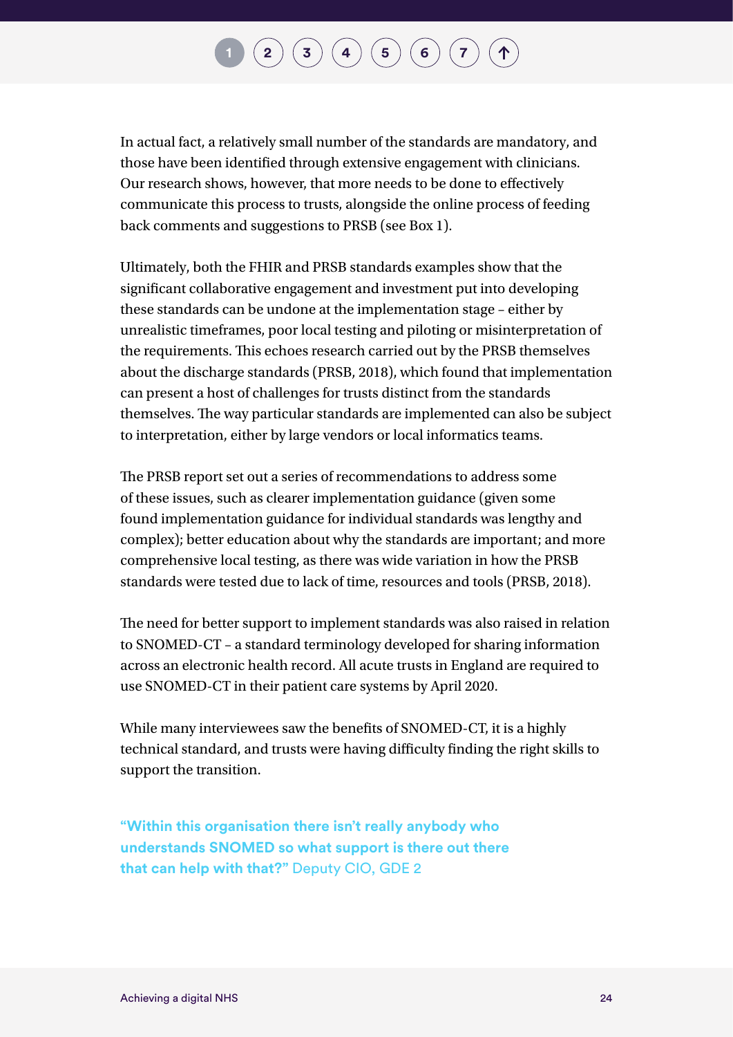In actual fact, a relatively small number of the standards are mandatory, and those have been identified through extensive engagement with clinicians. Our research shows, however, that more needs to be done to effectively communicate this process to trusts, alongside the online process of feeding back comments and suggestions to PRSB (see Box 1).

Ultimately, both the FHIR and PRSB standards examples show that the significant collaborative engagement and investment put into developing these standards can be undone at the implementation stage – either by unrealistic timeframes, poor local testing and piloting or misinterpretation of the requirements. This echoes research carried out by the PRSB themselves about the discharge standards (PRSB, 2018), which found that implementation can present a host of challenges for trusts distinct from the standards themselves. The way particular standards are implemented can also be subject to interpretation, either by large vendors or local informatics teams.

The PRSB report set out a series of recommendations to address some of these issues, such as clearer implementation guidance (given some found implementation guidance for individual standards was lengthy and complex); better education about why the standards are important; and more comprehensive local testing, as there was wide variation in how the PRSB standards were tested due to lack of time, resources and tools (PRSB, 2018).

The need for better support to implement standards was also raised in relation to SNOMED-CT – a standard terminology developed for sharing information across an electronic health record. All acute trusts in England are required to use SNOMED-CT in their patient care systems by April 2020.

While many interviewees saw the benefits of SNOMED-CT, it is a highly technical standard, and trusts were having difficulty finding the right skills to support the transition.

**"Within this organisation there isn't really anybody who understands SNOMED so what support is there out there that can help with that?"** Deputy CIO, GDE 2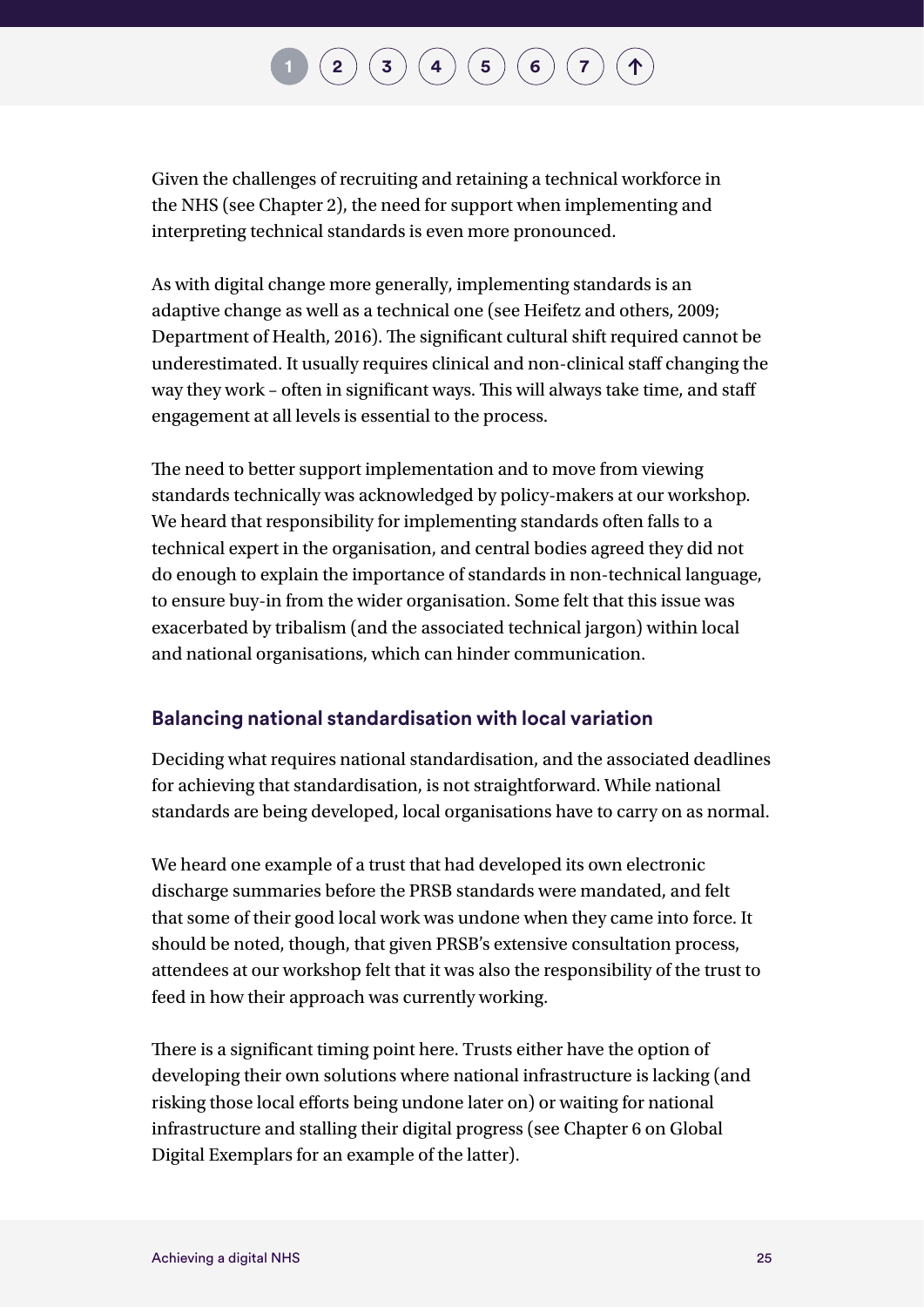Given the challenges of recruiting and retaining a technical workforce in the NHS (see Chapter 2), the need for support when implementing and interpreting technical standards is even more pronounced.

As with digital change more generally, implementing standards is an adaptive change as well as a technical one (see Heifetz and others, 2009; Department of Health, 2016). The significant cultural shift required cannot be underestimated. It usually requires clinical and non-clinical staff changing the way they work – often in significant ways. This will always take time, and staff engagement at all levels is essential to the process.

The need to better support implementation and to move from viewing standards technically was acknowledged by policy-makers at our workshop. We heard that responsibility for implementing standards often falls to a technical expert in the organisation, and central bodies agreed they did not do enough to explain the importance of standards in non-technical language, to ensure buy-in from the wider organisation. Some felt that this issue was exacerbated by tribalism (and the associated technical jargon) within local and national organisations, which can hinder communication.

### Balancing national standardisation with local variation

Deciding what requires national standardisation, and the associated deadlines for achieving that standardisation, is not straightforward. While national standards are being developed, local organisations have to carry on as normal.

We heard one example of a trust that had developed its own electronic discharge summaries before the PRSB standards were mandated, and felt that some of their good local work was undone when they came into force. It should be noted, though, that given PRSB's extensive consultation process, attendees at our workshop felt that it was also the responsibility of the trust to feed in how their approach was currently working.

There is a significant timing point here. Trusts either have the option of developing their own solutions where national infrastructure is lacking (and risking those local efforts being undone later on) or waiting for national infrastructure and stalling their digital progress (see Chapter 6 on Global Digital Exemplars for an example of the latter).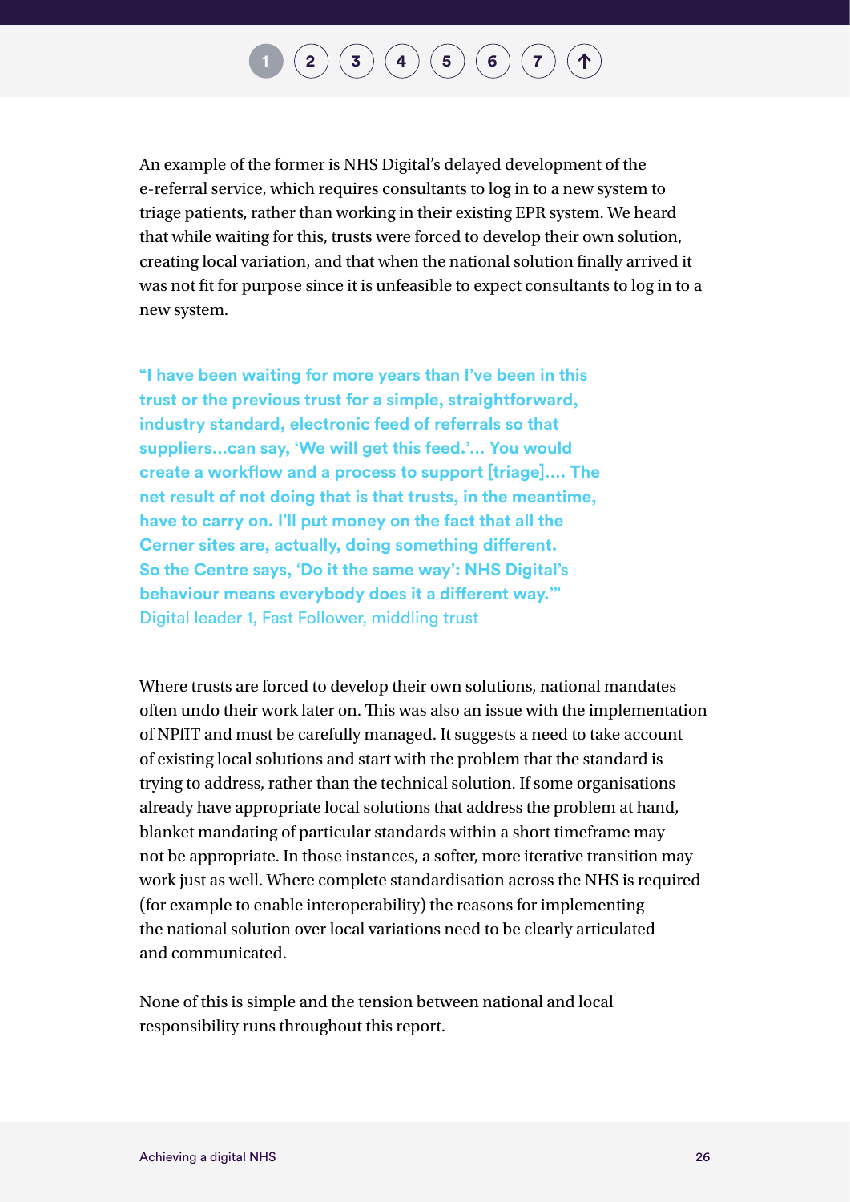An example of the former is NHS Digital's delayed development of the e-referral service, which requires consultants to log in to a new system to triage patients, rather than working in their existing EPR system. We heard that while waiting for this, trusts were forced to develop their own solution, creating local variation, and that when the national solution finally arrived it was not fit for purpose since it is unfeasible to expect consultants to log in to a new system.

> **"I have been waiting for more years than I've been in this trust or the previous trust for a simple, straightforward, industry standard, electronic feed of referrals so that suppliers…can say, 'We will get this feed.'… You would create a workflow and a process to support [triage]…. The net result of not doing that is that trusts, in the meantime, have to carry on. I'll put money on the fact that all the Cerner sites are, actually, doing something different. So the Centre says, 'Do it the same way': NHS Digital's behaviour means everybody does it a different way.'"**
> Digital leader 1, Fast Follower, middling trust

Where trusts are forced to develop their own solutions, national mandates often undo their work later on. This was also an issue with the implementation of NPfIT and must be carefully managed. It suggests a need to take account of existing local solutions and start with the problem that the standard is trying to address, rather than the technical solution. If some organisations already have appropriate local solutions that address the problem at hand, blanket mandating of particular standards within a short timeframe may not be appropriate. In those instances, a softer, more iterative transition may work just as well. Where complete standardisation across the NHS is required (for example to enable interoperability) the reasons for implementing the national solution over local variations need to be clearly articulated and communicated.

None of this is simple and the tension between national and local responsibility runs throughout this report.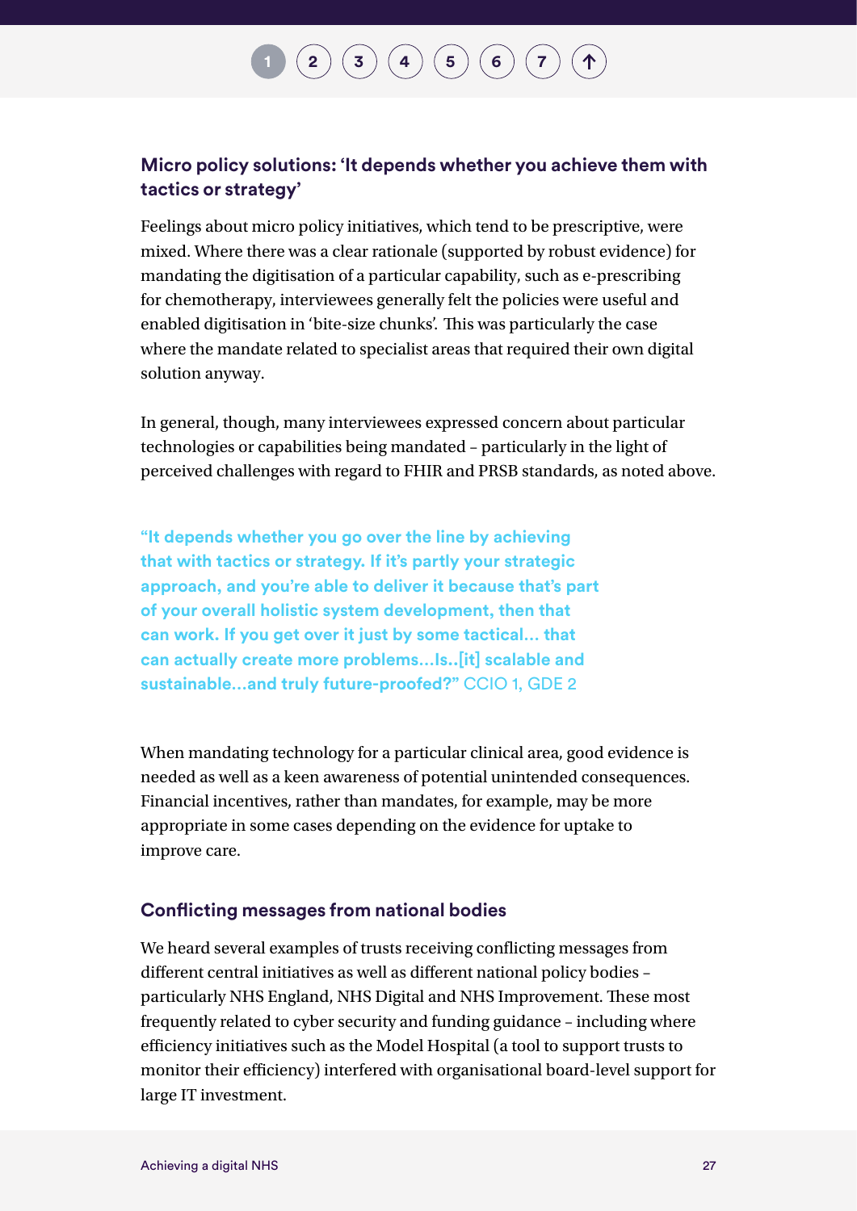### Micro policy solutions: 'It depends whether you achieve them with tactics or strategy'

Feelings about micro policy initiatives, which tend to be prescriptive, were mixed. Where there was a clear rationale (supported by robust evidence) for mandating the digitisation of a particular capability, such as e-prescribing for chemotherapy, interviewees generally felt the policies were useful and enabled digitisation in 'bite-size chunks'. This was particularly the case where the mandate related to specialist areas that required their own digital solution anyway.

In general, though, many interviewees expressed concern about particular technologies or capabilities being mandated – particularly in the light of perceived challenges with regard to FHIR and PRSB standards, as noted above.

> **"It depends whether you go over the line by achieving that with tactics or strategy. If it's partly your strategic approach, and you're able to deliver it because that's part of your overall holistic system development, then that can work. If you get over it just by some tactical... that can actually create more problems...Is..[it] scalable and sustainable...and truly future-proofed?"** CCIO 1, GDE 2

When mandating technology for a particular clinical area, good evidence is needed as well as a keen awareness of potential unintended consequences. Financial incentives, rather than mandates, for example, may be more appropriate in some cases depending on the evidence for uptake to improve care.

### Conflicting messages from national bodies

We heard several examples of trusts receiving conflicting messages from different central initiatives as well as different national policy bodies – particularly NHS England, NHS Digital and NHS Improvement. These most frequently related to cyber security and funding guidance – including where efficiency initiatives such as the Model Hospital (a tool to support trusts to monitor their efficiency) interfered with organisational board-level support for large IT investment.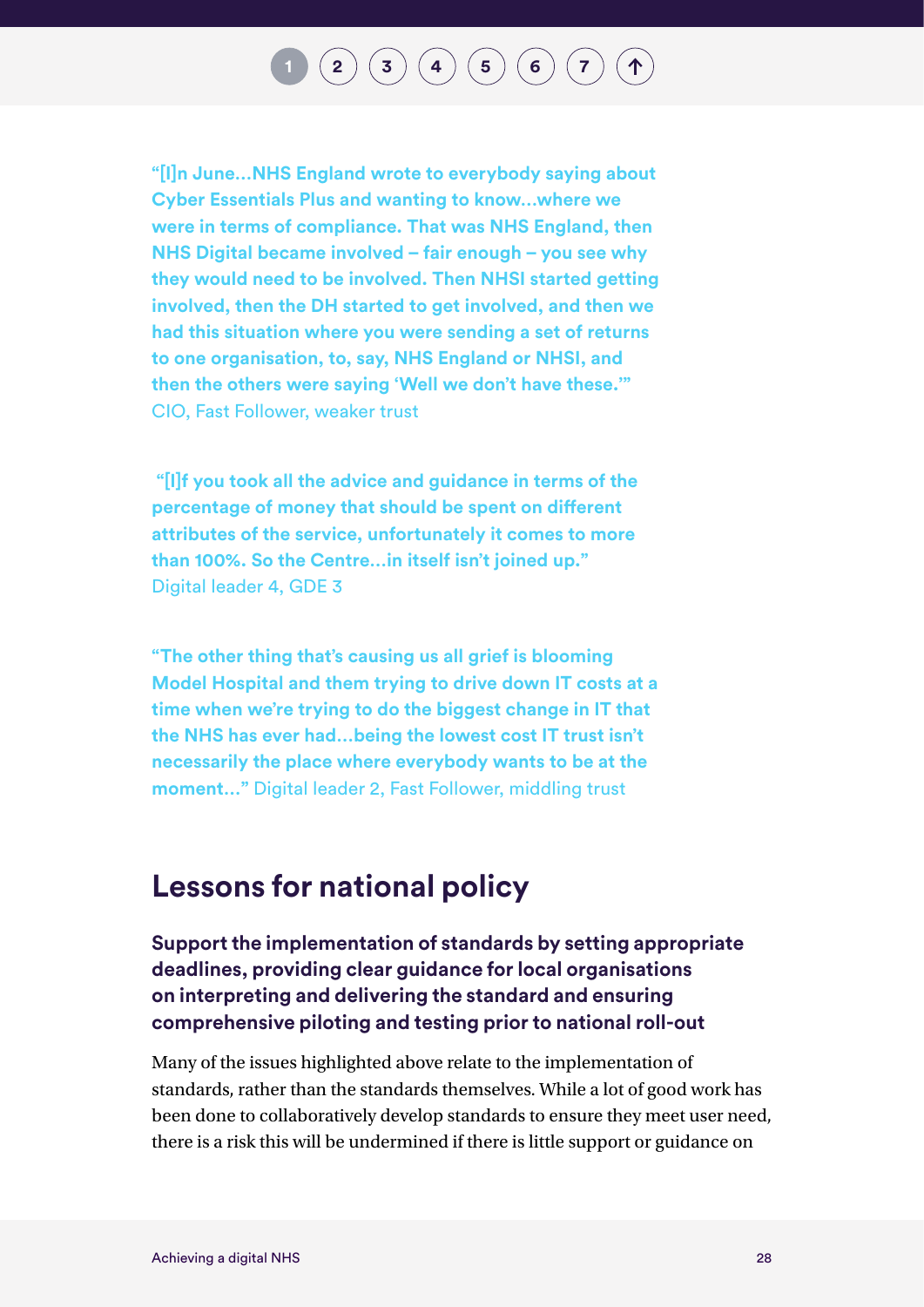**"[I]n June…NHS England wrote to everybody saying about Cyber Essentials Plus and wanting to know…where we were in terms of compliance. That was NHS England, then NHS Digital became involved – fair enough – you see why they would need to be involved. Then NHSI started getting involved, then the DH started to get involved, and then we had this situation where you were sending a set of returns to one organisation, to, say, NHS England or NHSI, and then the others were saying 'Well we don't have these.'"** CIO, Fast Follower, weaker trust

**"[I]f you took all the advice and guidance in terms of the percentage of money that should be spent on different attributes of the service, unfortunately it comes to more than 100%. So the Centre…in itself isn't joined up."** Digital leader 4, GDE 3

**"The other thing that's causing us all grief is blooming Model Hospital and them trying to drive down IT costs at a time when we're trying to do the biggest change in IT that the NHS has ever had…being the lowest cost IT trust isn't necessarily the place where everybody wants to be at the moment…"** Digital leader 2, Fast Follower, middling trust

## Lessons for national policy

**Support the implementation of standards by setting appropriate deadlines, providing clear guidance for local organisations on interpreting and delivering the standard and ensuring comprehensive piloting and testing prior to national roll-out**

Many of the issues highlighted above relate to the implementation of standards, rather than the standards themselves. While a lot of good work has been done to collaboratively develop standards to ensure they meet user need, there is a risk this will be undermined if there is little support or guidance on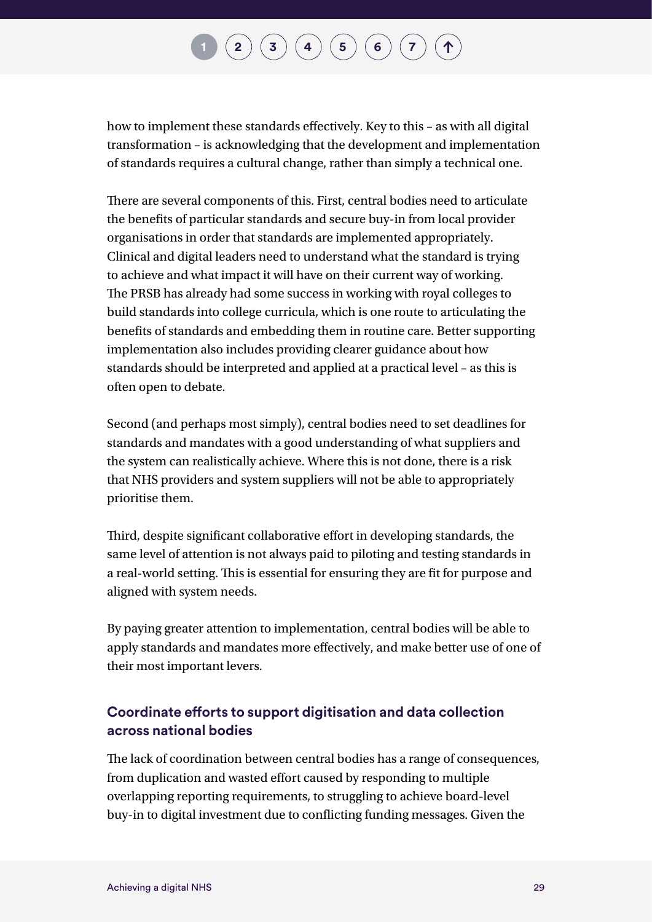how to implement these standards effectively. Key to this – as with all digital transformation – is acknowledging that the development and implementation of standards requires a cultural change, rather than simply a technical one.

There are several components of this. First, central bodies need to articulate the benefits of particular standards and secure buy-in from local provider organisations in order that standards are implemented appropriately. Clinical and digital leaders need to understand what the standard is trying to achieve and what impact it will have on their current way of working. The PRSB has already had some success in working with royal colleges to build standards into college curricula, which is one route to articulating the benefits of standards and embedding them in routine care. Better supporting implementation also includes providing clearer guidance about how standards should be interpreted and applied at a practical level – as this is often open to debate.

Second (and perhaps most simply), central bodies need to set deadlines for standards and mandates with a good understanding of what suppliers and the system can realistically achieve. Where this is not done, there is a risk that NHS providers and system suppliers will not be able to appropriately prioritise them.

Third, despite significant collaborative effort in developing standards, the same level of attention is not always paid to piloting and testing standards in a real-world setting. This is essential for ensuring they are fit for purpose and aligned with system needs.

By paying greater attention to implementation, central bodies will be able to apply standards and mandates more effectively, and make better use of one of their most important levers.

### Coordinate efforts to support digitisation and data collection across national bodies

The lack of coordination between central bodies has a range of consequences, from duplication and wasted effort caused by responding to multiple overlapping reporting requirements, to struggling to achieve board-level buy-in to digital investment due to conflicting funding messages. Given the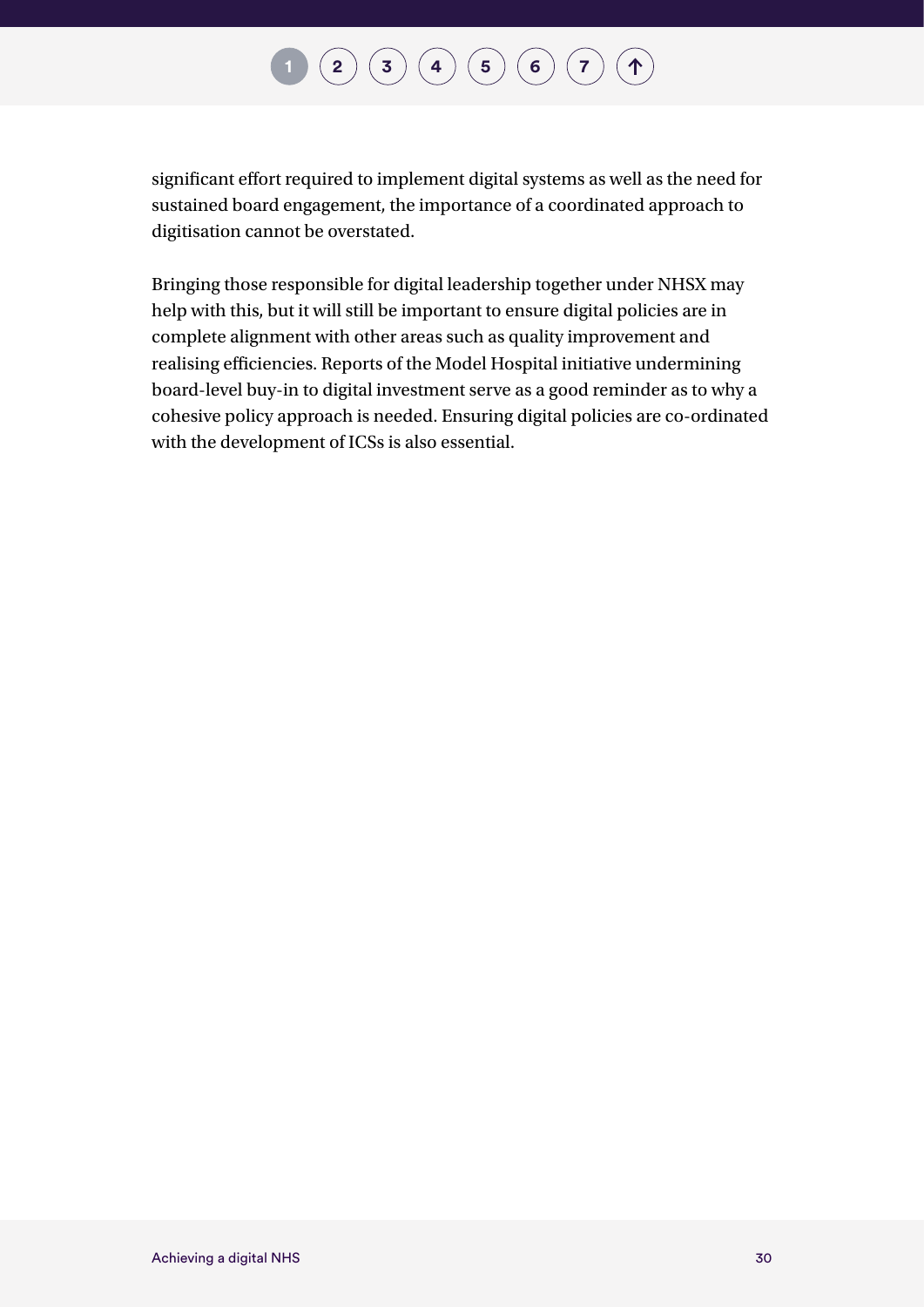significant effort required to implement digital systems as well as the need for sustained board engagement, the importance of a coordinated approach to digitisation cannot be overstated.

Bringing those responsible for digital leadership together under NHSX may help with this, but it will still be important to ensure digital policies are in complete alignment with other areas such as quality improvement and realising efficiencies. Reports of the Model Hospital initiative undermining board-level buy-in to digital investment serve as a good reminder as to why a cohesive policy approach is needed. Ensuring digital policies are co-ordinated with the development of ICSs is also essential.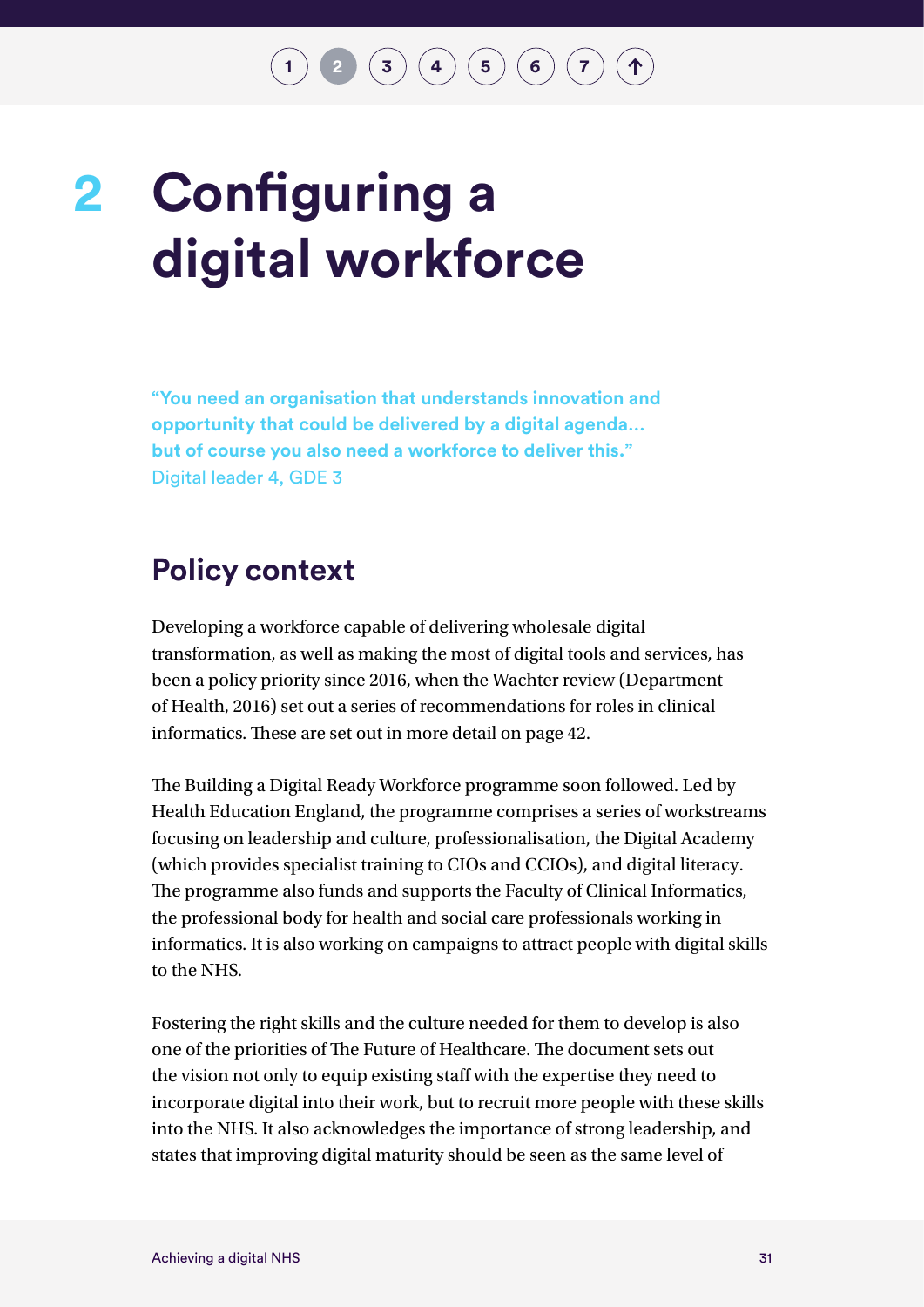# 2 Configuring a digital workforce

**"You need an organisation that understands innovation and opportunity that could be delivered by a digital agenda… but of course you also need a workforce to deliver this."**
Digital leader 4, GDE 3

## Policy context

Developing a workforce capable of delivering wholesale digital transformation, as well as making the most of digital tools and services, has been a policy priority since 2016, when the Wachter review (Department of Health, 2016) set out a series of recommendations for roles in clinical informatics. These are set out in more detail on page 42.

The Building a Digital Ready Workforce programme soon followed. Led by Health Education England, the programme comprises a series of workstreams focusing on leadership and culture, professionalisation, the Digital Academy (which provides specialist training to CIOs and CCIOs), and digital literacy. The programme also funds and supports the Faculty of Clinical Informatics, the professional body for health and social care professionals working in informatics. It is also working on campaigns to attract people with digital skills to the NHS.

Fostering the right skills and the culture needed for them to develop is also one of the priorities of The Future of Healthcare. The document sets out the vision not only to equip existing staff with the expertise they need to incorporate digital into their work, but to recruit more people with these skills into the NHS. It also acknowledges the importance of strong leadership, and states that improving digital maturity should be seen as the same level of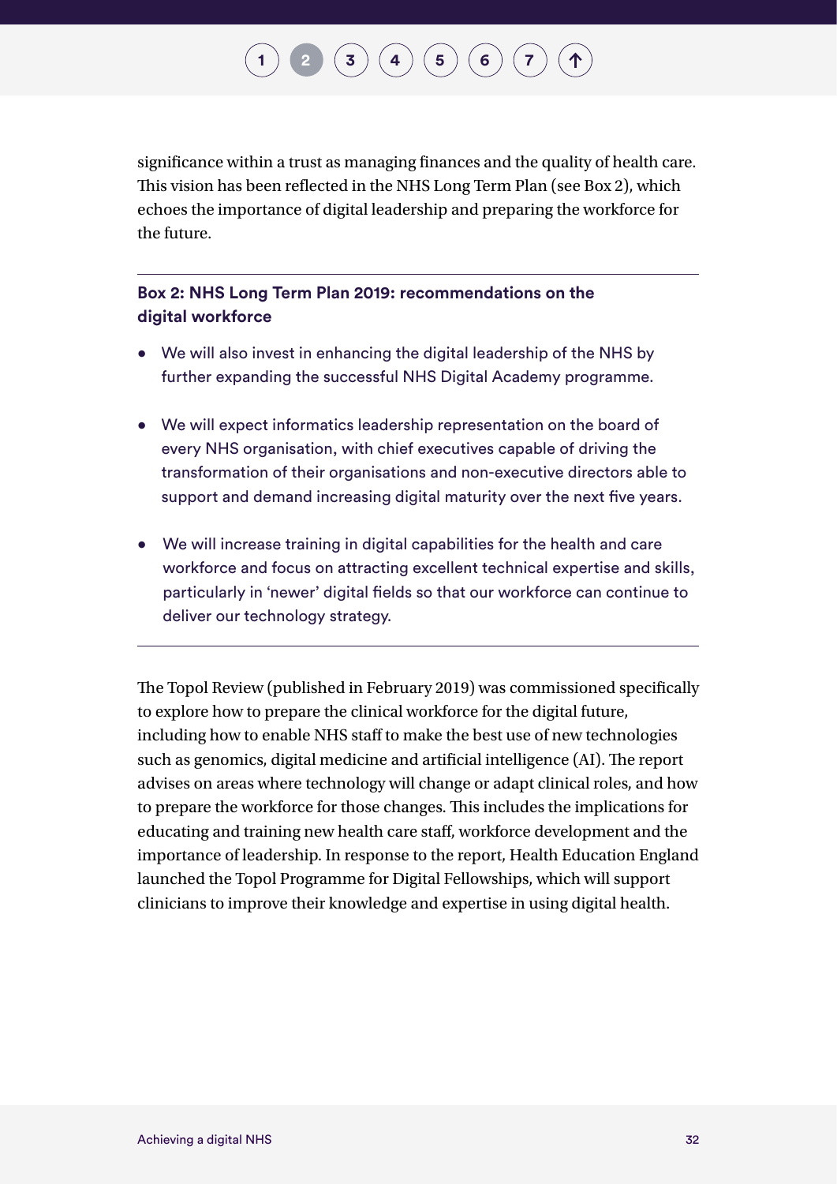significance within a trust as managing finances and the quality of health care. This vision has been reflected in the NHS Long Term Plan (see Box 2), which echoes the importance of digital leadership and preparing the workforce for the future.

---

**Box 2: NHS Long Term Plan 2019: recommendations on the digital workforce**

- We will also invest in enhancing the digital leadership of the NHS by further expanding the successful NHS Digital Academy programme.
- We will expect informatics leadership representation on the board of every NHS organisation, with chief executives capable of driving the transformation of their organisations and non-executive directors able to support and demand increasing digital maturity over the next five years.
- We will increase training in digital capabilities for the health and care workforce and focus on attracting excellent technical expertise and skills, particularly in 'newer' digital fields so that our workforce can continue to deliver our technology strategy.

---

The Topol Review (published in February 2019) was commissioned specifically to explore how to prepare the clinical workforce for the digital future, including how to enable NHS staff to make the best use of new technologies such as genomics, digital medicine and artificial intelligence (AI). The report advises on areas where technology will change or adapt clinical roles, and how to prepare the workforce for those changes. This includes the implications for educating and training new health care staff, workforce development and the importance of leadership. In response to the report, Health Education England launched the Topol Programme for Digital Fellowships, which will support clinicians to improve their knowledge and expertise in using digital health.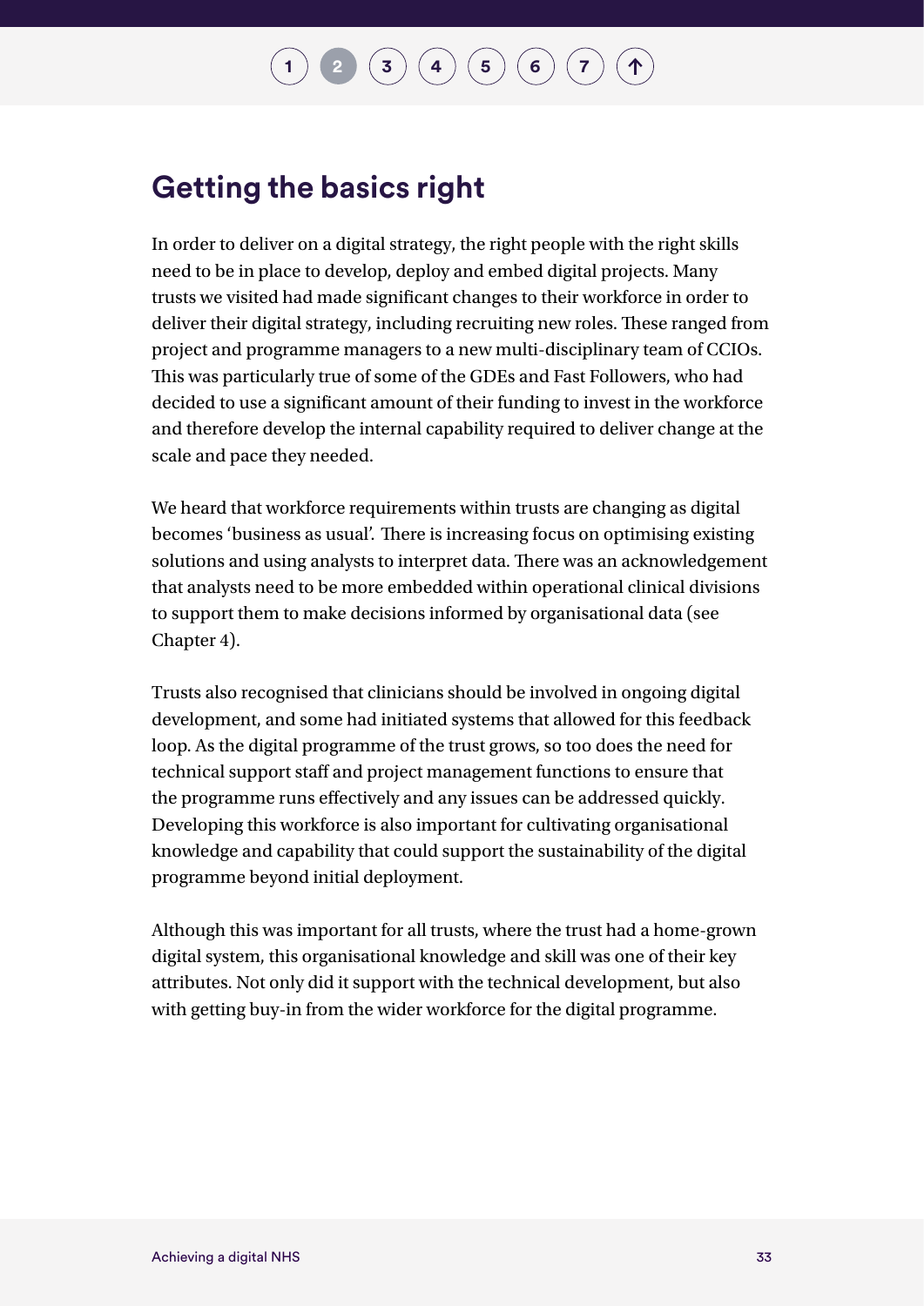## Getting the basics right

In order to deliver on a digital strategy, the right people with the right skills need to be in place to develop, deploy and embed digital projects. Many trusts we visited had made significant changes to their workforce in order to deliver their digital strategy, including recruiting new roles. These ranged from project and programme managers to a new multi-disciplinary team of CCIOs. This was particularly true of some of the GDEs and Fast Followers, who had decided to use a significant amount of their funding to invest in the workforce and therefore develop the internal capability required to deliver change at the scale and pace they needed.

We heard that workforce requirements within trusts are changing as digital becomes 'business as usual'. There is increasing focus on optimising existing solutions and using analysts to interpret data. There was an acknowledgement that analysts need to be more embedded within operational clinical divisions to support them to make decisions informed by organisational data (see Chapter 4).

Trusts also recognised that clinicians should be involved in ongoing digital development, and some had initiated systems that allowed for this feedback loop. As the digital programme of the trust grows, so too does the need for technical support staff and project management functions to ensure that the programme runs effectively and any issues can be addressed quickly. Developing this workforce is also important for cultivating organisational knowledge and capability that could support the sustainability of the digital programme beyond initial deployment.

Although this was important for all trusts, where the trust had a home-grown digital system, this organisational knowledge and skill was one of their key attributes. Not only did it support with the technical development, but also with getting buy-in from the wider workforce for the digital programme.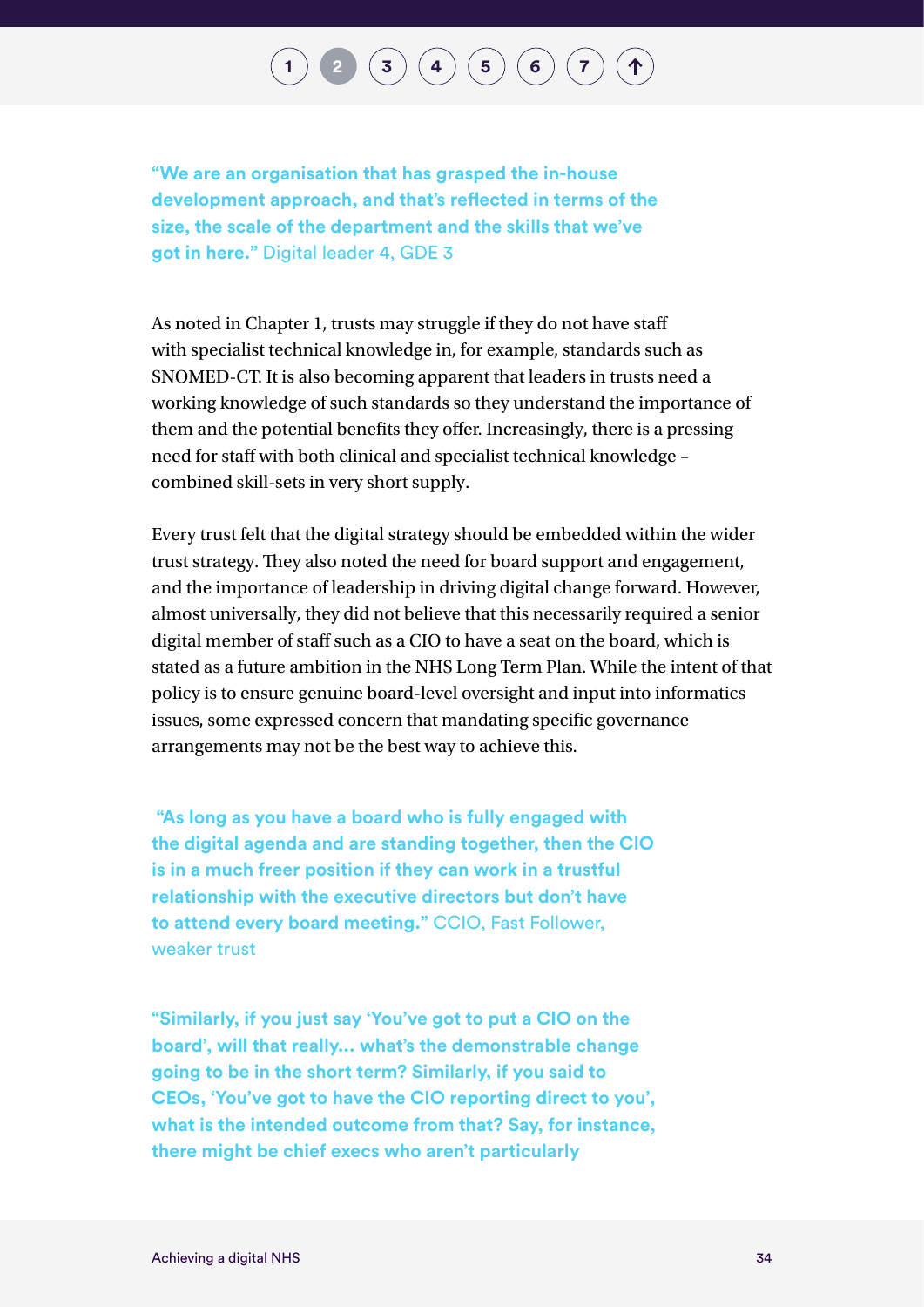**"We are an organisation that has grasped the in-house development approach, and that's reflected in terms of the size, the scale of the department and the skills that we've got in here."** Digital leader 4, GDE 3

As noted in Chapter 1, trusts may struggle if they do not have staff with specialist technical knowledge in, for example, standards such as SNOMED-CT. It is also becoming apparent that leaders in trusts need a working knowledge of such standards so they understand the importance of them and the potential benefits they offer. Increasingly, there is a pressing need for staff with both clinical and specialist technical knowledge – combined skill-sets in very short supply.

Every trust felt that the digital strategy should be embedded within the wider trust strategy. They also noted the need for board support and engagement, and the importance of leadership in driving digital change forward. However, almost universally, they did not believe that this necessarily required a senior digital member of staff such as a CIO to have a seat on the board, which is stated as a future ambition in the NHS Long Term Plan. While the intent of that policy is to ensure genuine board-level oversight and input into informatics issues, some expressed concern that mandating specific governance arrangements may not be the best way to achieve this.

**"As long as you have a board who is fully engaged with the digital agenda and are standing together, then the CIO is in a much freer position if they can work in a trustful relationship with the executive directors but don't have to attend every board meeting."** CCIO, Fast Follower, weaker trust

**"Similarly, if you just say 'You've got to put a CIO on the board', will that really… what's the demonstrable change going to be in the short term? Similarly, if you said to CEOs, 'You've got to have the CIO reporting direct to you', what is the intended outcome from that? Say, for instance, there might be chief execs who aren't particularly**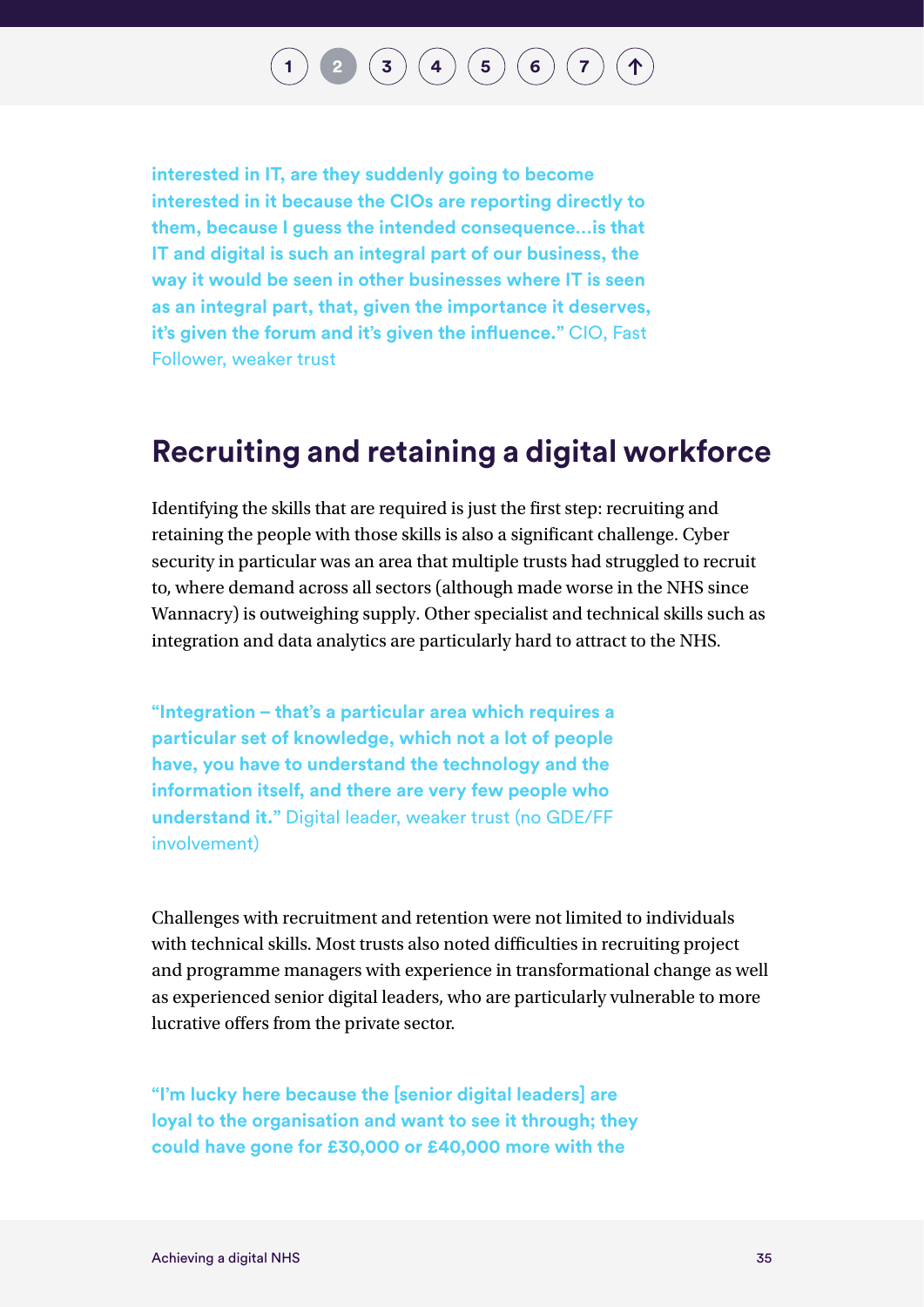**interested in IT, are they suddenly going to become interested in it because the CIOs are reporting directly to them, because I guess the intended consequence…is that IT and digital is such an integral part of our business, the way it would be seen in other businesses where IT is seen as an integral part, that, given the importance it deserves, it's given the forum and it's given the influence."** CIO, Fast Follower, weaker trust

## Recruiting and retaining a digital workforce

Identifying the skills that are required is just the first step: recruiting and retaining the people with those skills is also a significant challenge. Cyber security in particular was an area that multiple trusts had struggled to recruit to, where demand across all sectors (although made worse in the NHS since Wannacry) is outweighing supply. Other specialist and technical skills such as integration and data analytics are particularly hard to attract to the NHS.

**"Integration – that's a particular area which requires a particular set of knowledge, which not a lot of people have, you have to understand the technology and the information itself, and there are very few people who understand it."** Digital leader, weaker trust (no GDE/FF involvement)

Challenges with recruitment and retention were not limited to individuals with technical skills. Most trusts also noted difficulties in recruiting project and programme managers with experience in transformational change as well as experienced senior digital leaders, who are particularly vulnerable to more lucrative offers from the private sector.

**"I'm lucky here because the [senior digital leaders] are loyal to the organisation and want to see it through; they could have gone for £30,000 or £40,000 more with the**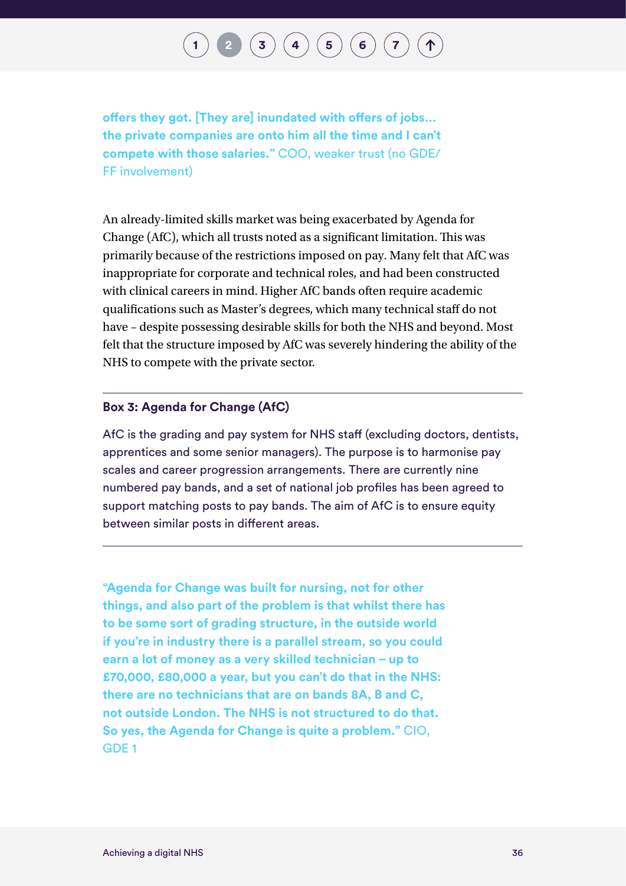**offers they got. [They are] inundated with offers of jobs… the private companies are onto him all the time and I can't compete with those salaries."** COO, weaker trust (no GDE/FF involvement)

An already-limited skills market was being exacerbated by Agenda for Change (AfC), which all trusts noted as a significant limitation. This was primarily because of the restrictions imposed on pay. Many felt that AfC was inappropriate for corporate and technical roles, and had been constructed with clinical careers in mind. Higher AfC bands often require academic qualifications such as Master's degrees, which many technical staff do not have – despite possessing desirable skills for both the NHS and beyond. Most felt that the structure imposed by AfC was severely hindering the ability of the NHS to compete with the private sector.

---

**Box 3: Agenda for Change (AfC)**

AfC is the grading and pay system for NHS staff (excluding doctors, dentists, apprentices and some senior managers). The purpose is to harmonise pay scales and career progression arrangements. There are currently nine numbered pay bands, and a set of national job profiles has been agreed to support matching posts to pay bands. The aim of AfC is to ensure equity between similar posts in different areas.

---

**"Agenda for Change was built for nursing, not for other things, and also part of the problem is that whilst there has to be some sort of grading structure, in the outside world if you're in industry there is a parallel stream, so you could earn a lot of money as a very skilled technician – up to £70,000, £80,000 a year, but you can't do that in the NHS: there are no technicians that are on bands 8A, B and C, not outside London. The NHS is not structured to do that. So yes, the Agenda for Change is quite a problem."** CIO, GDE 1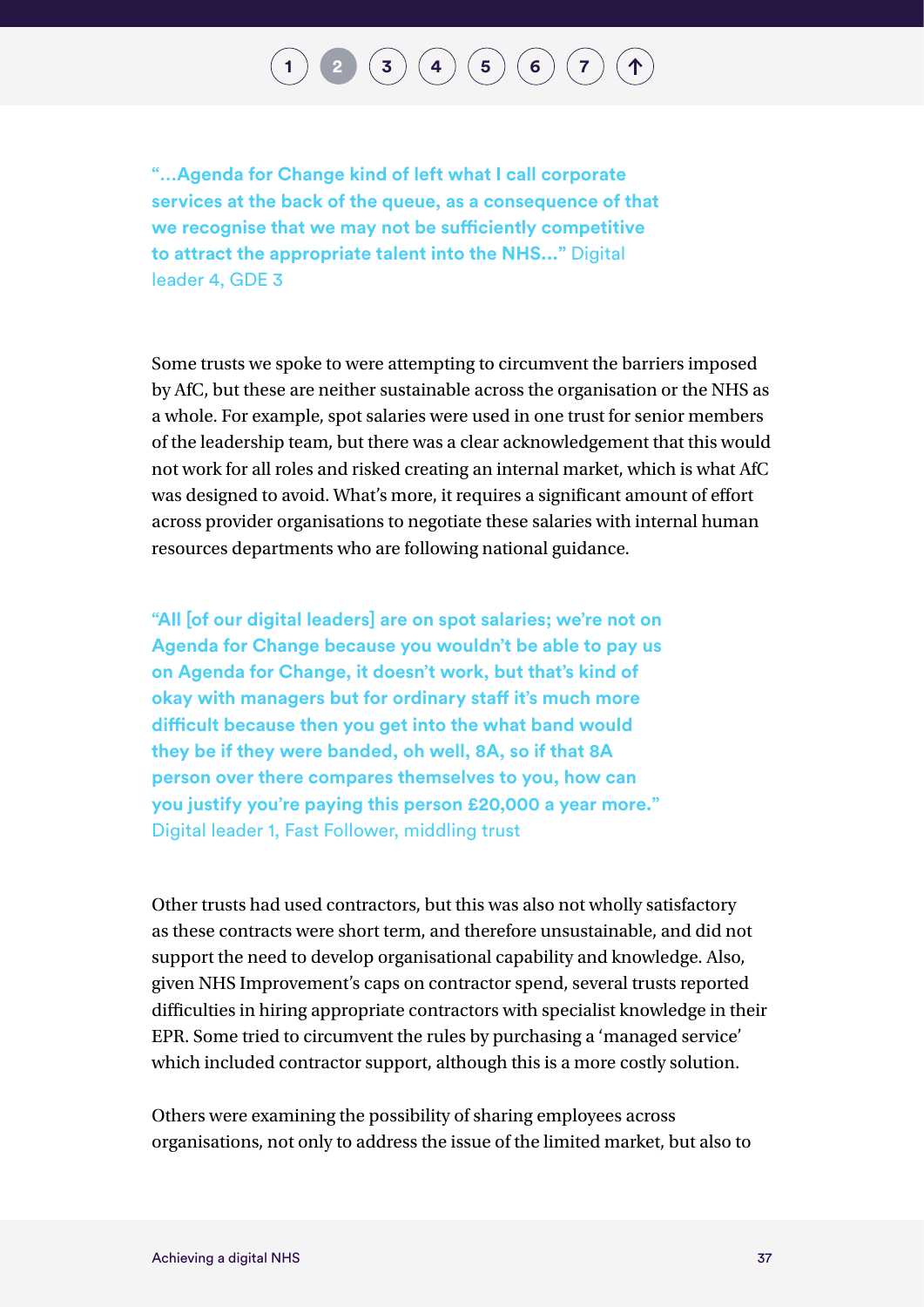**"...Agenda for Change kind of left what I call corporate services at the back of the queue, as a consequence of that we recognise that we may not be sufficiently competitive to attract the appropriate talent into the NHS..."** Digital leader 4, GDE 3

Some trusts we spoke to were attempting to circumvent the barriers imposed by AfC, but these are neither sustainable across the organisation or the NHS as a whole. For example, spot salaries were used in one trust for senior members of the leadership team, but there was a clear acknowledgement that this would not work for all roles and risked creating an internal market, which is what AfC was designed to avoid. What's more, it requires a significant amount of effort across provider organisations to negotiate these salaries with internal human resources departments who are following national guidance.

**"All [of our digital leaders] are on spot salaries; we're not on Agenda for Change because you wouldn't be able to pay us on Agenda for Change, it doesn't work, but that's kind of okay with managers but for ordinary staff it's much more difficult because then you get into the what band would they be if they were banded, oh well, 8A, so if that 8A person over there compares themselves to you, how can you justify you're paying this person £20,000 a year more."** Digital leader 1, Fast Follower, middling trust

Other trusts had used contractors, but this was also not wholly satisfactory as these contracts were short term, and therefore unsustainable, and did not support the need to develop organisational capability and knowledge. Also, given NHS Improvement's caps on contractor spend, several trusts reported difficulties in hiring appropriate contractors with specialist knowledge in their EPR. Some tried to circumvent the rules by purchasing a 'managed service' which included contractor support, although this is a more costly solution.

Others were examining the possibility of sharing employees across organisations, not only to address the issue of the limited market, but also to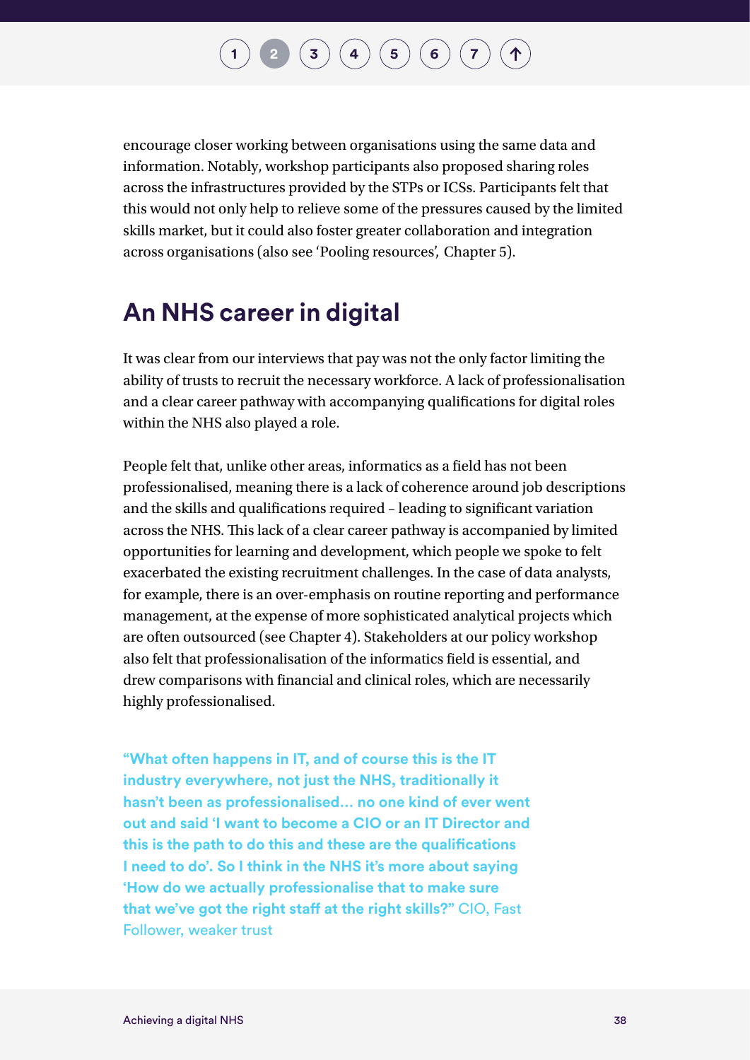encourage closer working between organisations using the same data and information. Notably, workshop participants also proposed sharing roles across the infrastructures provided by the STPs or ICSs. Participants felt that this would not only help to relieve some of the pressures caused by the limited skills market, but it could also foster greater collaboration and integration across organisations (also see 'Pooling resources', Chapter 5).

## An NHS career in digital

It was clear from our interviews that pay was not the only factor limiting the ability of trusts to recruit the necessary workforce. A lack of professionalisation and a clear career pathway with accompanying qualifications for digital roles within the NHS also played a role.

People felt that, unlike other areas, informatics as a field has not been professionalised, meaning there is a lack of coherence around job descriptions and the skills and qualifications required – leading to significant variation across the NHS. This lack of a clear career pathway is accompanied by limited opportunities for learning and development, which people we spoke to felt exacerbated the existing recruitment challenges. In the case of data analysts, for example, there is an over-emphasis on routine reporting and performance management, at the expense of more sophisticated analytical projects which are often outsourced (see Chapter 4). Stakeholders at our policy workshop also felt that professionalisation of the informatics field is essential, and drew comparisons with financial and clinical roles, which are necessarily highly professionalised.

**"What often happens in IT, and of course this is the IT industry everywhere, not just the NHS, traditionally it hasn't been as professionalised… no one kind of ever went out and said 'I want to become a CIO or an IT Director and this is the path to do this and these are the qualifications I need to do'. So I think in the NHS it's more about saying 'How do we actually professionalise that to make sure that we've got the right staff at the right skills?"** CIO, Fast Follower, weaker trust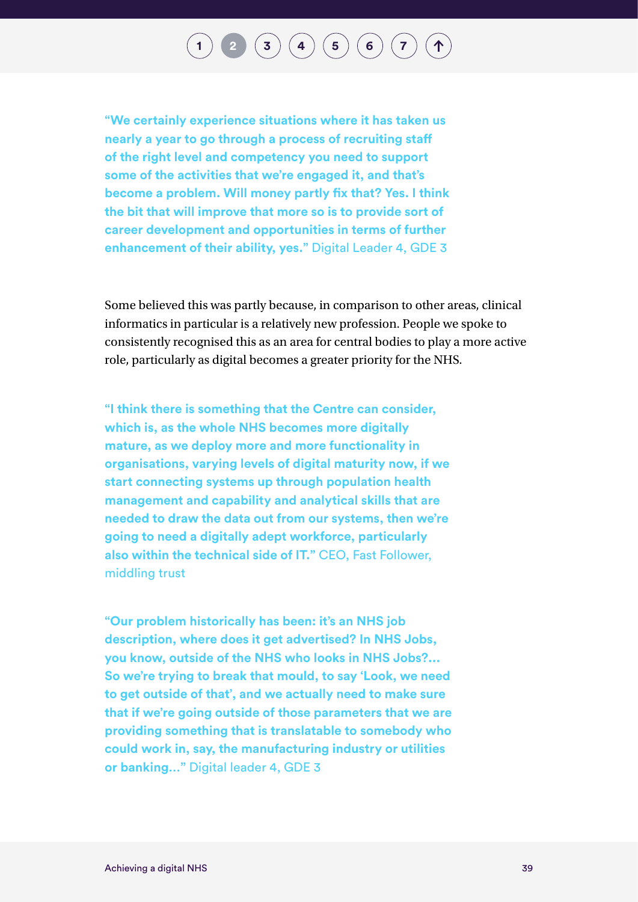**"We certainly experience situations where it has taken us nearly a year to go through a process of recruiting staff of the right level and competency you need to support some of the activities that we're engaged it, and that's become a problem. Will money partly fix that? Yes. I think the bit that will improve that more so is to provide sort of career development and opportunities in terms of further enhancement of their ability, yes."** Digital Leader 4, GDE 3

Some believed this was partly because, in comparison to other areas, clinical informatics in particular is a relatively new profession. People we spoke to consistently recognised this as an area for central bodies to play a more active role, particularly as digital becomes a greater priority for the NHS.

**"I think there is something that the Centre can consider, which is, as the whole NHS becomes more digitally mature, as we deploy more and more functionality in organisations, varying levels of digital maturity now, if we start connecting systems up through population health management and capability and analytical skills that are needed to draw the data out from our systems, then we're going to need a digitally adept workforce, particularly also within the technical side of IT."** CEO, Fast Follower, middling trust

**"Our problem historically has been: it's an NHS job description, where does it get advertised? In NHS Jobs, you know, outside of the NHS who looks in NHS Jobs?... So we're trying to break that mould, to say 'Look, we need to get outside of that', and we actually need to make sure that if we're going outside of those parameters that we are providing something that is translatable to somebody who could work in, say, the manufacturing industry or utilities or banking..."** Digital leader 4, GDE 3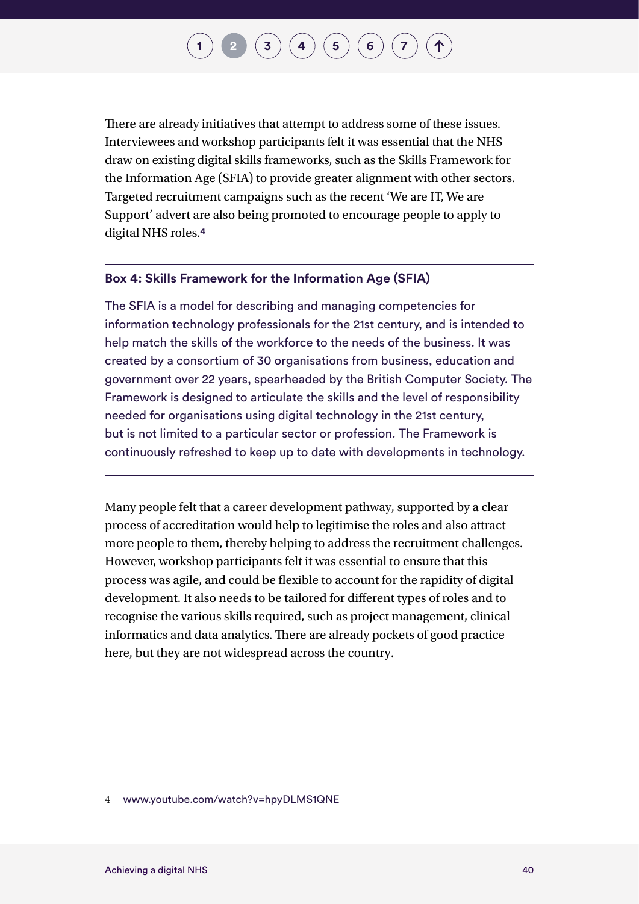There are already initiatives that attempt to address some of these issues. Interviewees and workshop participants felt it was essential that the NHS draw on existing digital skills frameworks, such as the Skills Framework for the Information Age (SFIA) to provide greater alignment with other sectors. Targeted recruitment campaigns such as the recent 'We are IT, We are Support' advert are also being promoted to encourage people to apply to digital NHS roles.[4]

---

**Box 4: Skills Framework for the Information Age (SFIA)**

The SFIA is a model for describing and managing competencies for information technology professionals for the 21st century, and is intended to help match the skills of the workforce to the needs of the business. It was created by a consortium of 30 organisations from business, education and government over 22 years, spearheaded by the British Computer Society. The Framework is designed to articulate the skills and the level of responsibility needed for organisations using digital technology in the 21st century, but is not limited to a particular sector or profession. The Framework is continuously refreshed to keep up to date with developments in technology.

---

Many people felt that a career development pathway, supported by a clear process of accreditation would help to legitimise the roles and also attract more people to them, thereby helping to address the recruitment challenges. However, workshop participants felt it was essential to ensure that this process was agile, and could be flexible to account for the rapidity of digital development. It also needs to be tailored for different types of roles and to recognise the various skills required, such as project management, clinical informatics and data analytics. There are already pockets of good practice here, but they are not widespread across the country.

4 www.youtube.com/watch?v=hpyDLMS1QNE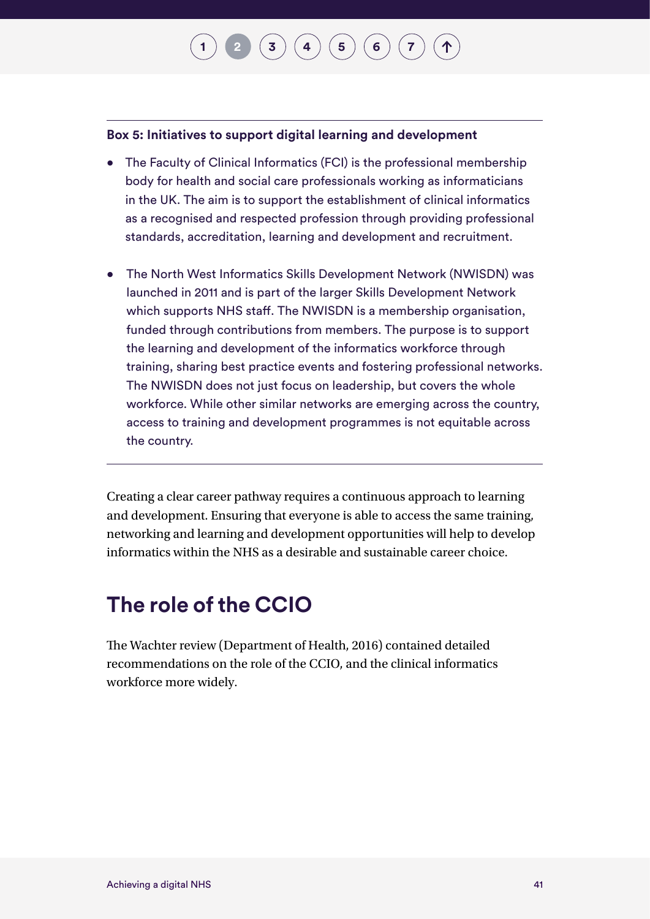**Box 5: Initiatives to support digital learning and development**

- The Faculty of Clinical Informatics (FCI) is the professional membership body for health and social care professionals working as informaticians in the UK. The aim is to support the establishment of clinical informatics as a recognised and respected profession through providing professional standards, accreditation, learning and development and recruitment.
- The North West Informatics Skills Development Network (NWISDN) was launched in 2011 and is part of the larger Skills Development Network which supports NHS staff. The NWISDN is a membership organisation, funded through contributions from members. The purpose is to support the learning and development of the informatics workforce through training, sharing best practice events and fostering professional networks. The NWISDN does not just focus on leadership, but covers the whole workforce. While other similar networks are emerging across the country, access to training and development programmes is not equitable across the country.

Creating a clear career pathway requires a continuous approach to learning and development. Ensuring that everyone is able to access the same training, networking and learning and development opportunities will help to develop informatics within the NHS as a desirable and sustainable career choice.

## The role of the CCIO

The Wachter review (Department of Health, 2016) contained detailed recommendations on the role of the CCIO, and the clinical informatics workforce more widely.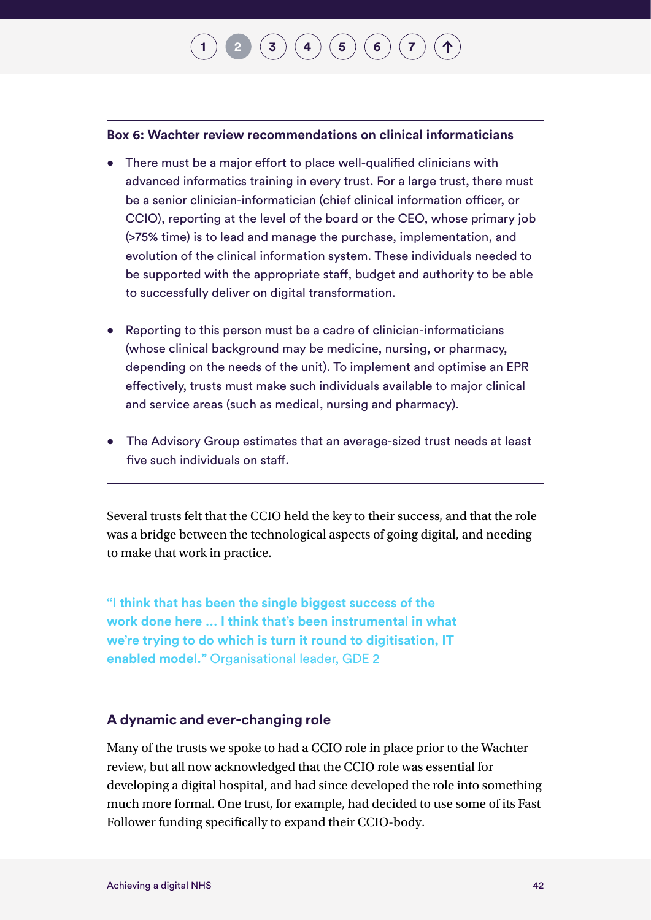**Box 6: Wachter review recommendations on clinical informaticians**

- There must be a major effort to place well-qualified clinicians with advanced informatics training in every trust. For a large trust, there must be a senior clinician-informatician (chief clinical information officer, or CCIO), reporting at the level of the board or the CEO, whose primary job (>75% time) is to lead and manage the purchase, implementation, and evolution of the clinical information system. These individuals needed to be supported with the appropriate staff, budget and authority to be able to successfully deliver on digital transformation.
- Reporting to this person must be a cadre of clinician-informaticians (whose clinical background may be medicine, nursing, or pharmacy, depending on the needs of the unit). To implement and optimise an EPR effectively, trusts must make such individuals available to major clinical and service areas (such as medical, nursing and pharmacy).
- The Advisory Group estimates that an average-sized trust needs at least five such individuals on staff.

Several trusts felt that the CCIO held the key to their success, and that the role was a bridge between the technological aspects of going digital, and needing to make that work in practice.

**"I think that has been the single biggest success of the work done here … I think that's been instrumental in what we're trying to do which is turn it round to digitisation, IT enabled model."** Organisational leader, GDE 2

### A dynamic and ever-changing role

Many of the trusts we spoke to had a CCIO role in place prior to the Wachter review, but all now acknowledged that the CCIO role was essential for developing a digital hospital, and had since developed the role into something much more formal. One trust, for example, had decided to use some of its Fast Follower funding specifically to expand their CCIO-body.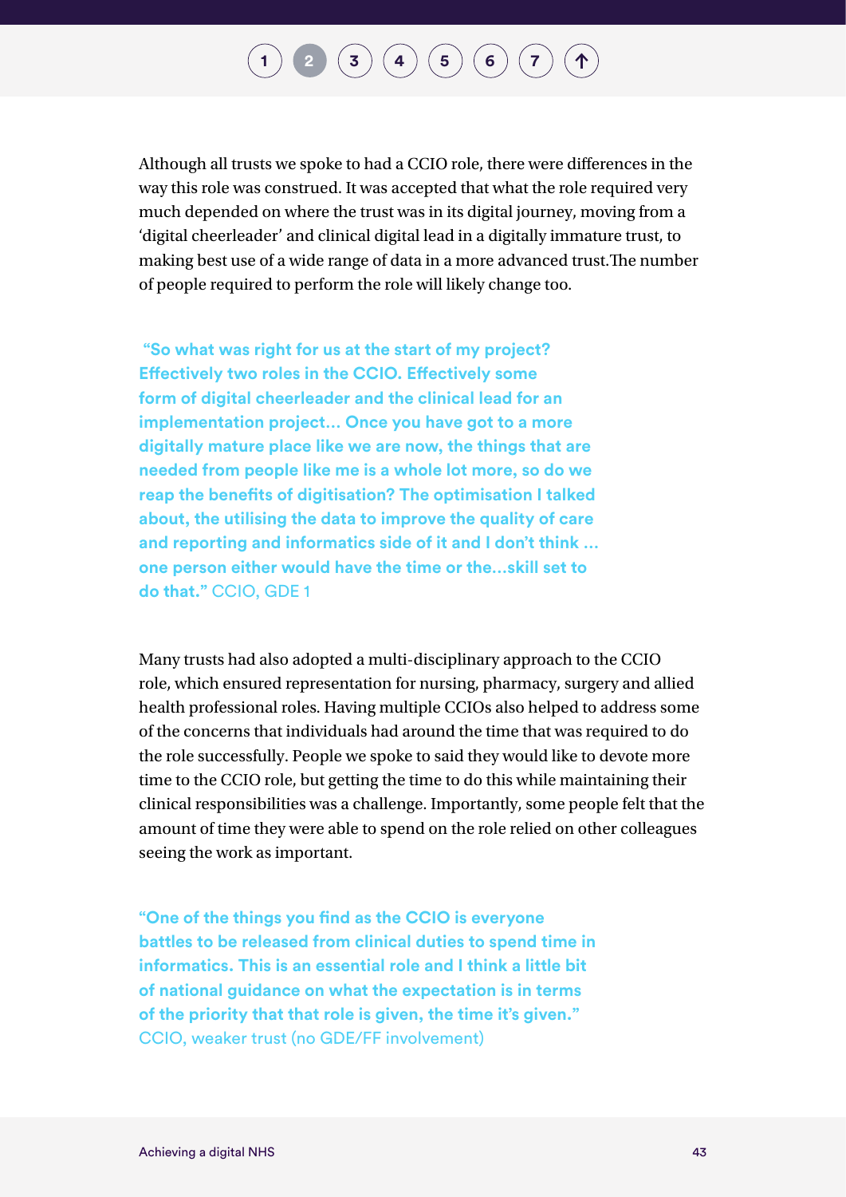Although all trusts we spoke to had a CCIO role, there were differences in the way this role was construed. It was accepted that what the role required very much depended on where the trust was in its digital journey, moving from a 'digital cheerleader' and clinical digital lead in a digitally immature trust, to making best use of a wide range of data in a more advanced trust.The number of people required to perform the role will likely change too.

> **"So what was right for us at the start of my project? Effectively two roles in the CCIO. Effectively some form of digital cheerleader and the clinical lead for an implementation project... Once you have got to a more digitally mature place like we are now, the things that are needed from people like me is a whole lot more, so do we reap the benefits of digitisation? The optimisation I talked about, the utilising the data to improve the quality of care and reporting and informatics side of it and I don't think ... one person either would have the time or the...skill set to do that."** CCIO, GDE 1

Many trusts had also adopted a multi-disciplinary approach to the CCIO role, which ensured representation for nursing, pharmacy, surgery and allied health professional roles. Having multiple CCIOs also helped to address some of the concerns that individuals had around the time that was required to do the role successfully. People we spoke to said they would like to devote more time to the CCIO role, but getting the time to do this while maintaining their clinical responsibilities was a challenge. Importantly, some people felt that the amount of time they were able to spend on the role relied on other colleagues seeing the work as important.

> **"One of the things you find as the CCIO is everyone battles to be released from clinical duties to spend time in informatics. This is an essential role and I think a little bit of national guidance on what the expectation is in terms of the priority that that role is given, the time it's given."** CCIO, weaker trust (no GDE/FF involvement)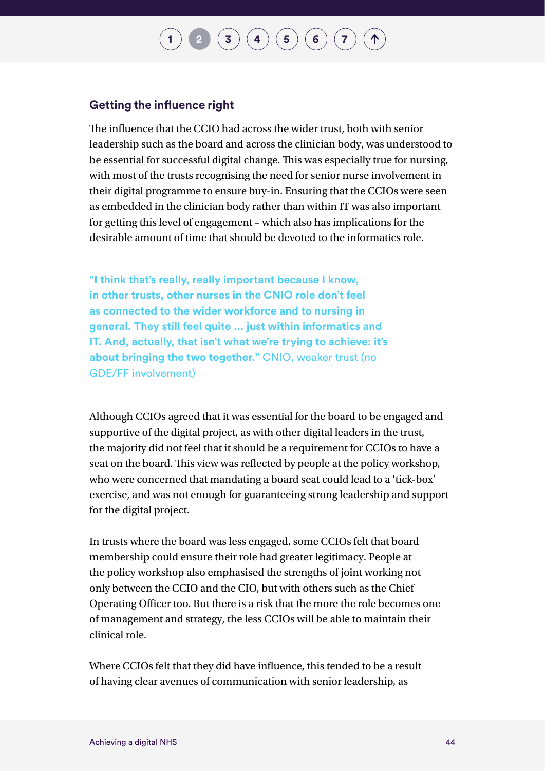### Getting the influence right

The influence that the CCIO had across the wider trust, both with senior leadership such as the board and across the clinician body, was understood to be essential for successful digital change. This was especially true for nursing, with most of the trusts recognising the need for senior nurse involvement in their digital programme to ensure buy-in. Ensuring that the CCIOs were seen as embedded in the clinician body rather than within IT was also important for getting this level of engagement – which also has implications for the desirable amount of time that should be devoted to the informatics role.

> **"I think that's really, really important because I know, in other trusts, other nurses in the CNIO role don't feel as connected to the wider workforce and to nursing in general. They still feel quite … just within informatics and IT. And, actually, that isn't what we're trying to achieve: it's about bringing the two together."** CNIO, weaker trust (no GDE/FF involvement)

Although CCIOs agreed that it was essential for the board to be engaged and supportive of the digital project, as with other digital leaders in the trust, the majority did not feel that it should be a requirement for CCIOs to have a seat on the board. This view was reflected by people at the policy workshop, who were concerned that mandating a board seat could lead to a 'tick-box' exercise, and was not enough for guaranteeing strong leadership and support for the digital project.

In trusts where the board was less engaged, some CCIOs felt that board membership could ensure their role had greater legitimacy. People at the policy workshop also emphasised the strengths of joint working not only between the CCIO and the CIO, but with others such as the Chief Operating Officer too. But there is a risk that the more the role becomes one of management and strategy, the less CCIOs will be able to maintain their clinical role.

Where CCIOs felt that they did have influence, this tended to be a result of having clear avenues of communication with senior leadership, as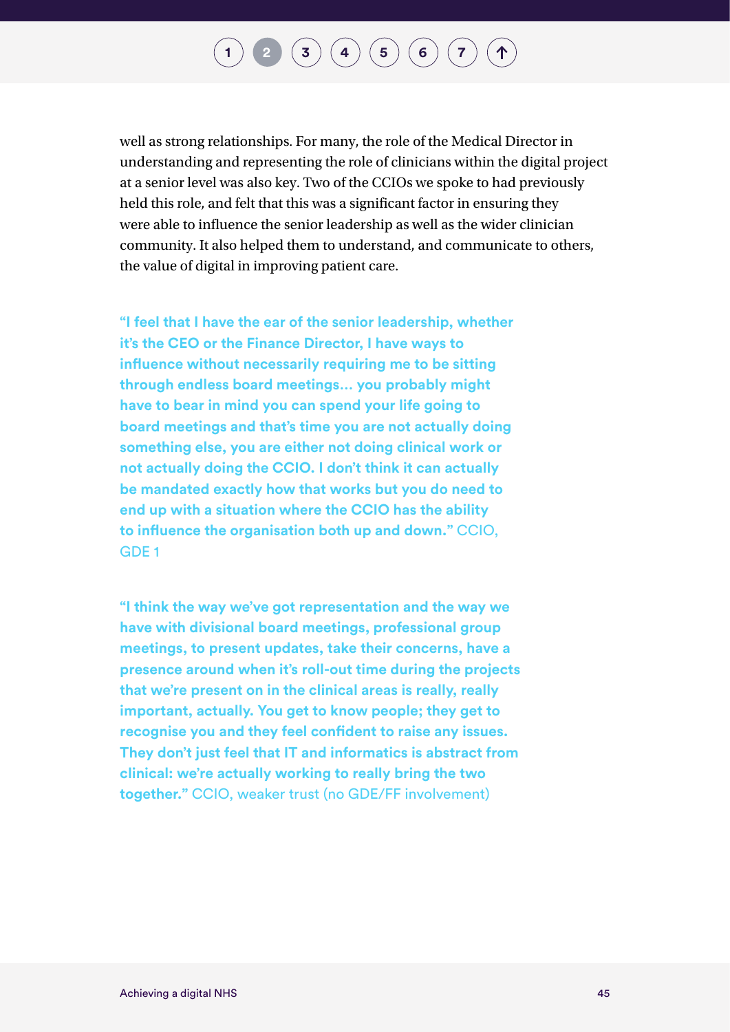well as strong relationships. For many, the role of the Medical Director in understanding and representing the role of clinicians within the digital project at a senior level was also key. Two of the CCIOs we spoke to had previously held this role, and felt that this was a significant factor in ensuring they were able to influence the senior leadership as well as the wider clinician community. It also helped them to understand, and communicate to others, the value of digital in improving patient care.

**"I feel that I have the ear of the senior leadership, whether it's the CEO or the Finance Director, I have ways to influence without necessarily requiring me to be sitting through endless board meetings… you probably might have to bear in mind you can spend your life going to board meetings and that's time you are not actually doing something else, you are either not doing clinical work or not actually doing the CCIO. I don't think it can actually be mandated exactly how that works but you do need to end up with a situation where the CCIO has the ability to influence the organisation both up and down."** CCIO, GDE 1

**"I think the way we've got representation and the way we have with divisional board meetings, professional group meetings, to present updates, take their concerns, have a presence around when it's roll-out time during the projects that we're present on in the clinical areas is really, really important, actually. You get to know people; they get to recognise you and they feel confident to raise any issues. They don't just feel that IT and informatics is abstract from clinical: we're actually working to really bring the two together."** CCIO, weaker trust (no GDE/FF involvement)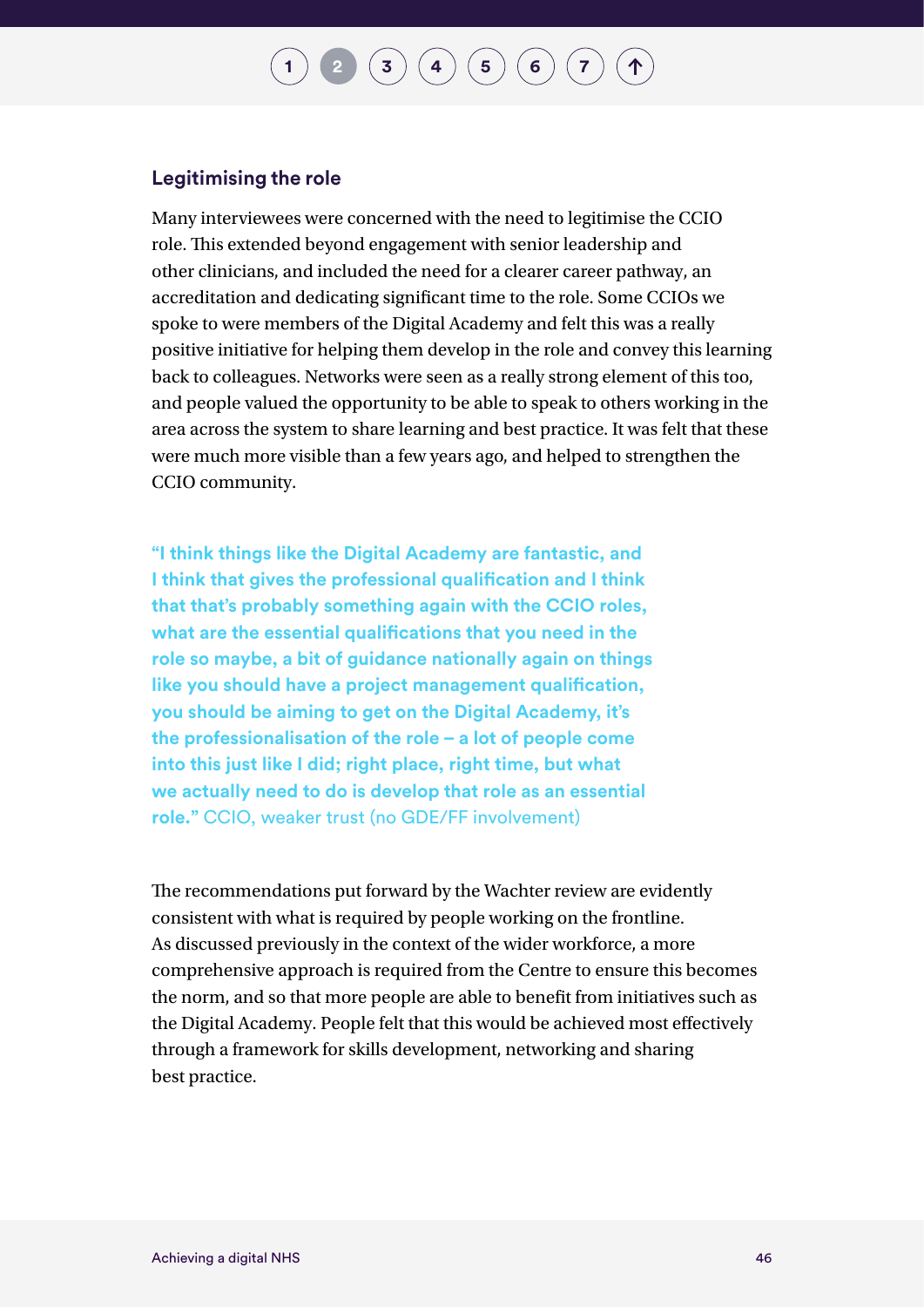### Legitimising the role

Many interviewees were concerned with the need to legitimise the CCIO role. This extended beyond engagement with senior leadership and other clinicians, and included the need for a clearer career pathway, an accreditation and dedicating significant time to the role. Some CCIOs we spoke to were members of the Digital Academy and felt this was a really positive initiative for helping them develop in the role and convey this learning back to colleagues. Networks were seen as a really strong element of this too, and people valued the opportunity to be able to speak to others working in the area across the system to share learning and best practice. It was felt that these were much more visible than a few years ago, and helped to strengthen the CCIO community.

> **"I think things like the Digital Academy are fantastic, and I think that gives the professional qualification and I think that that's probably something again with the CCIO roles, what are the essential qualifications that you need in the role so maybe, a bit of guidance nationally again on things like you should have a project management qualification, you should be aiming to get on the Digital Academy, it's the professionalisation of the role – a lot of people come into this just like I did; right place, right time, but what we actually need to do is develop that role as an essential role."** CCIO, weaker trust (no GDE/FF involvement)

The recommendations put forward by the Wachter review are evidently consistent with what is required by people working on the frontline. As discussed previously in the context of the wider workforce, a more comprehensive approach is required from the Centre to ensure this becomes the norm, and so that more people are able to benefit from initiatives such as the Digital Academy. People felt that this would be achieved most effectively through a framework for skills development, networking and sharing best practice.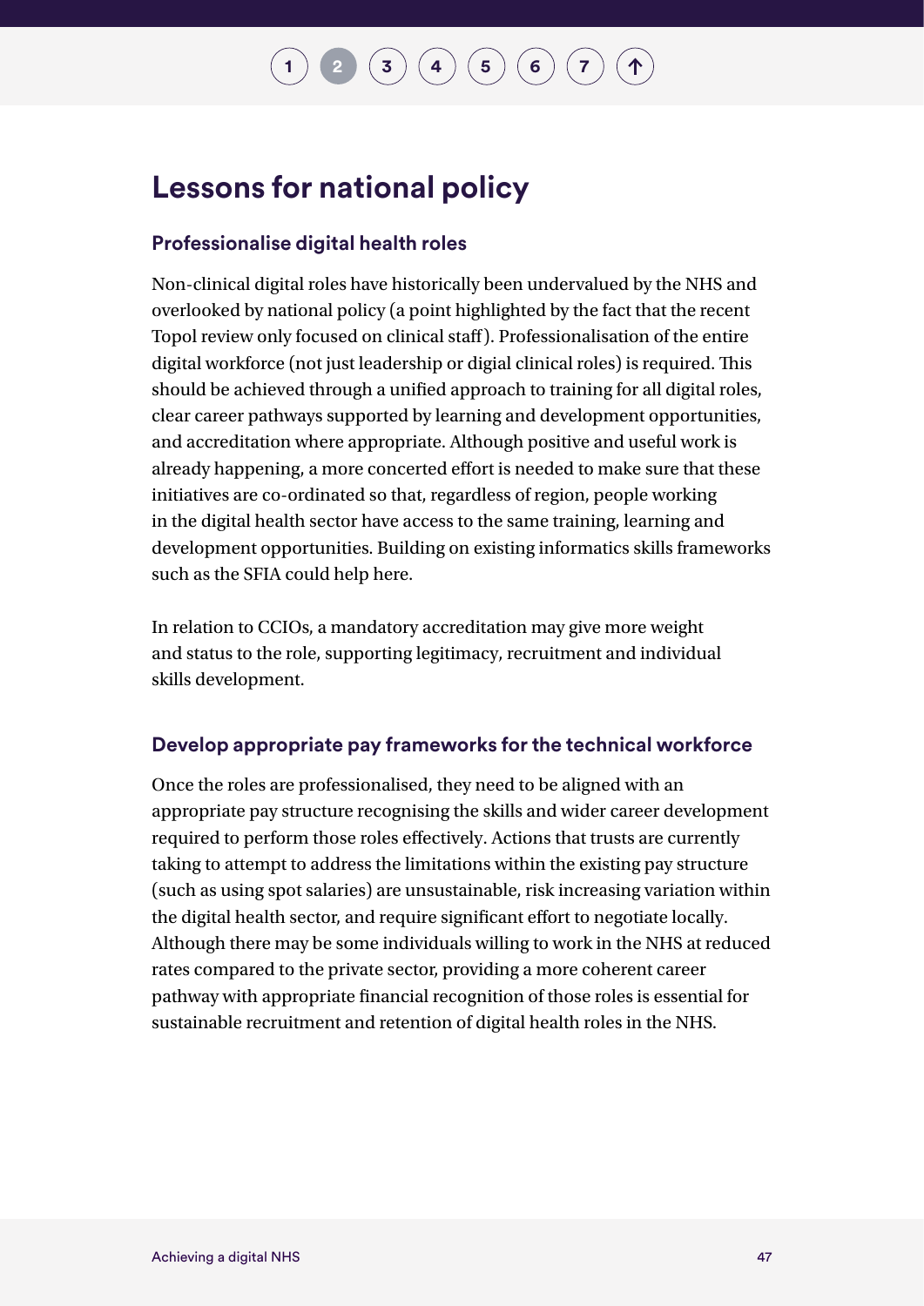## Lessons for national policy

### Professionalise digital health roles

Non-clinical digital roles have historically been undervalued by the NHS and overlooked by national policy (a point highlighted by the fact that the recent Topol review only focused on clinical staff). Professionalisation of the entire digital workforce (not just leadership or digial clinical roles) is required. This should be achieved through a unified approach to training for all digital roles, clear career pathways supported by learning and development opportunities, and accreditation where appropriate. Although positive and useful work is already happening, a more concerted effort is needed to make sure that these initiatives are co-ordinated so that, regardless of region, people working in the digital health sector have access to the same training, learning and development opportunities. Building on existing informatics skills frameworks such as the SFIA could help here.

In relation to CCIOs, a mandatory accreditation may give more weight and status to the role, supporting legitimacy, recruitment and individual skills development.

### Develop appropriate pay frameworks for the technical workforce

Once the roles are professionalised, they need to be aligned with an appropriate pay structure recognising the skills and wider career development required to perform those roles effectively. Actions that trusts are currently taking to attempt to address the limitations within the existing pay structure (such as using spot salaries) are unsustainable, risk increasing variation within the digital health sector, and require significant effort to negotiate locally. Although there may be some individuals willing to work in the NHS at reduced rates compared to the private sector, providing a more coherent career pathway with appropriate financial recognition of those roles is essential for sustainable recruitment and retention of digital health roles in the NHS.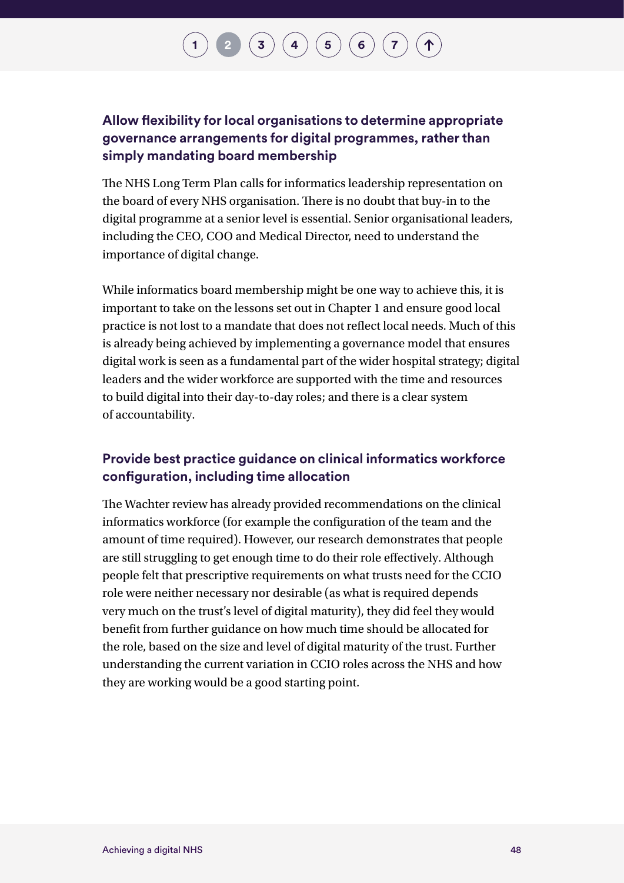### Allow flexibility for local organisations to determine appropriate governance arrangements for digital programmes, rather than simply mandating board membership

The NHS Long Term Plan calls for informatics leadership representation on the board of every NHS organisation. There is no doubt that buy-in to the digital programme at a senior level is essential. Senior organisational leaders, including the CEO, COO and Medical Director, need to understand the importance of digital change.

While informatics board membership might be one way to achieve this, it is important to take on the lessons set out in Chapter 1 and ensure good local practice is not lost to a mandate that does not reflect local needs. Much of this is already being achieved by implementing a governance model that ensures digital work is seen as a fundamental part of the wider hospital strategy; digital leaders and the wider workforce are supported with the time and resources to build digital into their day-to-day roles; and there is a clear system of accountability.

### Provide best practice guidance on clinical informatics workforce configuration, including time allocation

The Wachter review has already provided recommendations on the clinical informatics workforce (for example the configuration of the team and the amount of time required). However, our research demonstrates that people are still struggling to get enough time to do their role effectively. Although people felt that prescriptive requirements on what trusts need for the CCIO role were neither necessary nor desirable (as what is required depends very much on the trust's level of digital maturity), they did feel they would benefit from further guidance on how much time should be allocated for the role, based on the size and level of digital maturity of the trust. Further understanding the current variation in CCIO roles across the NHS and how they are working would be a good starting point.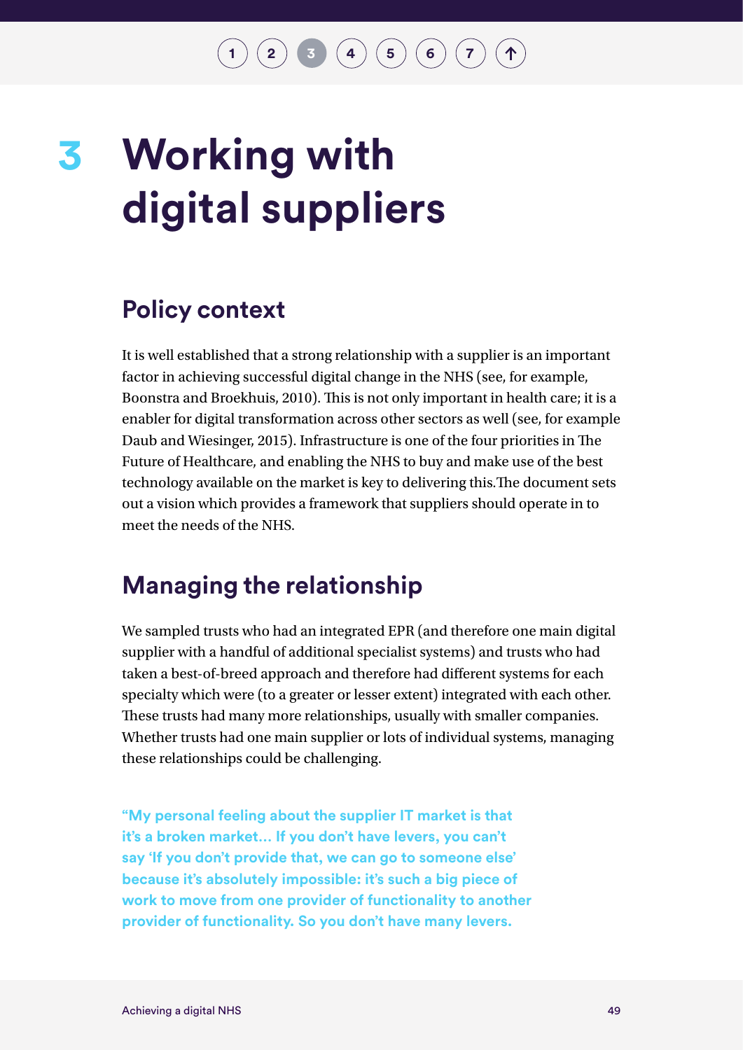# 3 Working with digital suppliers

## Policy context

It is well established that a strong relationship with a supplier is an important factor in achieving successful digital change in the NHS (see, for example, Boonstra and Broekhuis, 2010). This is not only important in health care; it is a enabler for digital transformation across other sectors as well (see, for example Daub and Wiesinger, 2015). Infrastructure is one of the four priorities in The Future of Healthcare, and enabling the NHS to buy and make use of the best technology available on the market is key to delivering this.The document sets out a vision which provides a framework that suppliers should operate in to meet the needs of the NHS.

## Managing the relationship

We sampled trusts who had an integrated EPR (and therefore one main digital supplier with a handful of additional specialist systems) and trusts who had taken a best-of-breed approach and therefore had different systems for each specialty which were (to a greater or lesser extent) integrated with each other. These trusts had many more relationships, usually with smaller companies. Whether trusts had one main supplier or lots of individual systems, managing these relationships could be challenging.

**"My personal feeling about the supplier IT market is that it's a broken market… If you don't have levers, you can't say 'If you don't provide that, we can go to someone else' because it's absolutely impossible: it's such a big piece of work to move from one provider of functionality to another provider of functionality. So you don't have many levers.**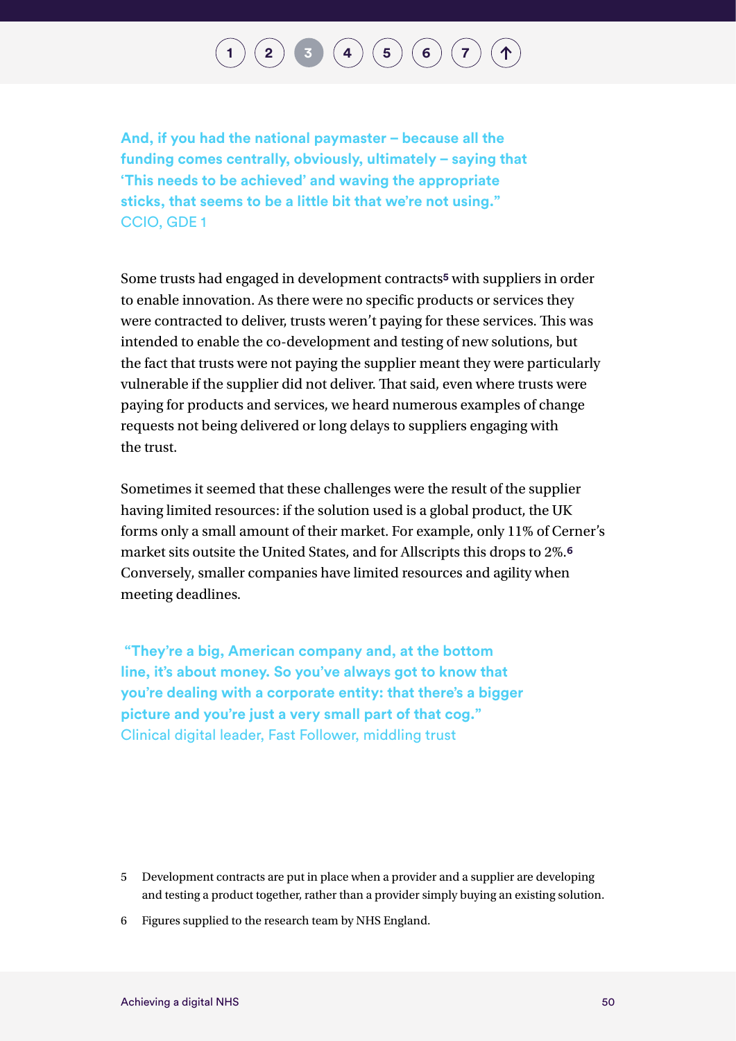**And, if you had the national paymaster – because all the funding comes centrally, obviously, ultimately – saying that 'This needs to be achieved' and waving the appropriate sticks, that seems to be a little bit that we're not using."**
CCIO, GDE 1

Some trusts had engaged in development contracts[5] with suppliers in order to enable innovation. As there were no specific products or services they were contracted to deliver, trusts weren't paying for these services. This was intended to enable the co-development and testing of new solutions, but the fact that trusts were not paying the supplier meant they were particularly vulnerable if the supplier did not deliver. That said, even where trusts were paying for products and services, we heard numerous examples of change requests not being delivered or long delays to suppliers engaging with the trust.

Sometimes it seemed that these challenges were the result of the supplier having limited resources: if the solution used is a global product, the UK forms only a small amount of their market. For example, only 11% of Cerner's market sits outsite the United States, and for Allscripts this drops to 2%.[6] Conversely, smaller companies have limited resources and agility when meeting deadlines.

**"They're a big, American company and, at the bottom line, it's about money. So you've always got to know that you're dealing with a corporate entity: that there's a bigger picture and you're just a very small part of that cog."**
Clinical digital leader, Fast Follower, middling trust

5 Development contracts are put in place when a provider and a supplier are developing and testing a product together, rather than a provider simply buying an existing solution.

6 Figures supplied to the research team by NHS England.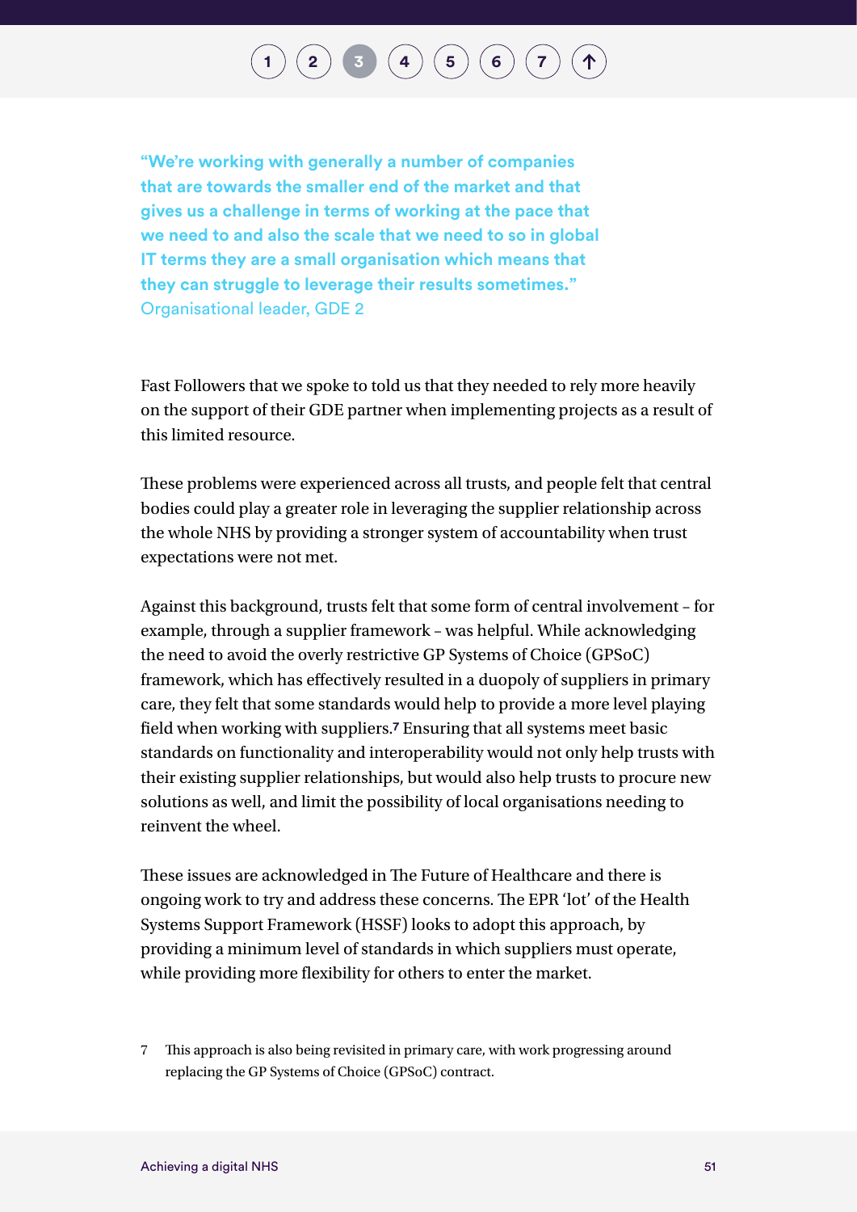**"We're working with generally a number of companies that are towards the smaller end of the market and that gives us a challenge in terms of working at the pace that we need to and also the scale that we need to so in global IT terms they are a small organisation which means that they can struggle to leverage their results sometimes."**
Organisational leader, GDE 2

Fast Followers that we spoke to told us that they needed to rely more heavily on the support of their GDE partner when implementing projects as a result of this limited resource.

These problems were experienced across all trusts, and people felt that central bodies could play a greater role in leveraging the supplier relationship across the whole NHS by providing a stronger system of accountability when trust expectations were not met.

Against this background, trusts felt that some form of central involvement – for example, through a supplier framework – was helpful. While acknowledging the need to avoid the overly restrictive GP Systems of Choice (GPSoC) framework, which has effectively resulted in a duopoly of suppliers in primary care, they felt that some standards would help to provide a more level playing field when working with suppliers.[7] Ensuring that all systems meet basic standards on functionality and interoperability would not only help trusts with their existing supplier relationships, but would also help trusts to procure new solutions as well, and limit the possibility of local organisations needing to reinvent the wheel.

These issues are acknowledged in The Future of Healthcare and there is ongoing work to try and address these concerns. The EPR 'lot' of the Health Systems Support Framework (HSSF) looks to adopt this approach, by providing a minimum level of standards in which suppliers must operate, while providing more flexibility for others to enter the market.

7 This approach is also being revisited in primary care, with work progressing around replacing the GP Systems of Choice (GPSoC) contract.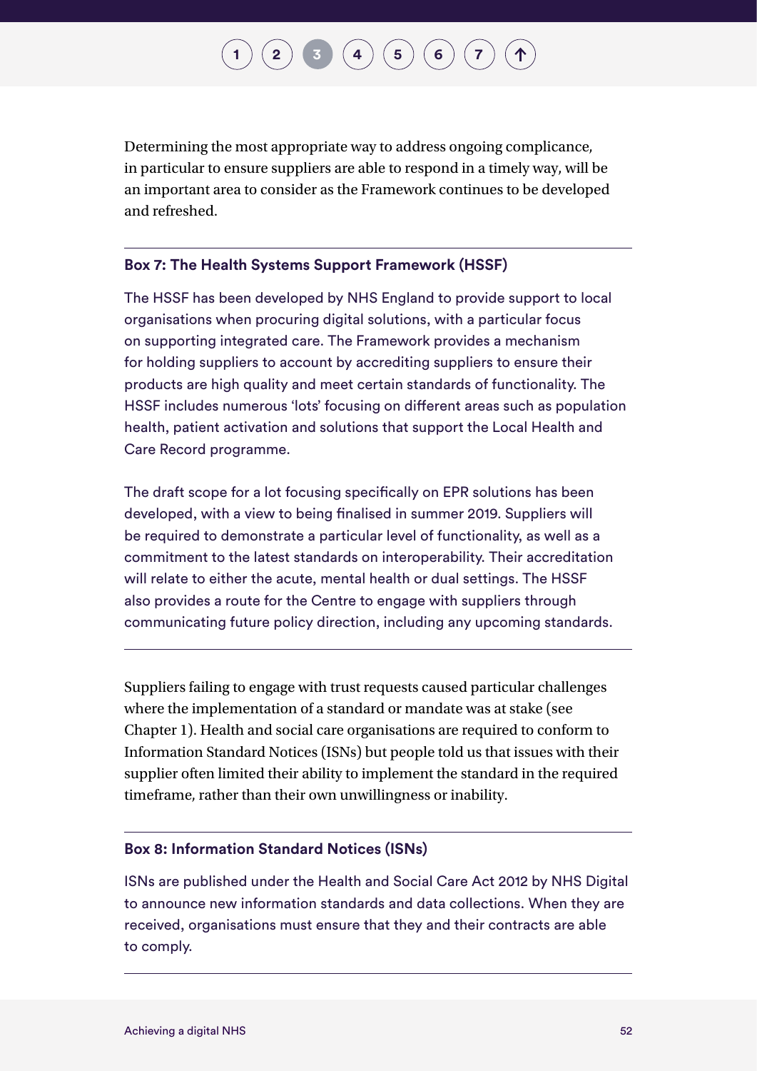Determining the most appropriate way to address ongoing complicance, in particular to ensure suppliers are able to respond in a timely way, will be an important area to consider as the Framework continues to be developed and refreshed.

---

**Box 7: The Health Systems Support Framework (HSSF)**

The HSSF has been developed by NHS England to provide support to local organisations when procuring digital solutions, with a particular focus on supporting integrated care. The Framework provides a mechanism for holding suppliers to account by accrediting suppliers to ensure their products are high quality and meet certain standards of functionality. The HSSF includes numerous 'lots' focusing on different areas such as population health, patient activation and solutions that support the Local Health and Care Record programme.

The draft scope for a lot focusing specifically on EPR solutions has been developed, with a view to being finalised in summer 2019. Suppliers will be required to demonstrate a particular level of functionality, as well as a commitment to the latest standards on interoperability. Their accreditation will relate to either the acute, mental health or dual settings. The HSSF also provides a route for the Centre to engage with suppliers through communicating future policy direction, including any upcoming standards.

---

Suppliers failing to engage with trust requests caused particular challenges where the implementation of a standard or mandate was at stake (see Chapter 1). Health and social care organisations are required to conform to Information Standard Notices (ISNs) but people told us that issues with their supplier often limited their ability to implement the standard in the required timeframe, rather than their own unwillingness or inability.

---

**Box 8: Information Standard Notices (ISNs)**

ISNs are published under the Health and Social Care Act 2012 by NHS Digital to announce new information standards and data collections. When they are received, organisations must ensure that they and their contracts are able to comply.

---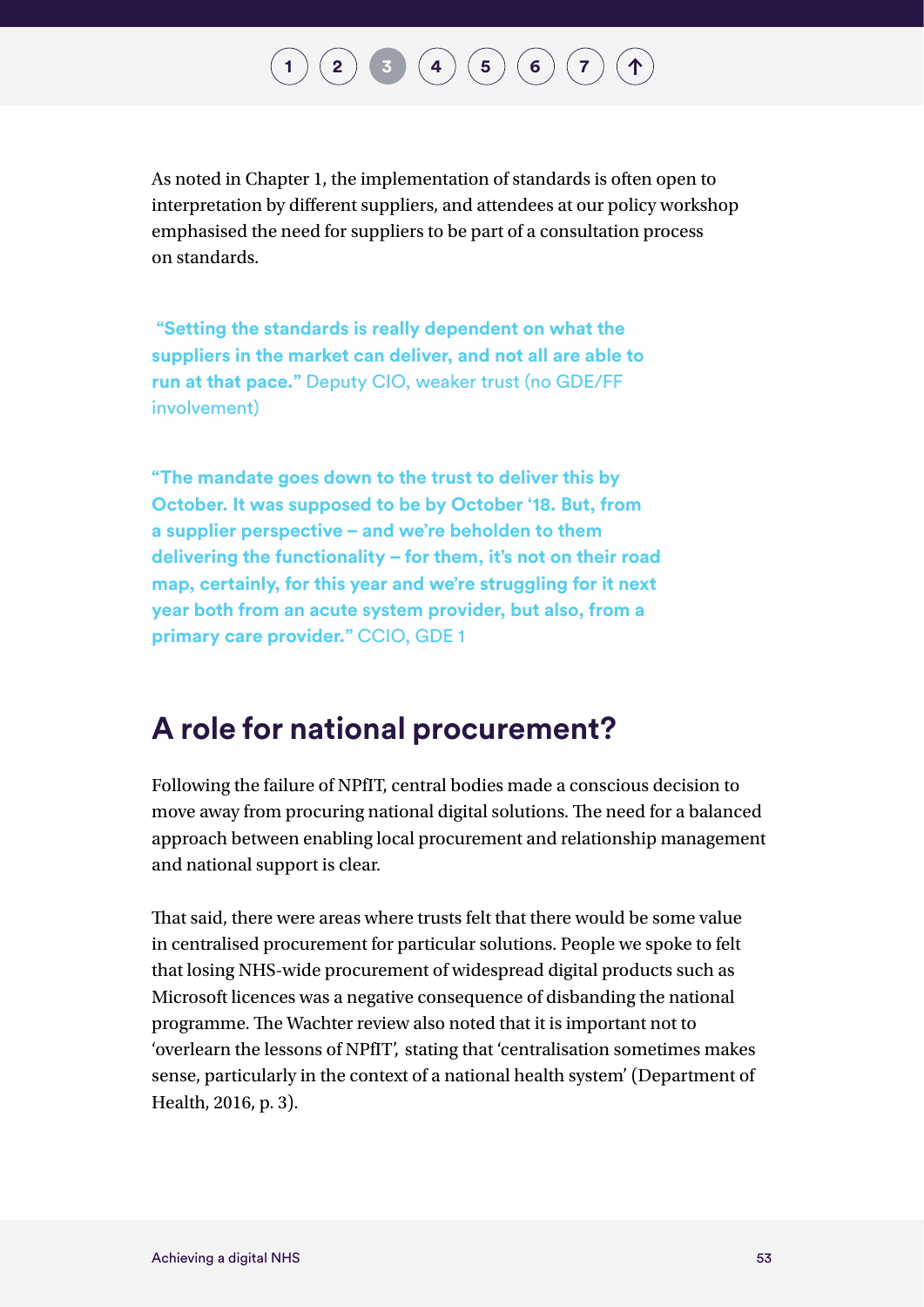As noted in Chapter 1, the implementation of standards is often open to interpretation by different suppliers, and attendees at our policy workshop emphasised the need for suppliers to be part of a consultation process on standards.

**"Setting the standards is really dependent on what the suppliers in the market can deliver, and not all are able to run at that pace."** Deputy CIO, weaker trust (no GDE/FF involvement)

**"The mandate goes down to the trust to deliver this by October. It was supposed to be by October '18. But, from a supplier perspective – and we're beholden to them delivering the functionality – for them, it's not on their road map, certainly, for this year and we're struggling for it next year both from an acute system provider, but also, from a primary care provider."** CCIO, GDE 1

## A role for national procurement?

Following the failure of NPfIT, central bodies made a conscious decision to move away from procuring national digital solutions. The need for a balanced approach between enabling local procurement and relationship management and national support is clear.

That said, there were areas where trusts felt that there would be some value in centralised procurement for particular solutions. People we spoke to felt that losing NHS-wide procurement of widespread digital products such as Microsoft licences was a negative consequence of disbanding the national programme. The Wachter review also noted that it is important not to 'overlearn the lessons of NPfIT', stating that 'centralisation sometimes makes sense, particularly in the context of a national health system' (Department of Health, 2016, p. 3).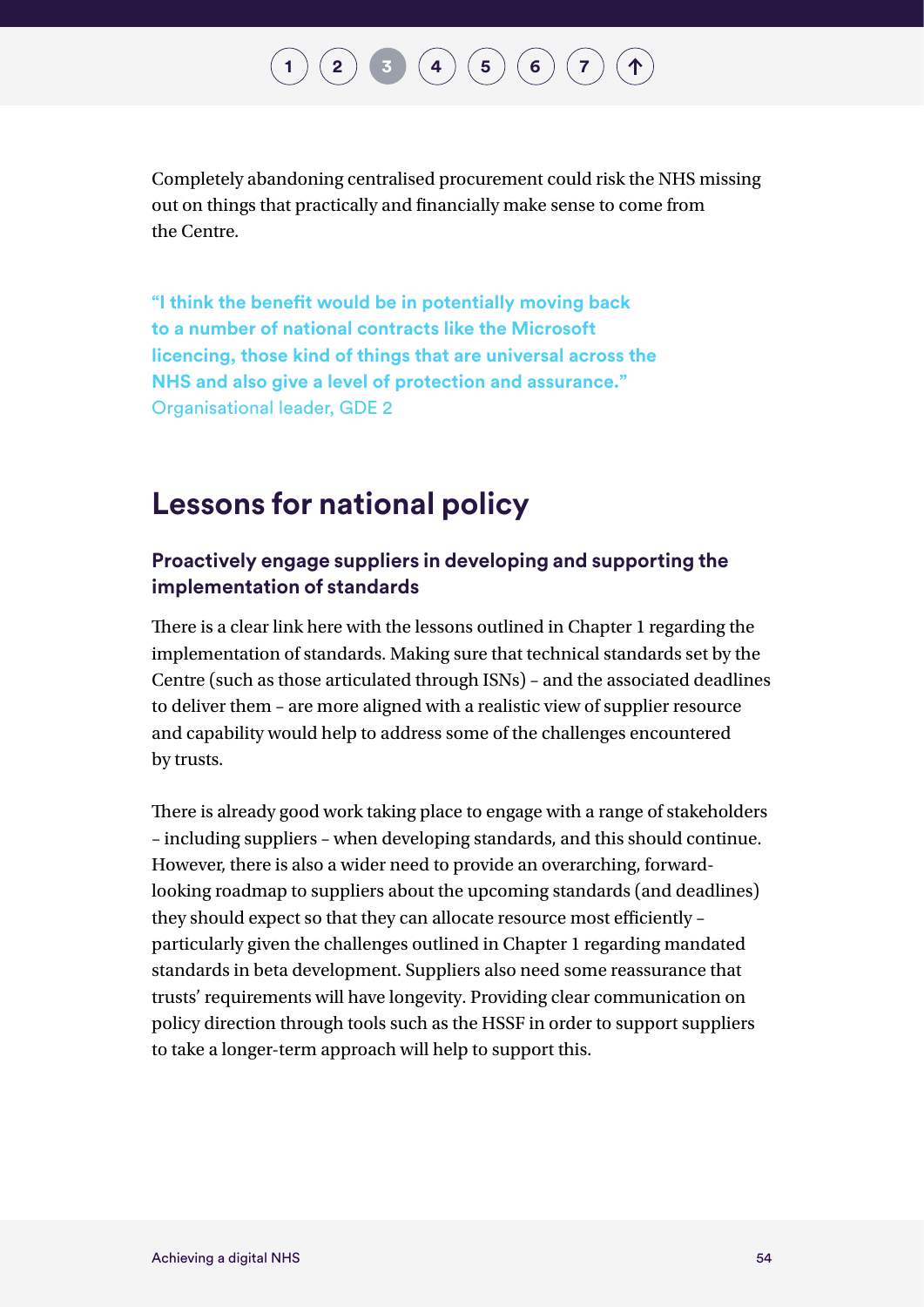Completely abandoning centralised procurement could risk the NHS missing out on things that practically and financially make sense to come from the Centre.

**"I think the benefit would be in potentially moving back to a number of national contracts like the Microsoft licencing, those kind of things that are universal across the NHS and also give a level of protection and assurance."**
Organisational leader, GDE 2

## Lessons for national policy

### Proactively engage suppliers in developing and supporting the implementation of standards

There is a clear link here with the lessons outlined in Chapter 1 regarding the implementation of standards. Making sure that technical standards set by the Centre (such as those articulated through ISNs) – and the associated deadlines to deliver them – are more aligned with a realistic view of supplier resource and capability would help to address some of the challenges encountered by trusts.

There is already good work taking place to engage with a range of stakeholders – including suppliers – when developing standards, and this should continue. However, there is also a wider need to provide an overarching, forward-looking roadmap to suppliers about the upcoming standards (and deadlines) they should expect so that they can allocate resource most efficiently – particularly given the challenges outlined in Chapter 1 regarding mandated standards in beta development. Suppliers also need some reassurance that trusts' requirements will have longevity. Providing clear communication on policy direction through tools such as the HSSF in order to support suppliers to take a longer-term approach will help to support this.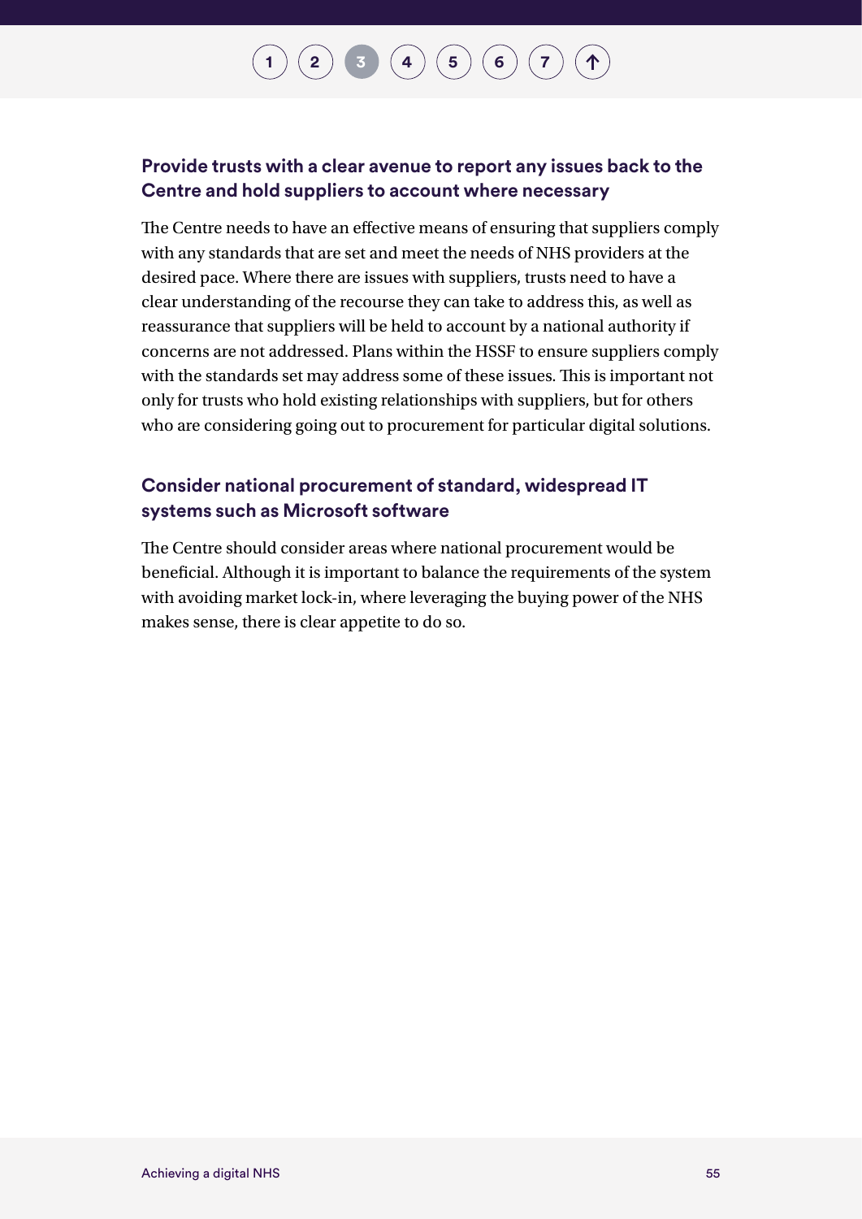### Provide trusts with a clear avenue to report any issues back to the Centre and hold suppliers to account where necessary

The Centre needs to have an effective means of ensuring that suppliers comply with any standards that are set and meet the needs of NHS providers at the desired pace. Where there are issues with suppliers, trusts need to have a clear understanding of the recourse they can take to address this, as well as reassurance that suppliers will be held to account by a national authority if concerns are not addressed. Plans within the HSSF to ensure suppliers comply with the standards set may address some of these issues. This is important not only for trusts who hold existing relationships with suppliers, but for others who are considering going out to procurement for particular digital solutions.

### Consider national procurement of standard, widespread IT systems such as Microsoft software

The Centre should consider areas where national procurement would be beneficial. Although it is important to balance the requirements of the system with avoiding market lock-in, where leveraging the buying power of the NHS makes sense, there is clear appetite to do so.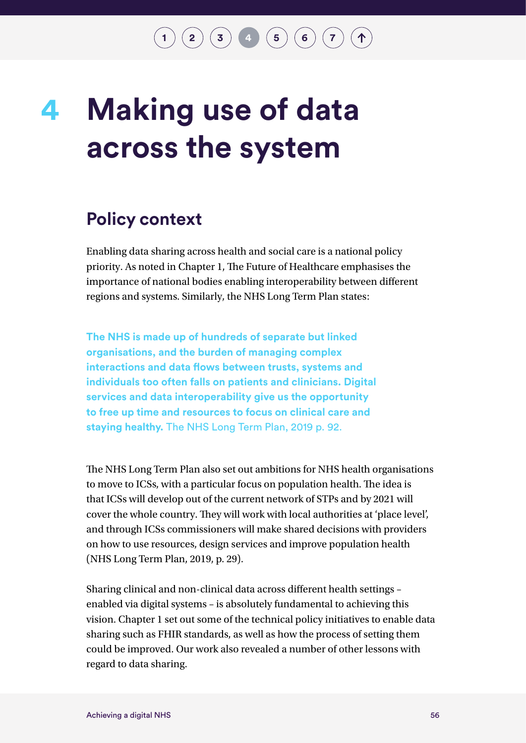# 4 Making use of data across the system

## Policy context

Enabling data sharing across health and social care is a national policy priority. As noted in Chapter 1, The Future of Healthcare emphasises the importance of national bodies enabling interoperability between different regions and systems. Similarly, the NHS Long Term Plan states:

> **The NHS is made up of hundreds of separate but linked organisations, and the burden of managing complex interactions and data flows between trusts, systems and individuals too often falls on patients and clinicians. Digital services and data interoperability give us the opportunity to free up time and resources to focus on clinical care and staying healthy.** The NHS Long Term Plan, 2019 p. 92.

The NHS Long Term Plan also set out ambitions for NHS health organisations to move to ICSs, with a particular focus on population health. The idea is that ICSs will develop out of the current network of STPs and by 2021 will cover the whole country. They will work with local authorities at 'place level', and through ICSs commissioners will make shared decisions with providers on how to use resources, design services and improve population health (NHS Long Term Plan, 2019, p. 29).

Sharing clinical and non-clinical data across different health settings – enabled via digital systems – is absolutely fundamental to achieving this vision. Chapter 1 set out some of the technical policy initiatives to enable data sharing such as FHIR standards, as well as how the process of setting them could be improved. Our work also revealed a number of other lessons with regard to data sharing.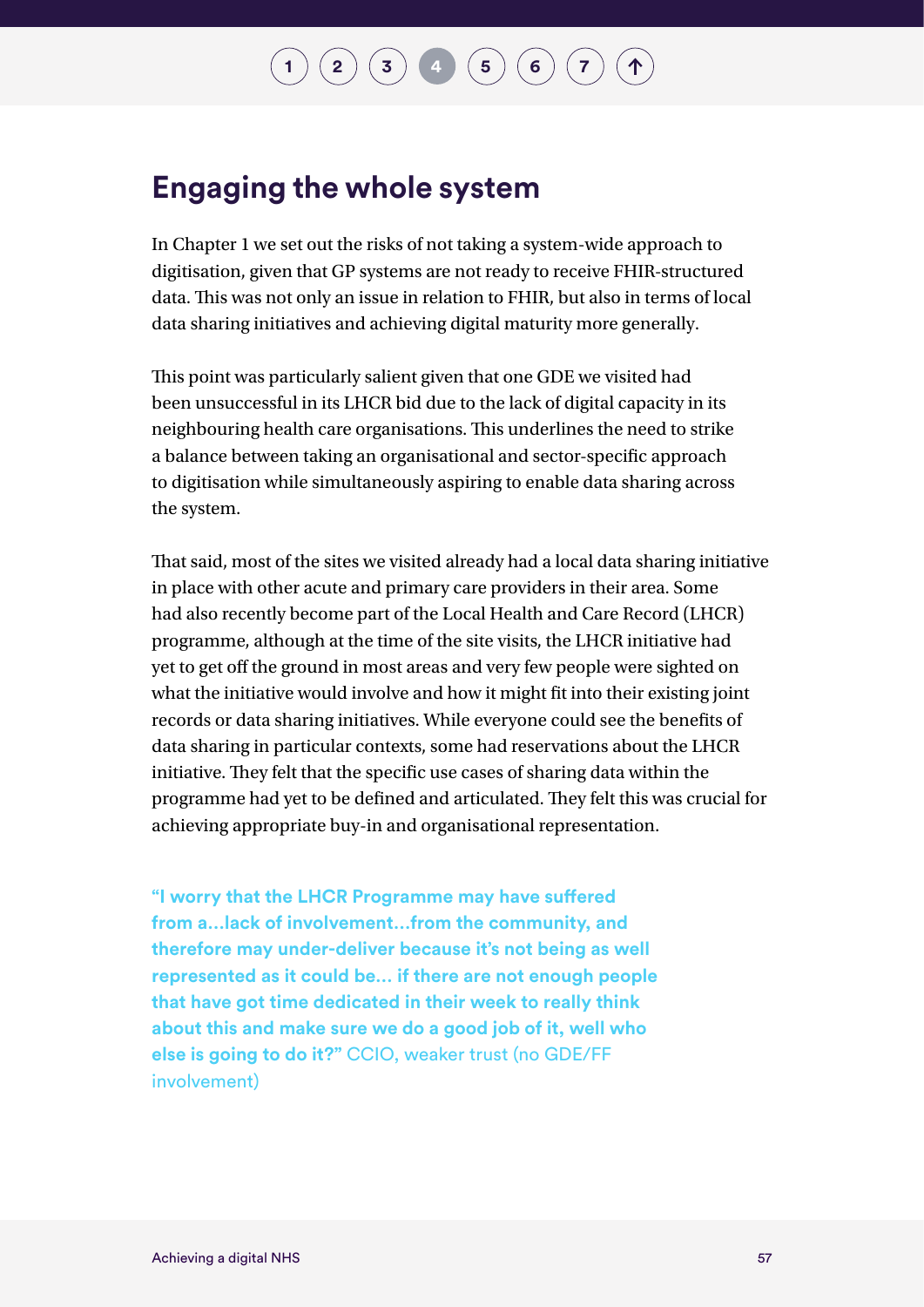## Engaging the whole system

In Chapter 1 we set out the risks of not taking a system-wide approach to digitisation, given that GP systems are not ready to receive FHIR-structured data. This was not only an issue in relation to FHIR, but also in terms of local data sharing initiatives and achieving digital maturity more generally.

This point was particularly salient given that one GDE we visited had been unsuccessful in its LHCR bid due to the lack of digital capacity in its neighbouring health care organisations. This underlines the need to strike a balance between taking an organisational and sector-specific approach to digitisation while simultaneously aspiring to enable data sharing across the system.

That said, most of the sites we visited already had a local data sharing initiative in place with other acute and primary care providers in their area. Some had also recently become part of the Local Health and Care Record (LHCR) programme, although at the time of the site visits, the LHCR initiative had yet to get off the ground in most areas and very few people were sighted on what the initiative would involve and how it might fit into their existing joint records or data sharing initiatives. While everyone could see the benefits of data sharing in particular contexts, some had reservations about the LHCR initiative. They felt that the specific use cases of sharing data within the programme had yet to be defined and articulated. They felt this was crucial for achieving appropriate buy-in and organisational representation.

> **"I worry that the LHCR Programme may have suffered from a…lack of involvement…from the community, and therefore may under-deliver because it's not being as well represented as it could be… if there are not enough people that have got time dedicated in their week to really think about this and make sure we do a good job of it, well who else is going to do it?"** CCIO, weaker trust (no GDE/FF involvement)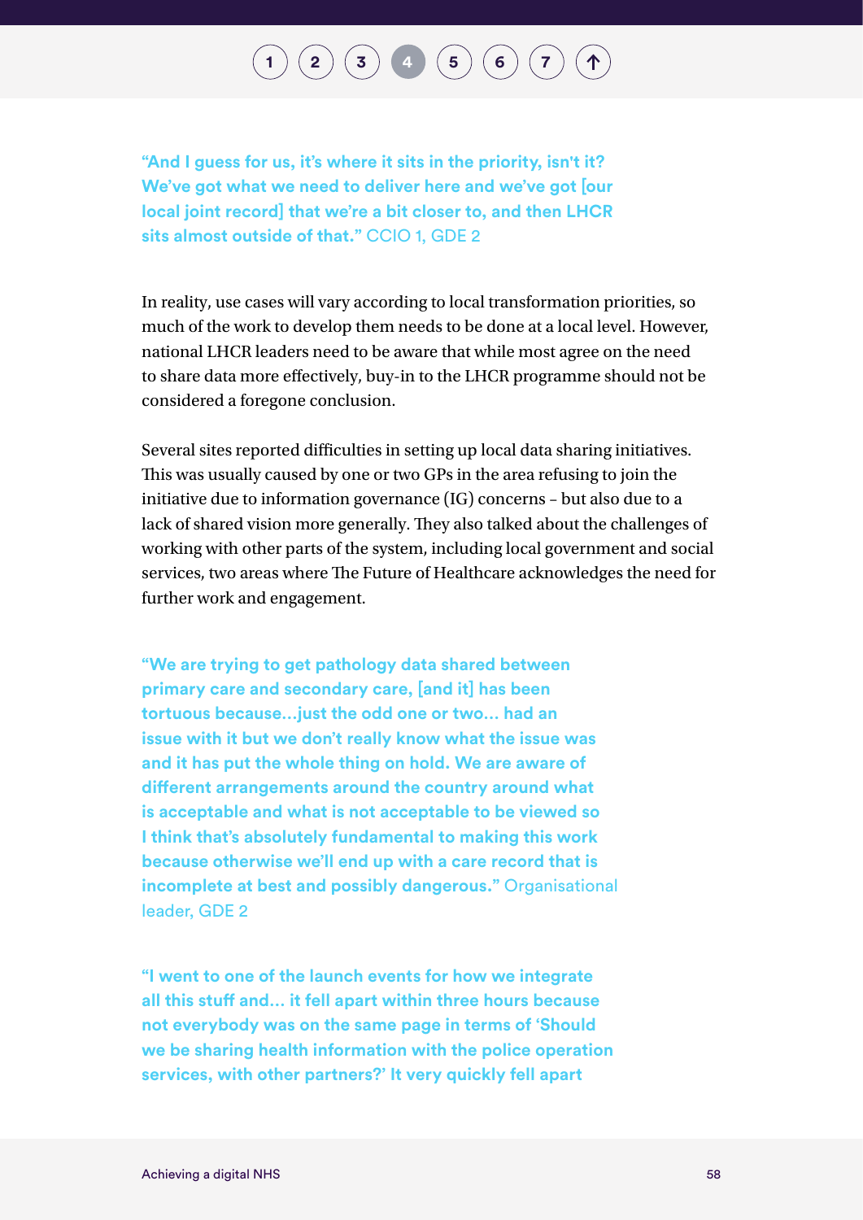**"And I guess for us, it's where it sits in the priority, isn't it? We've got what we need to deliver here and we've got [our local joint record] that we're a bit closer to, and then LHCR sits almost outside of that."** CCIO 1, GDE 2

In reality, use cases will vary according to local transformation priorities, so much of the work to develop them needs to be done at a local level. However, national LHCR leaders need to be aware that while most agree on the need to share data more effectively, buy-in to the LHCR programme should not be considered a foregone conclusion.

Several sites reported difficulties in setting up local data sharing initiatives. This was usually caused by one or two GPs in the area refusing to join the initiative due to information governance (IG) concerns – but also due to a lack of shared vision more generally. They also talked about the challenges of working with other parts of the system, including local government and social services, two areas where The Future of Healthcare acknowledges the need for further work and engagement.

**"We are trying to get pathology data shared between primary care and secondary care, [and it] has been tortuous because...just the odd one or two... had an issue with it but we don't really know what the issue was and it has put the whole thing on hold. We are aware of different arrangements around the country around what is acceptable and what is not acceptable to be viewed so I think that's absolutely fundamental to making this work because otherwise we'll end up with a care record that is incomplete at best and possibly dangerous."** Organisational leader, GDE 2

**"I went to one of the launch events for how we integrate all this stuff and... it fell apart within three hours because not everybody was on the same page in terms of 'Should we be sharing health information with the police operation services, with other partners?' It very quickly fell apart**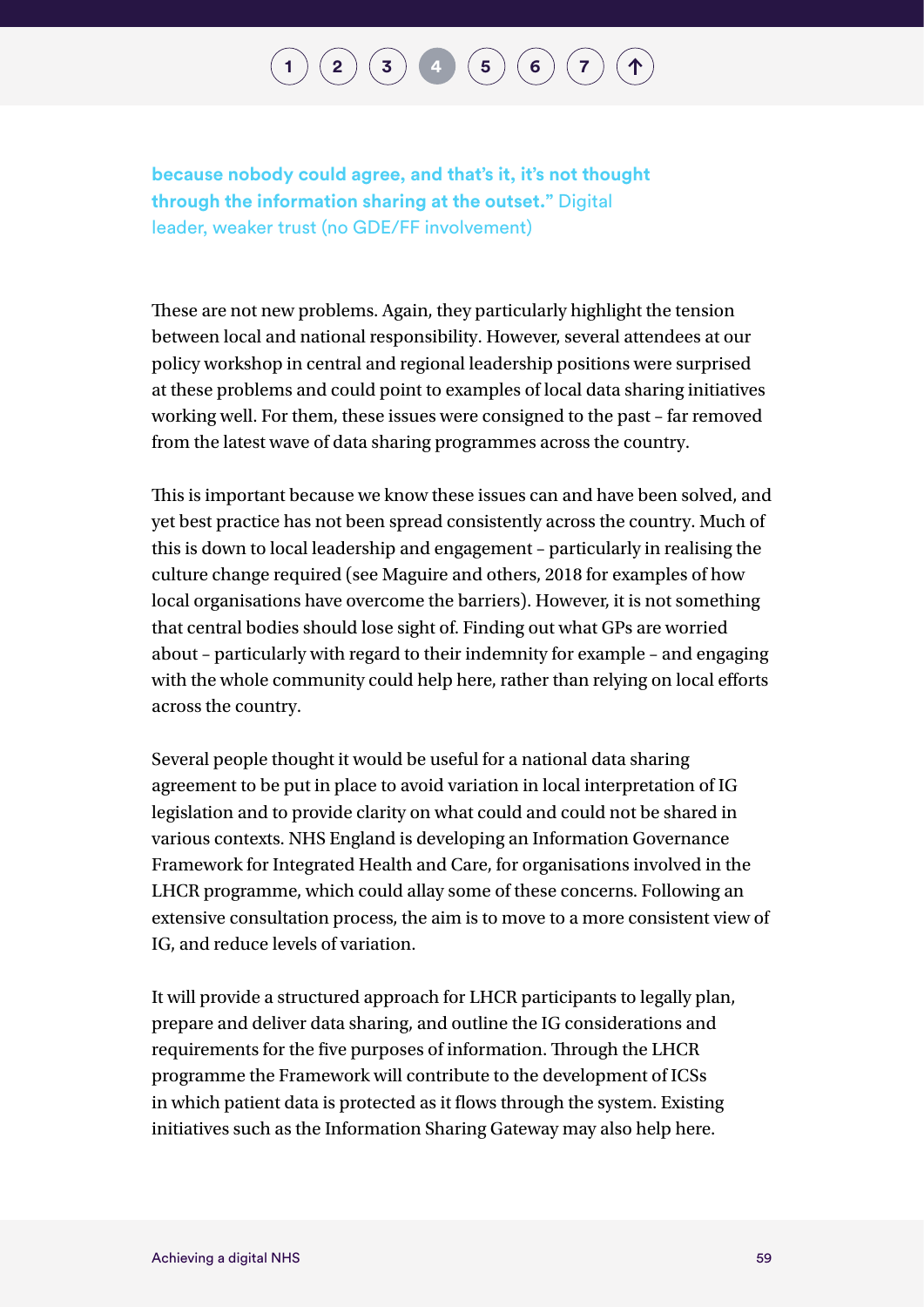**because nobody could agree, and that's it, it's not thought through the information sharing at the outset."** Digital leader, weaker trust (no GDE/FF involvement)

These are not new problems. Again, they particularly highlight the tension between local and national responsibility. However, several attendees at our policy workshop in central and regional leadership positions were surprised at these problems and could point to examples of local data sharing initiatives working well. For them, these issues were consigned to the past – far removed from the latest wave of data sharing programmes across the country.

This is important because we know these issues can and have been solved, and yet best practice has not been spread consistently across the country. Much of this is down to local leadership and engagement – particularly in realising the culture change required (see Maguire and others, 2018 for examples of how local organisations have overcome the barriers). However, it is not something that central bodies should lose sight of. Finding out what GPs are worried about – particularly with regard to their indemnity for example – and engaging with the whole community could help here, rather than relying on local efforts across the country.

Several people thought it would be useful for a national data sharing agreement to be put in place to avoid variation in local interpretation of IG legislation and to provide clarity on what could and could not be shared in various contexts. NHS England is developing an Information Governance Framework for Integrated Health and Care, for organisations involved in the LHCR programme, which could allay some of these concerns. Following an extensive consultation process, the aim is to move to a more consistent view of IG, and reduce levels of variation.

It will provide a structured approach for LHCR participants to legally plan, prepare and deliver data sharing, and outline the IG considerations and requirements for the five purposes of information. Through the LHCR programme the Framework will contribute to the development of ICSs in which patient data is protected as it flows through the system. Existing initiatives such as the Information Sharing Gateway may also help here.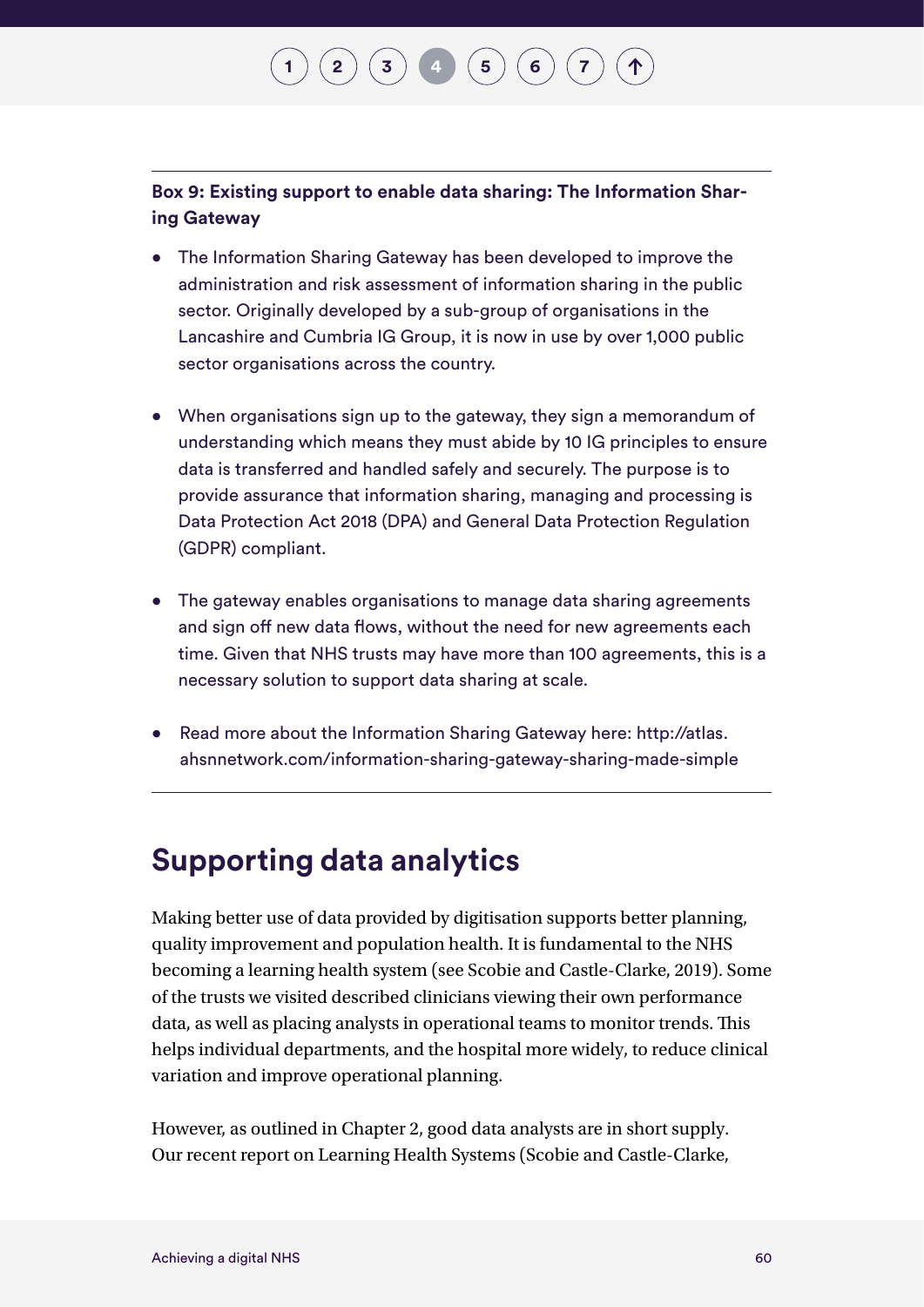**Box 9: Existing support to enable data sharing: The Information Sharing Gateway**

- The Information Sharing Gateway has been developed to improve the administration and risk assessment of information sharing in the public sector. Originally developed by a sub-group of organisations in the Lancashire and Cumbria IG Group, it is now in use by over 1,000 public sector organisations across the country.
- When organisations sign up to the gateway, they sign a memorandum of understanding which means they must abide by 10 IG principles to ensure data is transferred and handled safely and securely. The purpose is to provide assurance that information sharing, managing and processing is Data Protection Act 2018 (DPA) and General Data Protection Regulation (GDPR) compliant.
- The gateway enables organisations to manage data sharing agreements and sign off new data flows, without the need for new agreements each time. Given that NHS trusts may have more than 100 agreements, this is a necessary solution to support data sharing at scale.
- Read more about the Information Sharing Gateway here: http://atlas.ahsnnetwork.com/information-sharing-gateway-sharing-made-simple

## Supporting data analytics

Making better use of data provided by digitisation supports better planning, quality improvement and population health. It is fundamental to the NHS becoming a learning health system (see Scobie and Castle-Clarke, 2019). Some of the trusts we visited described clinicians viewing their own performance data, as well as placing analysts in operational teams to monitor trends. This helps individual departments, and the hospital more widely, to reduce clinical variation and improve operational planning.

However, as outlined in Chapter 2, good data analysts are in short supply. Our recent report on Learning Health Systems (Scobie and Castle-Clarke,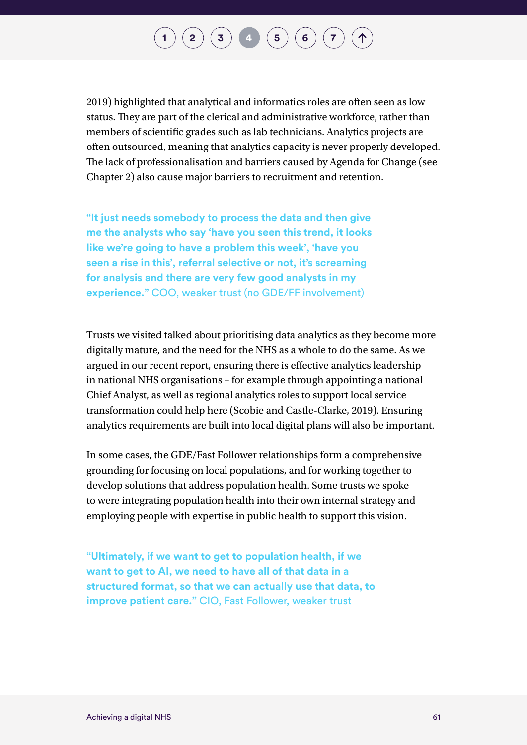2019) highlighted that analytical and informatics roles are often seen as low status. They are part of the clerical and administrative workforce, rather than members of scientific grades such as lab technicians. Analytics projects are often outsourced, meaning that analytics capacity is never properly developed. The lack of professionalisation and barriers caused by Agenda for Change (see Chapter 2) also cause major barriers to recruitment and retention.

> **"It just needs somebody to process the data and then give me the analysts who say 'have you seen this trend, it looks like we're going to have a problem this week', 'have you seen a rise in this', referral selective or not, it's screaming for analysis and there are very few good analysts in my experience."** COO, weaker trust (no GDE/FF involvement)

Trusts we visited talked about prioritising data analytics as they become more digitally mature, and the need for the NHS as a whole to do the same. As we argued in our recent report, ensuring there is effective analytics leadership in national NHS organisations – for example through appointing a national Chief Analyst, as well as regional analytics roles to support local service transformation could help here (Scobie and Castle-Clarke, 2019). Ensuring analytics requirements are built into local digital plans will also be important.

In some cases, the GDE/Fast Follower relationships form a comprehensive grounding for focusing on local populations, and for working together to develop solutions that address population health. Some trusts we spoke to were integrating population health into their own internal strategy and employing people with expertise in public health to support this vision.

> **"Ultimately, if we want to get to population health, if we want to get to AI, we need to have all of that data in a structured format, so that we can actually use that data, to improve patient care."** CIO, Fast Follower, weaker trust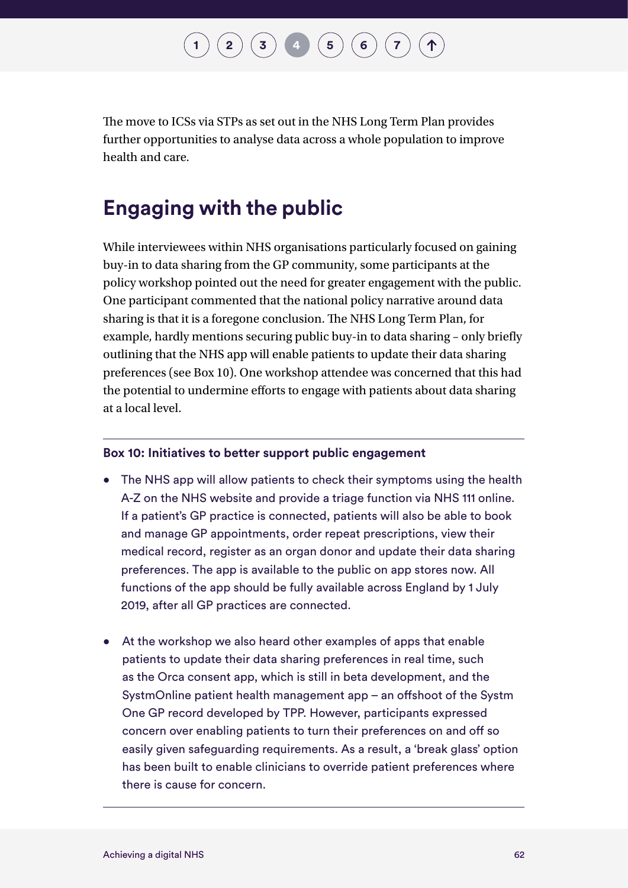The move to ICSs via STPs as set out in the NHS Long Term Plan provides further opportunities to analyse data across a whole population to improve health and care.

## Engaging with the public

While interviewees within NHS organisations particularly focused on gaining buy-in to data sharing from the GP community, some participants at the policy workshop pointed out the need for greater engagement with the public. One participant commented that the national policy narrative around data sharing is that it is a foregone conclusion. The NHS Long Term Plan, for example, hardly mentions securing public buy-in to data sharing – only briefly outlining that the NHS app will enable patients to update their data sharing preferences (see Box 10). One workshop attendee was concerned that this had the potential to undermine efforts to engage with patients about data sharing at a local level.

**Box 10: Initiatives to better support public engagement**

- The NHS app will allow patients to check their symptoms using the health A-Z on the NHS website and provide a triage function via NHS 111 online. If a patient's GP practice is connected, patients will also be able to book and manage GP appointments, order repeat prescriptions, view their medical record, register as an organ donor and update their data sharing preferences. The app is available to the public on app stores now. All functions of the app should be fully available across England by 1 July 2019, after all GP practices are connected.

- At the workshop we also heard other examples of apps that enable patients to update their data sharing preferences in real time, such as the Orca consent app, which is still in beta development, and the SystmOnline patient health management app – an offshoot of the Systm One GP record developed by TPP. However, participants expressed concern over enabling patients to turn their preferences on and off so easily given safeguarding requirements. As a result, a 'break glass' option has been built to enable clinicians to override patient preferences where there is cause for concern.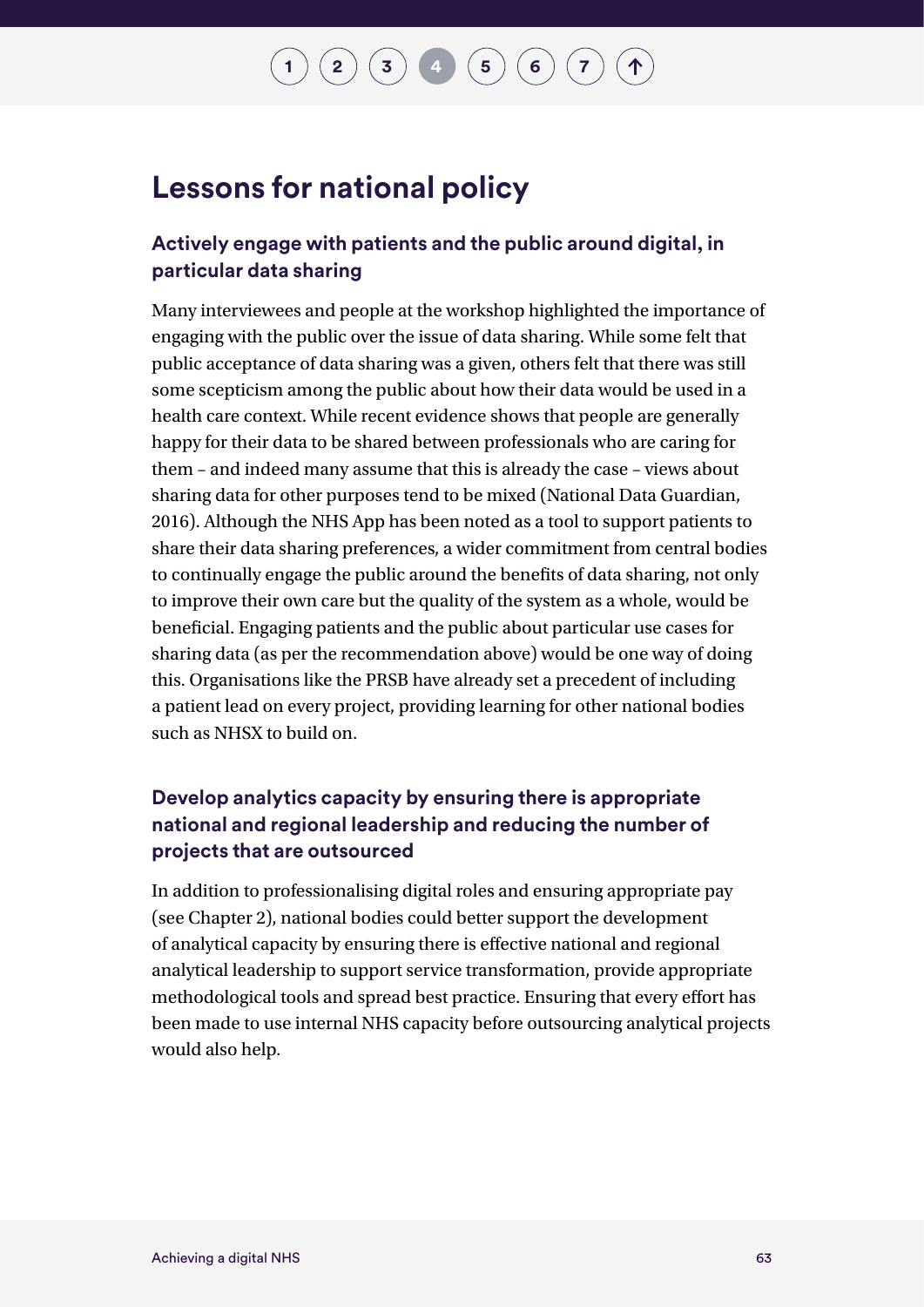## Lessons for national policy

### Actively engage with patients and the public around digital, in particular data sharing

Many interviewees and people at the workshop highlighted the importance of engaging with the public over the issue of data sharing. While some felt that public acceptance of data sharing was a given, others felt that there was still some scepticism among the public about how their data would be used in a health care context. While recent evidence shows that people are generally happy for their data to be shared between professionals who are caring for them – and indeed many assume that this is already the case – views about sharing data for other purposes tend to be mixed (National Data Guardian, 2016). Although the NHS App has been noted as a tool to support patients to share their data sharing preferences, a wider commitment from central bodies to continually engage the public around the benefits of data sharing, not only to improve their own care but the quality of the system as a whole, would be beneficial. Engaging patients and the public about particular use cases for sharing data (as per the recommendation above) would be one way of doing this. Organisations like the PRSB have already set a precedent of including a patient lead on every project, providing learning for other national bodies such as NHSX to build on.

### Develop analytics capacity by ensuring there is appropriate national and regional leadership and reducing the number of projects that are outsourced

In addition to professionalising digital roles and ensuring appropriate pay (see Chapter 2), national bodies could better support the development of analytical capacity by ensuring there is effective national and regional analytical leadership to support service transformation, provide appropriate methodological tools and spread best practice. Ensuring that every effort has been made to use internal NHS capacity before outsourcing analytical projects would also help.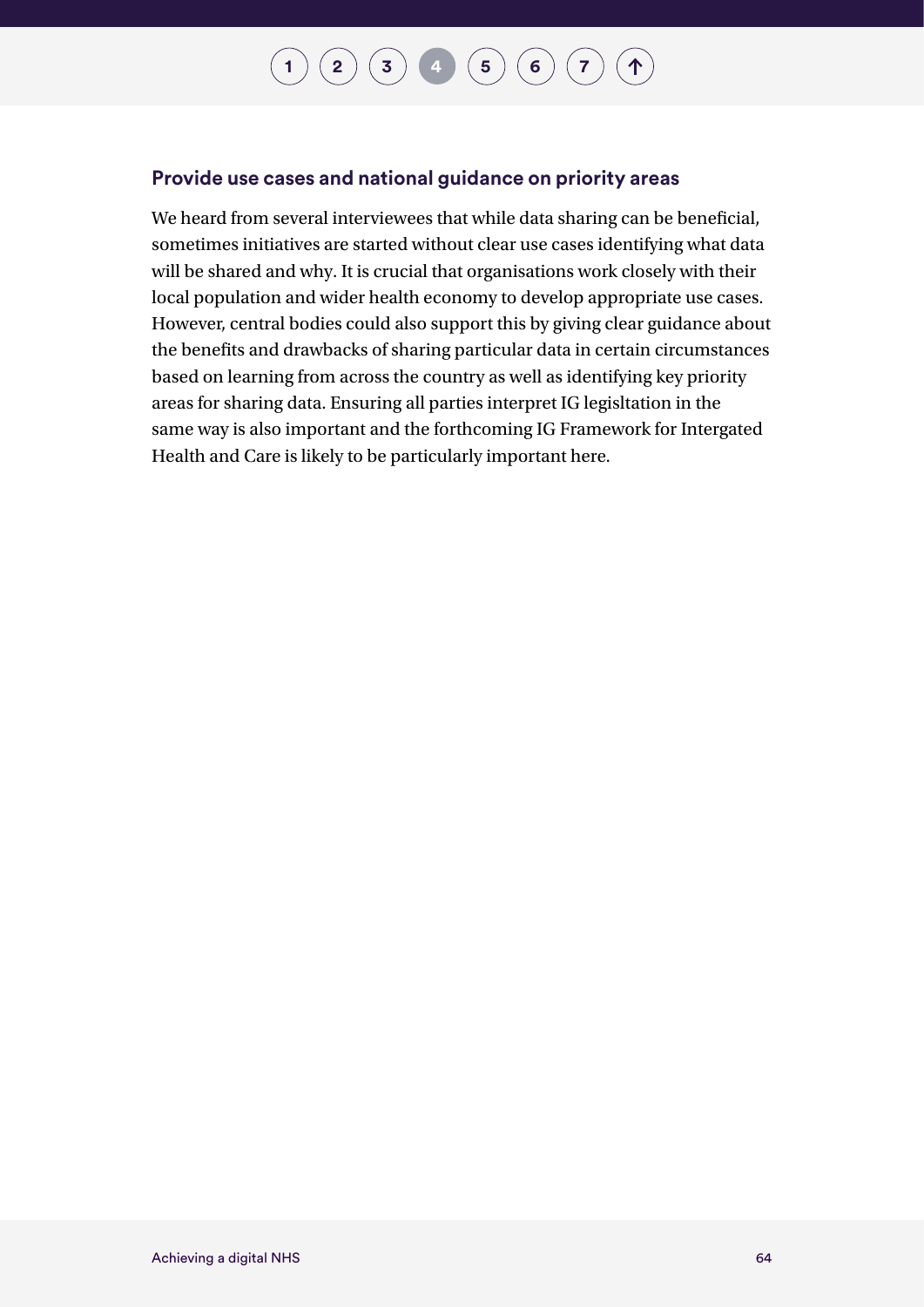### Provide use cases and national guidance on priority areas

We heard from several interviewees that while data sharing can be beneficial, sometimes initiatives are started without clear use cases identifying what data will be shared and why. It is crucial that organisations work closely with their local population and wider health economy to develop appropriate use cases. However, central bodies could also support this by giving clear guidance about the benefits and drawbacks of sharing particular data in certain circumstances based on learning from across the country as well as identifying key priority areas for sharing data. Ensuring all parties interpret IG legisltation in the same way is also important and the forthcoming IG Framework for Intergated Health and Care is likely to be particularly important here.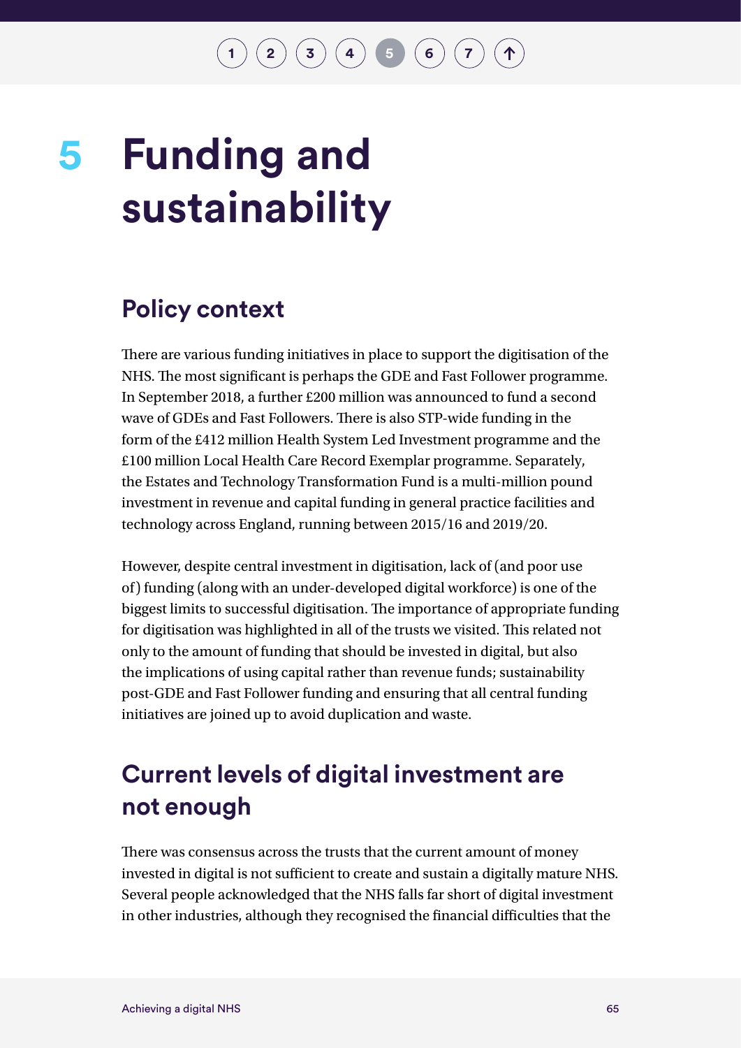# 5 Funding and sustainability

## Policy context

There are various funding initiatives in place to support the digitisation of the NHS. The most significant is perhaps the GDE and Fast Follower programme. In September 2018, a further £200 million was announced to fund a second wave of GDEs and Fast Followers. There is also STP-wide funding in the form of the £412 million Health System Led Investment programme and the £100 million Local Health Care Record Exemplar programme. Separately, the Estates and Technology Transformation Fund is a multi-million pound investment in revenue and capital funding in general practice facilities and technology across England, running between 2015/16 and 2019/20.

However, despite central investment in digitisation, lack of (and poor use of) funding (along with an under-developed digital workforce) is one of the biggest limits to successful digitisation. The importance of appropriate funding for digitisation was highlighted in all of the trusts we visited. This related not only to the amount of funding that should be invested in digital, but also the implications of using capital rather than revenue funds; sustainability post-GDE and Fast Follower funding and ensuring that all central funding initiatives are joined up to avoid duplication and waste.

## Current levels of digital investment are not enough

There was consensus across the trusts that the current amount of money invested in digital is not sufficient to create and sustain a digitally mature NHS. Several people acknowledged that the NHS falls far short of digital investment in other industries, although they recognised the financial difficulties that the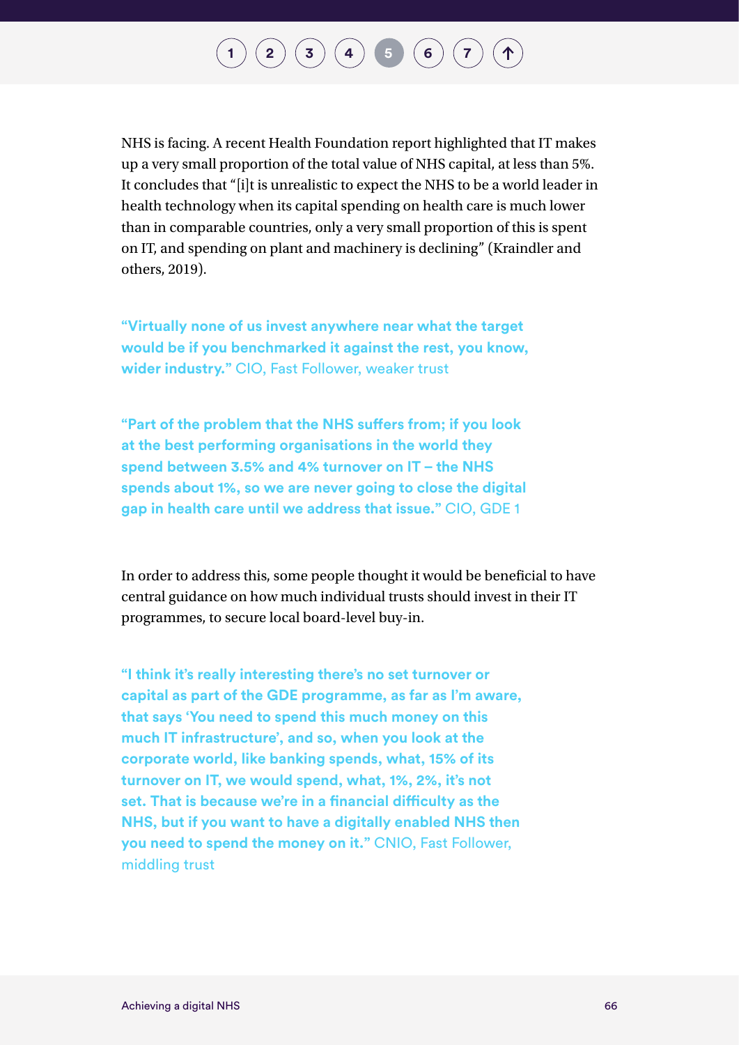NHS is facing. A recent Health Foundation report highlighted that IT makes up a very small proportion of the total value of NHS capital, at less than 5%. It concludes that "[i]t is unrealistic to expect the NHS to be a world leader in health technology when its capital spending on health care is much lower than in comparable countries, only a very small proportion of this is spent on IT, and spending on plant and machinery is declining" (Kraindler and others, 2019).

**"Virtually none of us invest anywhere near what the target would be if you benchmarked it against the rest, you know, wider industry."** CIO, Fast Follower, weaker trust

**"Part of the problem that the NHS suffers from; if you look at the best performing organisations in the world they spend between 3.5% and 4% turnover on IT – the NHS spends about 1%, so we are never going to close the digital gap in health care until we address that issue."** CIO, GDE 1

In order to address this, some people thought it would be beneficial to have central guidance on how much individual trusts should invest in their IT programmes, to secure local board-level buy-in.

**"I think it's really interesting there's no set turnover or capital as part of the GDE programme, as far as I'm aware, that says 'You need to spend this much money on this much IT infrastructure', and so, when you look at the corporate world, like banking spends, what, 15% of its turnover on IT, we would spend, what, 1%, 2%, it's not set. That is because we're in a financial difficulty as the NHS, but if you want to have a digitally enabled NHS then you need to spend the money on it."** CNIO, Fast Follower, middling trust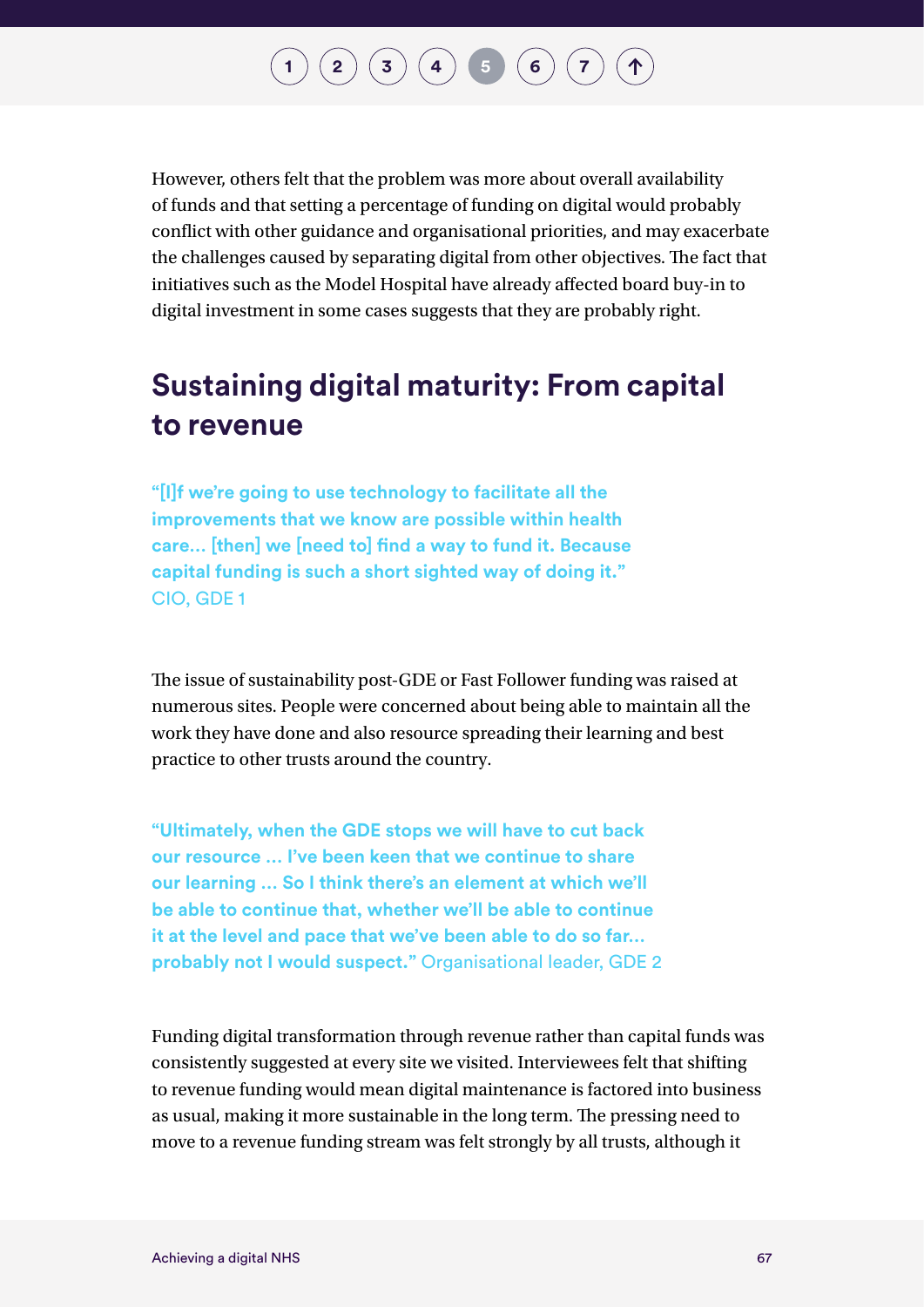However, others felt that the problem was more about overall availability of funds and that setting a percentage of funding on digital would probably conflict with other guidance and organisational priorities, and may exacerbate the challenges caused by separating digital from other objectives. The fact that initiatives such as the Model Hospital have already affected board buy-in to digital investment in some cases suggests that they are probably right.

## Sustaining digital maturity: From capital to revenue

**"[I]f we're going to use technology to facilitate all the improvements that we know are possible within health care... [then] we [need to] find a way to fund it. Because capital funding is such a short sighted way of doing it."** CIO, GDE 1

The issue of sustainability post-GDE or Fast Follower funding was raised at numerous sites. People were concerned about being able to maintain all the work they have done and also resource spreading their learning and best practice to other trusts around the country.

**"Ultimately, when the GDE stops we will have to cut back our resource ... I've been keen that we continue to share our learning ... So I think there's an element at which we'll be able to continue that, whether we'll be able to continue it at the level and pace that we've been able to do so far... probably not I would suspect."** Organisational leader, GDE 2

Funding digital transformation through revenue rather than capital funds was consistently suggested at every site we visited. Interviewees felt that shifting to revenue funding would mean digital maintenance is factored into business as usual, making it more sustainable in the long term. The pressing need to move to a revenue funding stream was felt strongly by all trusts, although it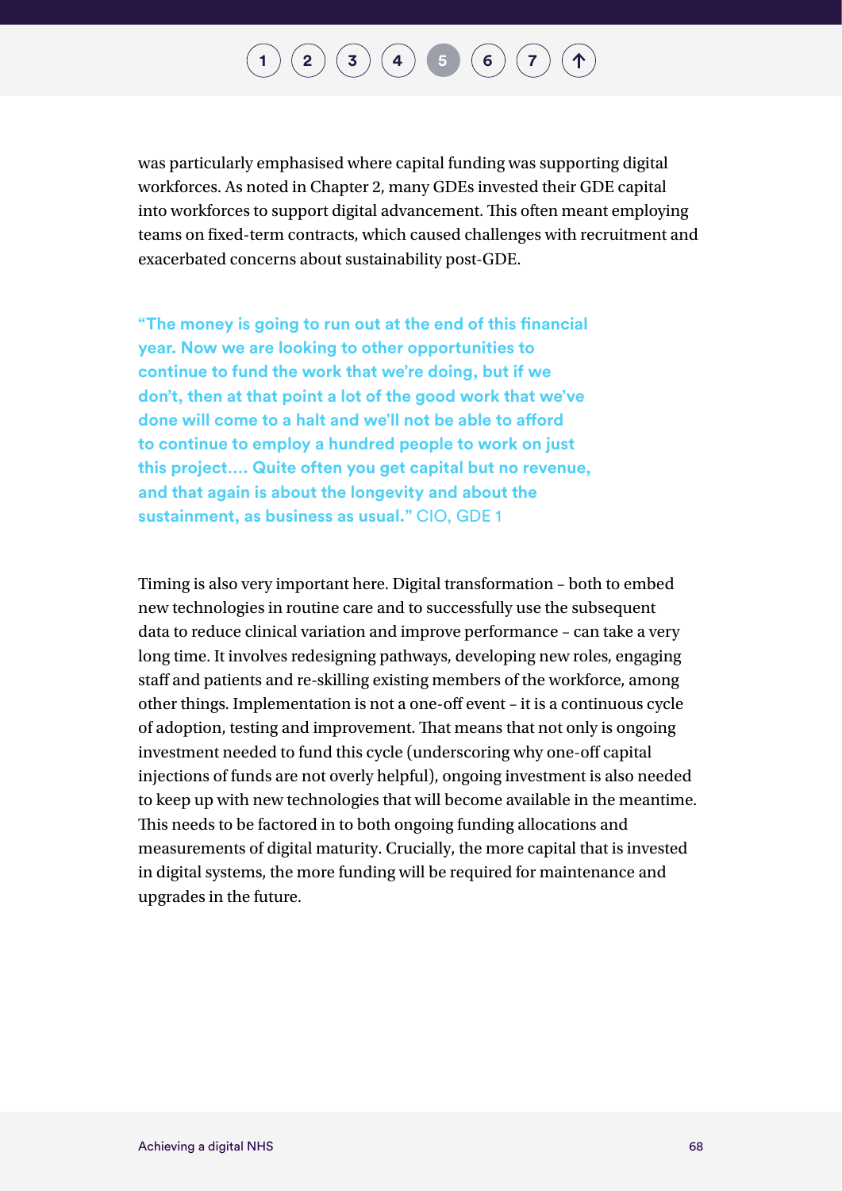was particularly emphasised where capital funding was supporting digital workforces. As noted in Chapter 2, many GDEs invested their GDE capital into workforces to support digital advancement. This often meant employing teams on fixed-term contracts, which caused challenges with recruitment and exacerbated concerns about sustainability post-GDE.

**"The money is going to run out at the end of this financial year. Now we are looking to other opportunities to continue to fund the work that we're doing, but if we don't, then at that point a lot of the good work that we've done will come to a halt and we'll not be able to afford to continue to employ a hundred people to work on just this project.... Quite often you get capital but no revenue, and that again is about the longevity and about the sustainment, as business as usual."** CIO, GDE 1

Timing is also very important here. Digital transformation – both to embed new technologies in routine care and to successfully use the subsequent data to reduce clinical variation and improve performance – can take a very long time. It involves redesigning pathways, developing new roles, engaging staff and patients and re-skilling existing members of the workforce, among other things. Implementation is not a one-off event – it is a continuous cycle of adoption, testing and improvement. That means that not only is ongoing investment needed to fund this cycle (underscoring why one-off capital injections of funds are not overly helpful), ongoing investment is also needed to keep up with new technologies that will become available in the meantime. This needs to be factored in to both ongoing funding allocations and measurements of digital maturity. Crucially, the more capital that is invested in digital systems, the more funding will be required for maintenance and upgrades in the future.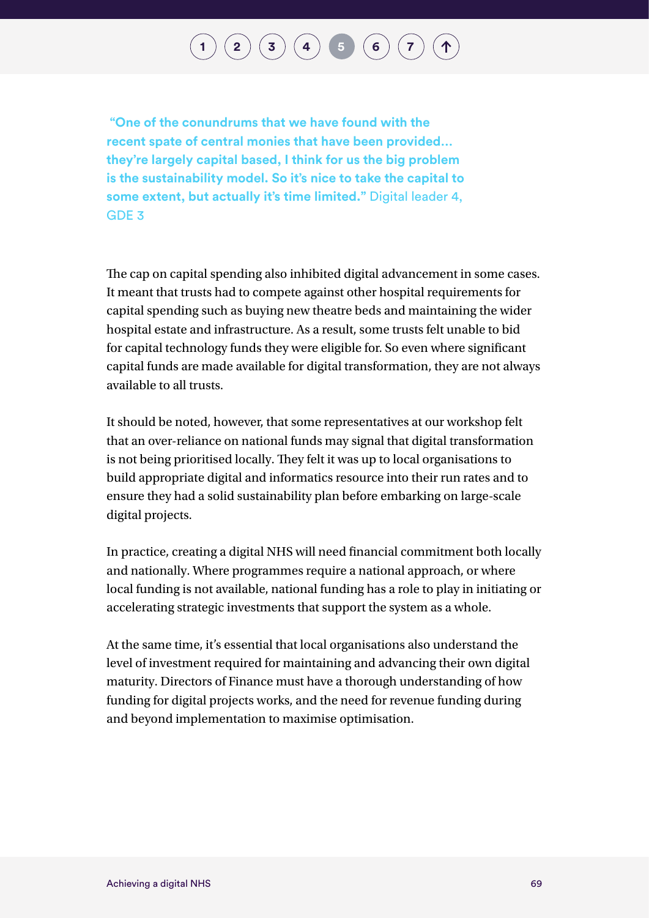**"One of the conundrums that we have found with the recent spate of central monies that have been provided… they're largely capital based, I think for us the big problem is the sustainability model. So it's nice to take the capital to some extent, but actually it's time limited."** Digital leader 4, GDE 3

The cap on capital spending also inhibited digital advancement in some cases. It meant that trusts had to compete against other hospital requirements for capital spending such as buying new theatre beds and maintaining the wider hospital estate and infrastructure. As a result, some trusts felt unable to bid for capital technology funds they were eligible for. So even where significant capital funds are made available for digital transformation, they are not always available to all trusts.

It should be noted, however, that some representatives at our workshop felt that an over-reliance on national funds may signal that digital transformation is not being prioritised locally. They felt it was up to local organisations to build appropriate digital and informatics resource into their run rates and to ensure they had a solid sustainability plan before embarking on large-scale digital projects.

In practice, creating a digital NHS will need financial commitment both locally and nationally. Where programmes require a national approach, or where local funding is not available, national funding has a role to play in initiating or accelerating strategic investments that support the system as a whole.

At the same time, it's essential that local organisations also understand the level of investment required for maintaining and advancing their own digital maturity. Directors of Finance must have a thorough understanding of how funding for digital projects works, and the need for revenue funding during and beyond implementation to maximise optimisation.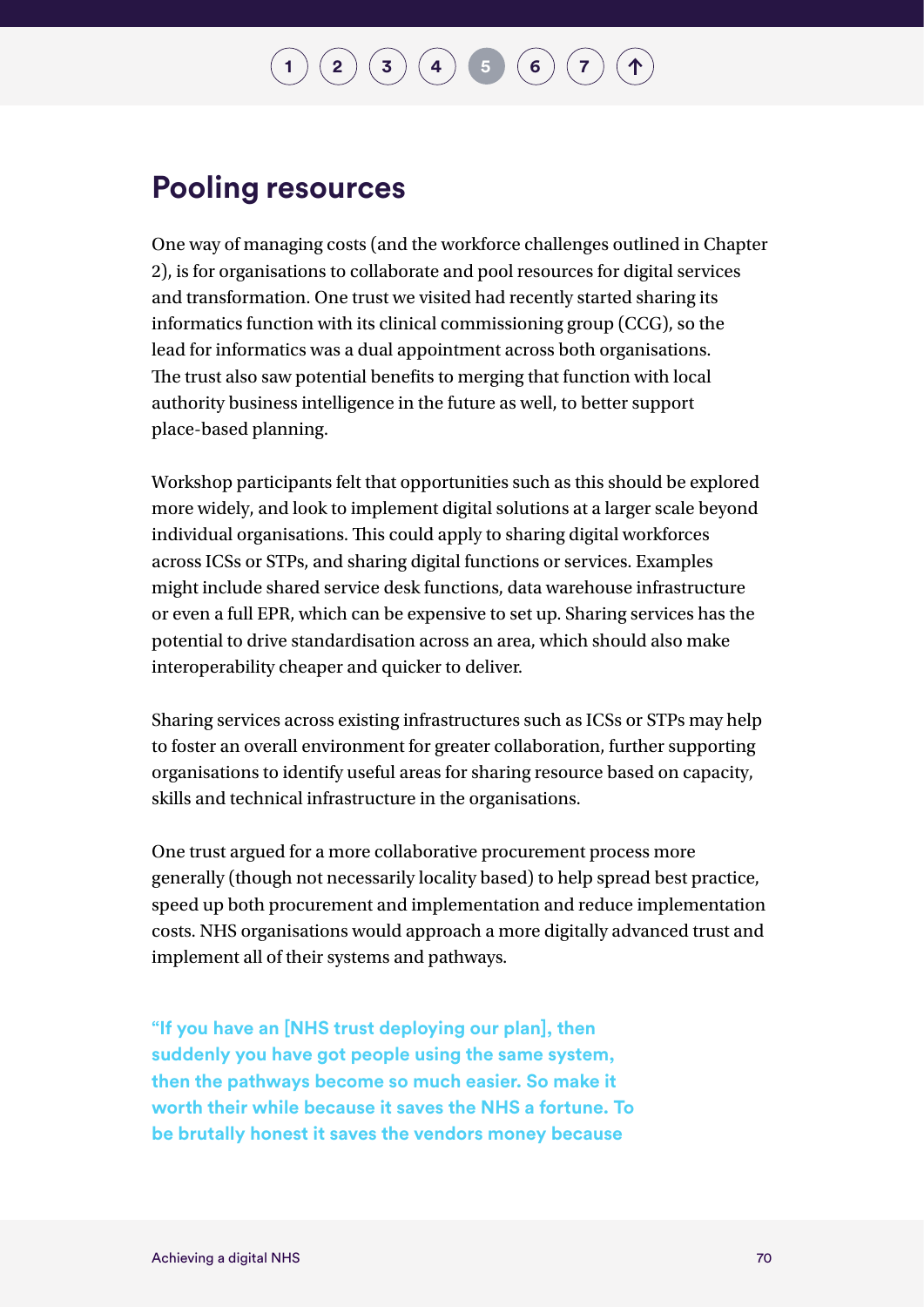## Pooling resources

One way of managing costs (and the workforce challenges outlined in Chapter 2), is for organisations to collaborate and pool resources for digital services and transformation. One trust we visited had recently started sharing its informatics function with its clinical commissioning group (CCG), so the lead for informatics was a dual appointment across both organisations. The trust also saw potential benefits to merging that function with local authority business intelligence in the future as well, to better support place-based planning.

Workshop participants felt that opportunities such as this should be explored more widely, and look to implement digital solutions at a larger scale beyond individual organisations. This could apply to sharing digital workforces across ICSs or STPs, and sharing digital functions or services. Examples might include shared service desk functions, data warehouse infrastructure or even a full EPR, which can be expensive to set up. Sharing services has the potential to drive standardisation across an area, which should also make interoperability cheaper and quicker to deliver.

Sharing services across existing infrastructures such as ICSs or STPs may help to foster an overall environment for greater collaboration, further supporting organisations to identify useful areas for sharing resource based on capacity, skills and technical infrastructure in the organisations.

One trust argued for a more collaborative procurement process more generally (though not necessarily locality based) to help spread best practice, speed up both procurement and implementation and reduce implementation costs. NHS organisations would approach a more digitally advanced trust and implement all of their systems and pathways.

**"If you have an [NHS trust deploying our plan], then suddenly you have got people using the same system, then the pathways become so much easier. So make it worth their while because it saves the NHS a fortune. To be brutally honest it saves the vendors money because**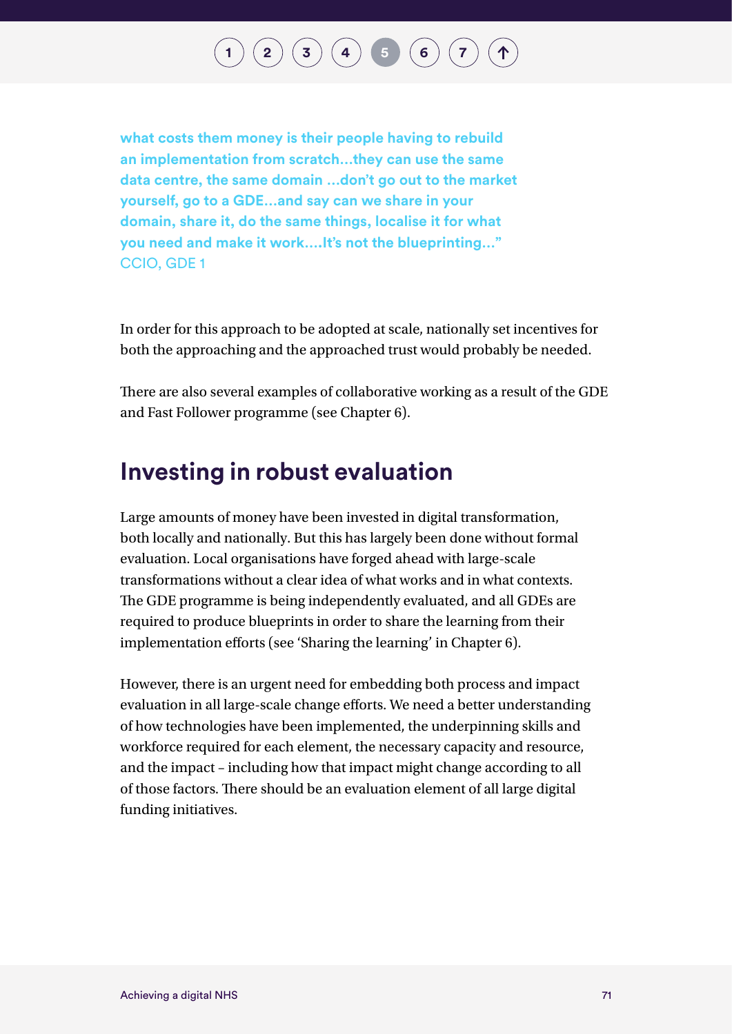**what costs them money is their people having to rebuild an implementation from scratch...they can use the same data centre, the same domain ...don't go out to the market yourself, go to a GDE...and say can we share in your domain, share it, do the same things, localise it for what you need and make it work....It's not the blueprinting..."**
CCIO, GDE 1

In order for this approach to be adopted at scale, nationally set incentives for both the approaching and the approached trust would probably be needed.

There are also several examples of collaborative working as a result of the GDE and Fast Follower programme (see Chapter 6).

## Investing in robust evaluation

Large amounts of money have been invested in digital transformation, both locally and nationally. But this has largely been done without formal evaluation. Local organisations have forged ahead with large-scale transformations without a clear idea of what works and in what contexts. The GDE programme is being independently evaluated, and all GDEs are required to produce blueprints in order to share the learning from their implementation efforts (see 'Sharing the learning' in Chapter 6).

However, there is an urgent need for embedding both process and impact evaluation in all large-scale change efforts. We need a better understanding of how technologies have been implemented, the underpinning skills and workforce required for each element, the necessary capacity and resource, and the impact – including how that impact might change according to all of those factors. There should be an evaluation element of all large digital funding initiatives.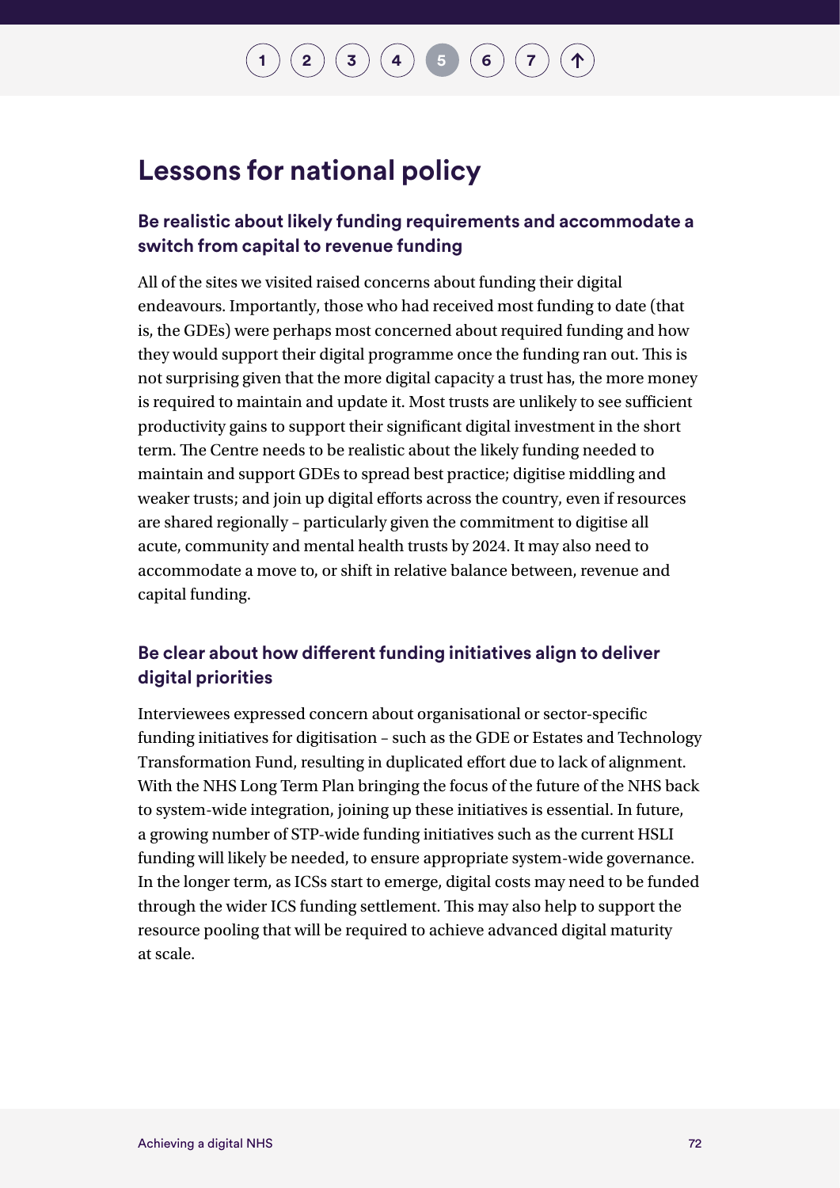## Lessons for national policy

### Be realistic about likely funding requirements and accommodate a switch from capital to revenue funding

All of the sites we visited raised concerns about funding their digital endeavours. Importantly, those who had received most funding to date (that is, the GDEs) were perhaps most concerned about required funding and how they would support their digital programme once the funding ran out. This is not surprising given that the more digital capacity a trust has, the more money is required to maintain and update it. Most trusts are unlikely to see sufficient productivity gains to support their significant digital investment in the short term. The Centre needs to be realistic about the likely funding needed to maintain and support GDEs to spread best practice; digitise middling and weaker trusts; and join up digital efforts across the country, even if resources are shared regionally – particularly given the commitment to digitise all acute, community and mental health trusts by 2024. It may also need to accommodate a move to, or shift in relative balance between, revenue and capital funding.

### Be clear about how different funding initiatives align to deliver digital priorities

Interviewees expressed concern about organisational or sector-specific funding initiatives for digitisation – such as the GDE or Estates and Technology Transformation Fund, resulting in duplicated effort due to lack of alignment. With the NHS Long Term Plan bringing the focus of the future of the NHS back to system-wide integration, joining up these initiatives is essential. In future, a growing number of STP-wide funding initiatives such as the current HSLI funding will likely be needed, to ensure appropriate system-wide governance. In the longer term, as ICSs start to emerge, digital costs may need to be funded through the wider ICS funding settlement. This may also help to support the resource pooling that will be required to achieve advanced digital maturity at scale.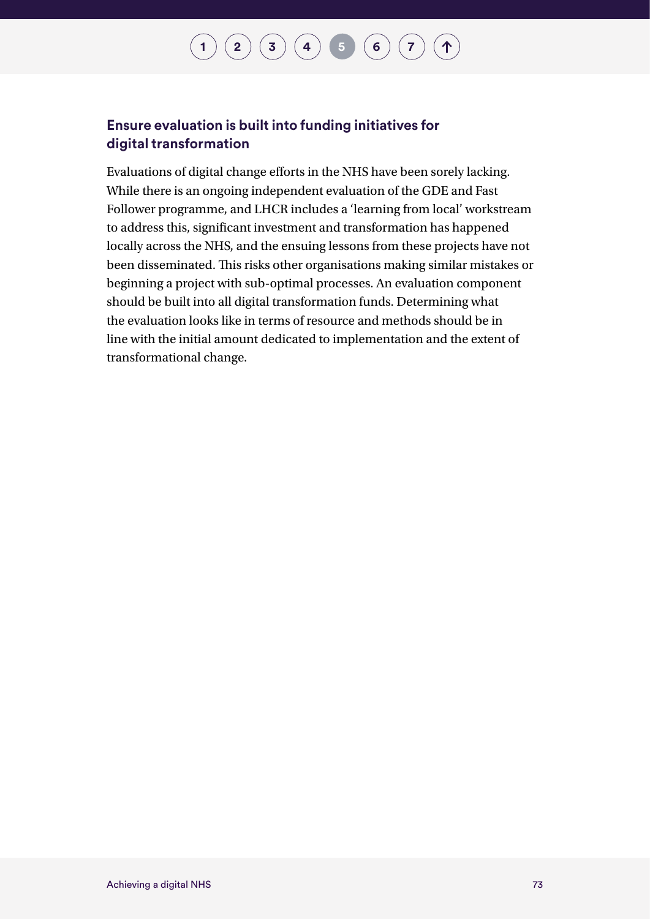### Ensure evaluation is built into funding initiatives for digital transformation

Evaluations of digital change efforts in the NHS have been sorely lacking. While there is an ongoing independent evaluation of the GDE and Fast Follower programme, and LHCR includes a 'learning from local' workstream to address this, significant investment and transformation has happened locally across the NHS, and the ensuing lessons from these projects have not been disseminated. This risks other organisations making similar mistakes or beginning a project with sub-optimal processes. An evaluation component should be built into all digital transformation funds. Determining what the evaluation looks like in terms of resource and methods should be in line with the initial amount dedicated to implementation and the extent of transformational change.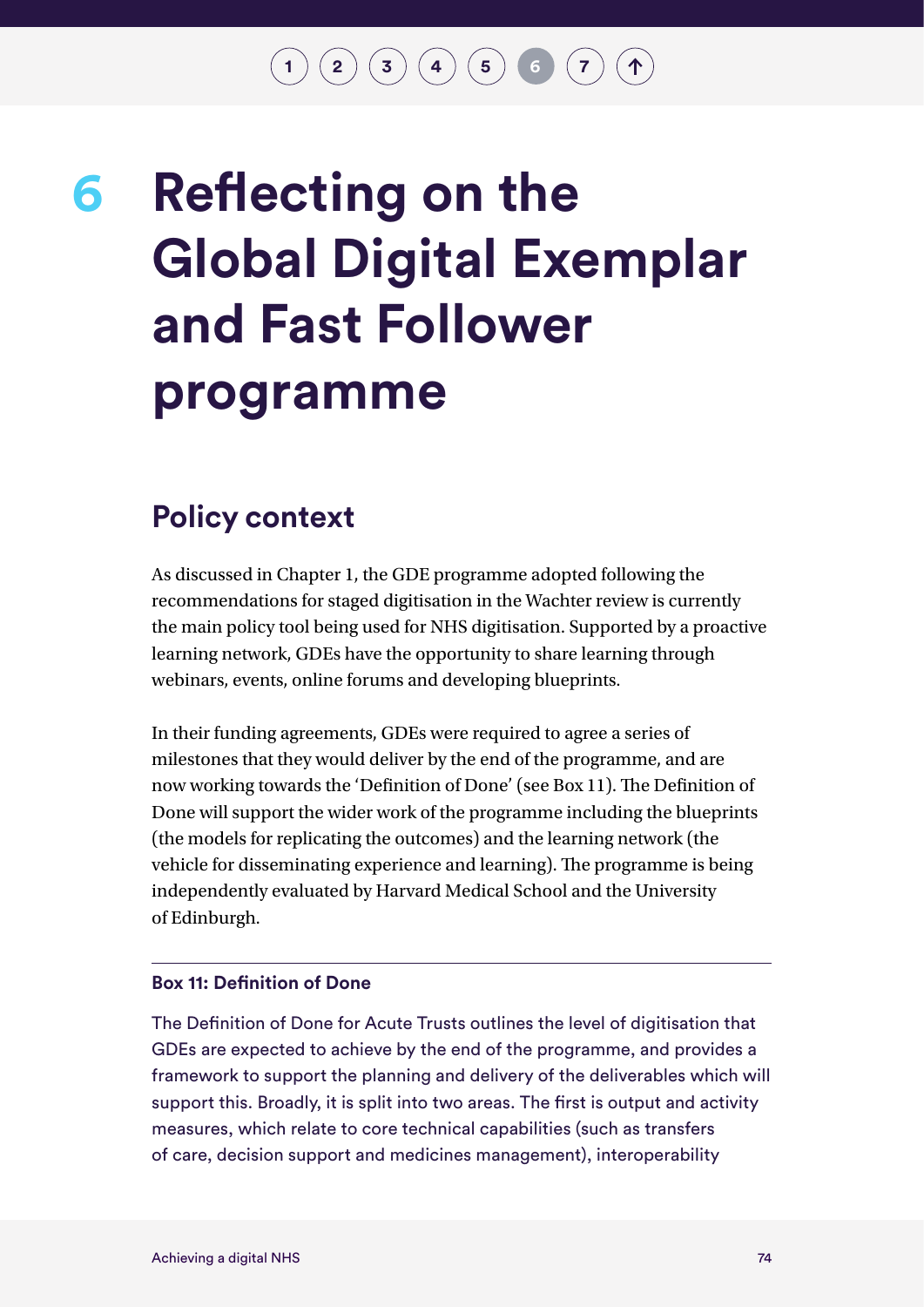# 6 Reflecting on the Global Digital Exemplar and Fast Follower programme

## Policy context

As discussed in Chapter 1, the GDE programme adopted following the recommendations for staged digitisation in the Wachter review is currently the main policy tool being used for NHS digitisation. Supported by a proactive learning network, GDEs have the opportunity to share learning through webinars, events, online forums and developing blueprints.

In their funding agreements, GDEs were required to agree a series of milestones that they would deliver by the end of the programme, and are now working towards the 'Definition of Done' (see Box 11). The Definition of Done will support the wider work of the programme including the blueprints (the models for replicating the outcomes) and the learning network (the vehicle for disseminating experience and learning). The programme is being independently evaluated by Harvard Medical School and the University of Edinburgh.

**Box 11: Definition of Done**

The Definition of Done for Acute Trusts outlines the level of digitisation that GDEs are expected to achieve by the end of the programme, and provides a framework to support the planning and delivery of the deliverables which will support this. Broadly, it is split into two areas. The first is output and activity measures, which relate to core technical capabilities (such as transfers of care, decision support and medicines management), interoperability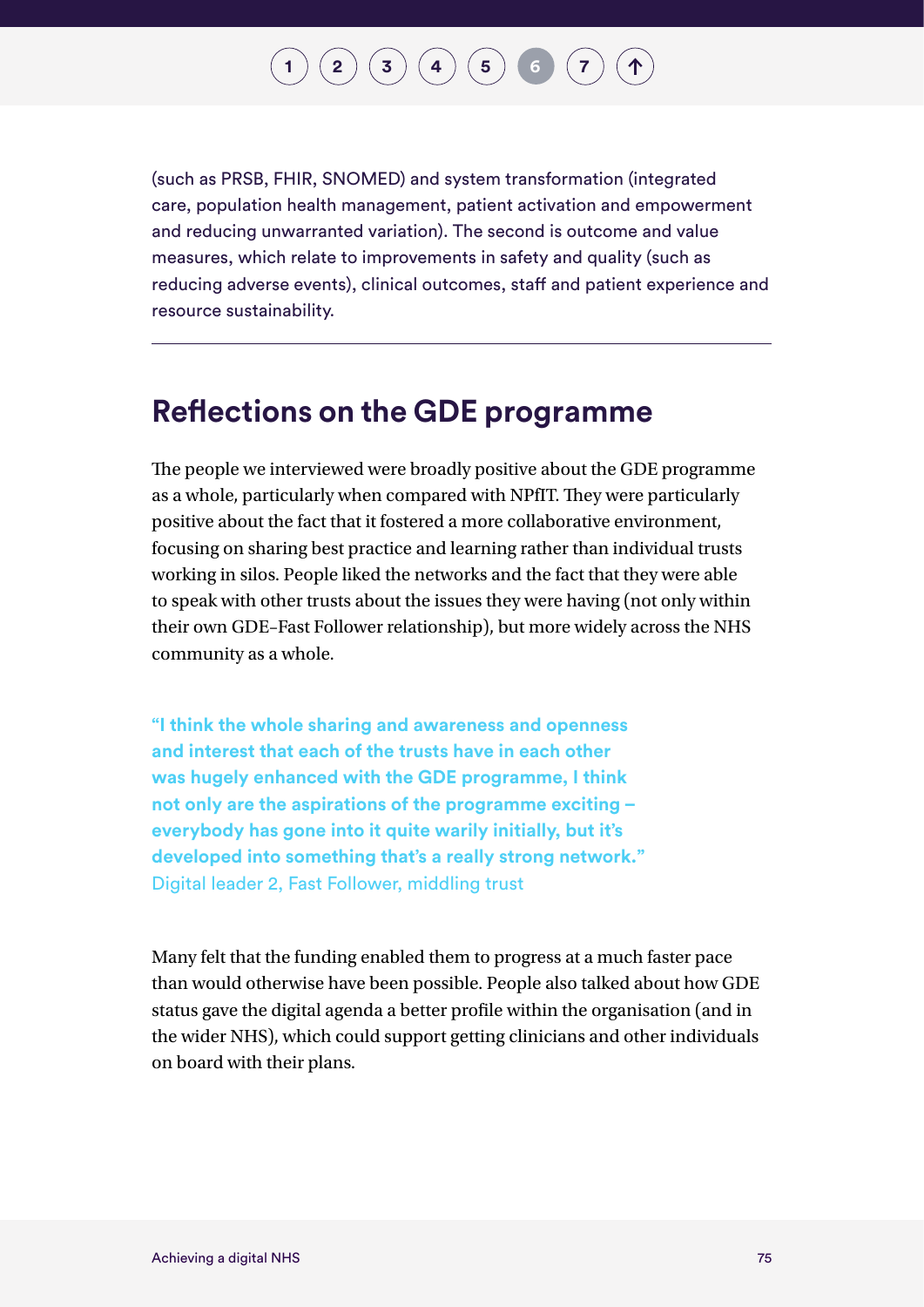(such as PRSB, FHIR, SNOMED) and system transformation (integrated care, population health management, patient activation and empowerment and reducing unwarranted variation). The second is outcome and value measures, which relate to improvements in safety and quality (such as reducing adverse events), clinical outcomes, staff and patient experience and resource sustainability.

---

## Reflections on the GDE programme

The people we interviewed were broadly positive about the GDE programme as a whole, particularly when compared with NPfIT. They were particularly positive about the fact that it fostered a more collaborative environment, focusing on sharing best practice and learning rather than individual trusts working in silos. People liked the networks and the fact that they were able to speak with other trusts about the issues they were having (not only within their own GDE–Fast Follower relationship), but more widely across the NHS community as a whole.

> **"I think the whole sharing and awareness and openness and interest that each of the trusts have in each other was hugely enhanced with the GDE programme, I think not only are the aspirations of the programme exciting – everybody has gone into it quite warily initially, but it's developed into something that's a really strong network."**
> Digital leader 2, Fast Follower, middling trust

Many felt that the funding enabled them to progress at a much faster pace than would otherwise have been possible. People also talked about how GDE status gave the digital agenda a better profile within the organisation (and in the wider NHS), which could support getting clinicians and other individuals on board with their plans.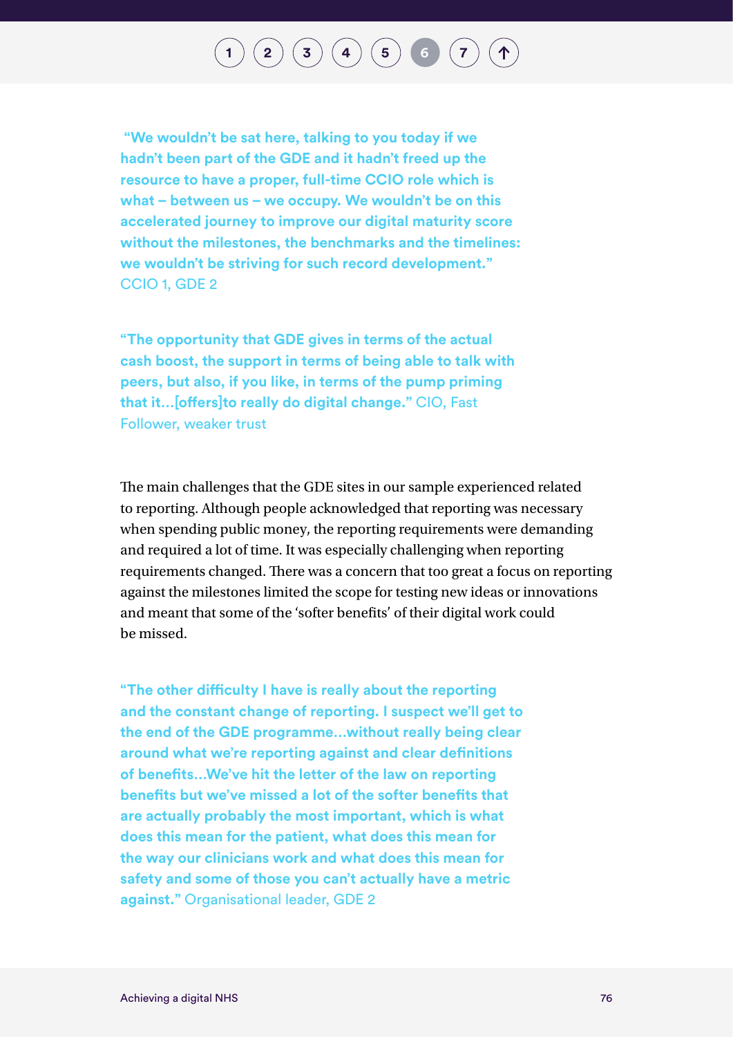**"We wouldn't be sat here, talking to you today if we hadn't been part of the GDE and it hadn't freed up the resource to have a proper, full-time CCIO role which is what – between us – we occupy. We wouldn't be on this accelerated journey to improve our digital maturity score without the milestones, the benchmarks and the timelines: we wouldn't be striving for such record development."** CCIO 1, GDE 2

**"The opportunity that GDE gives in terms of the actual cash boost, the support in terms of being able to talk with peers, but also, if you like, in terms of the pump priming that it…[offers]to really do digital change."** CIO, Fast Follower, weaker trust

The main challenges that the GDE sites in our sample experienced related to reporting. Although people acknowledged that reporting was necessary when spending public money, the reporting requirements were demanding and required a lot of time. It was especially challenging when reporting requirements changed. There was a concern that too great a focus on reporting against the milestones limited the scope for testing new ideas or innovations and meant that some of the 'softer benefits' of their digital work could be missed.

**"The other difficulty I have is really about the reporting and the constant change of reporting. I suspect we'll get to the end of the GDE programme…without really being clear around what we're reporting against and clear definitions of benefits…We've hit the letter of the law on reporting benefits but we've missed a lot of the softer benefits that are actually probably the most important, which is what does this mean for the patient, what does this mean for the way our clinicians work and what does this mean for safety and some of those you can't actually have a metric against."** Organisational leader, GDE 2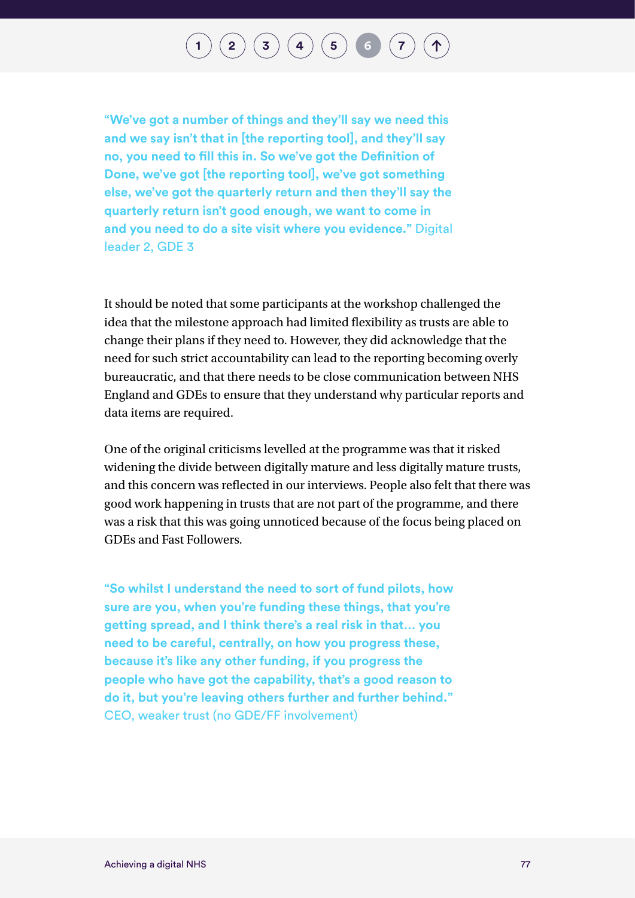**"We've got a number of things and they'll say we need this and we say isn't that in [the reporting tool], and they'll say no, you need to fill this in. So we've got the Definition of Done, we've got [the reporting tool], we've got something else, we've got the quarterly return and then they'll say the quarterly return isn't good enough, we want to come in and you need to do a site visit where you evidence."** Digital leader 2, GDE 3

It should be noted that some participants at the workshop challenged the idea that the milestone approach had limited flexibility as trusts are able to change their plans if they need to. However, they did acknowledge that the need for such strict accountability can lead to the reporting becoming overly bureaucratic, and that there needs to be close communication between NHS England and GDEs to ensure that they understand why particular reports and data items are required.

One of the original criticisms levelled at the programme was that it risked widening the divide between digitally mature and less digitally mature trusts, and this concern was reflected in our interviews. People also felt that there was good work happening in trusts that are not part of the programme, and there was a risk that this was going unnoticed because of the focus being placed on GDEs and Fast Followers.

**"So whilst I understand the need to sort of fund pilots, how sure are you, when you're funding these things, that you're getting spread, and I think there's a real risk in that… you need to be careful, centrally, on how you progress these, because it's like any other funding, if you progress the people who have got the capability, that's a good reason to do it, but you're leaving others further and further behind."** CEO, weaker trust (no GDE/FF involvement)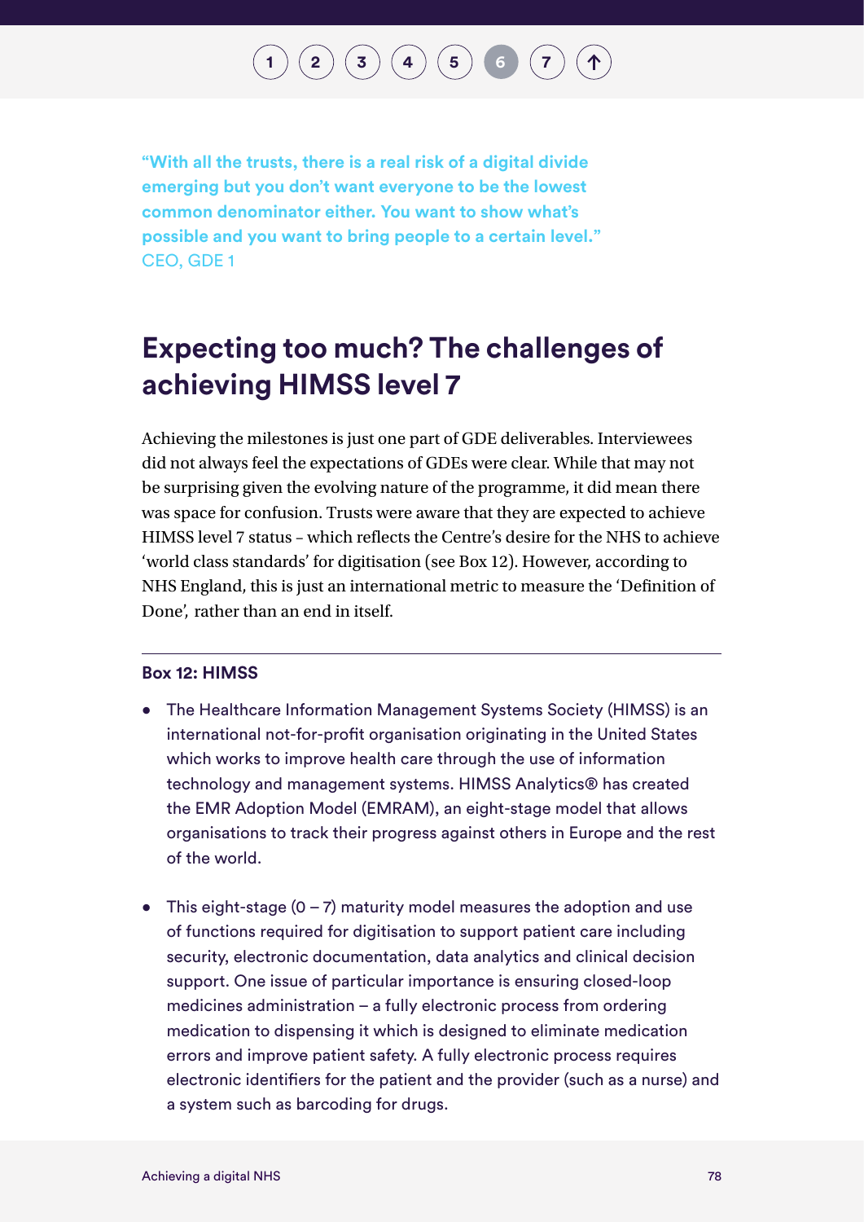**"With all the trusts, there is a real risk of a digital divide emerging but you don't want everyone to be the lowest common denominator either. You want to show what's possible and you want to bring people to a certain level."**
CEO, GDE 1

## Expecting too much? The challenges of achieving HIMSS level 7

Achieving the milestones is just one part of GDE deliverables. Interviewees did not always feel the expectations of GDEs were clear. While that may not be surprising given the evolving nature of the programme, it did mean there was space for confusion. Trusts were aware that they are expected to achieve HIMSS level 7 status – which reflects the Centre's desire for the NHS to achieve 'world class standards' for digitisation (see Box 12). However, according to NHS England, this is just an international metric to measure the 'Definition of Done', rather than an end in itself.

**Box 12: HIMSS**

- The Healthcare Information Management Systems Society (HIMSS) is an international not-for-profit organisation originating in the United States which works to improve health care through the use of information technology and management systems. HIMSS Analytics® has created the EMR Adoption Model (EMRAM), an eight-stage model that allows organisations to track their progress against others in Europe and the rest of the world.

- This eight-stage (0 – 7) maturity model measures the adoption and use of functions required for digitisation to support patient care including security, electronic documentation, data analytics and clinical decision support. One issue of particular importance is ensuring closed-loop medicines administration – a fully electronic process from ordering medication to dispensing it which is designed to eliminate medication errors and improve patient safety. A fully electronic process requires electronic identifiers for the patient and the provider (such as a nurse) and a system such as barcoding for drugs.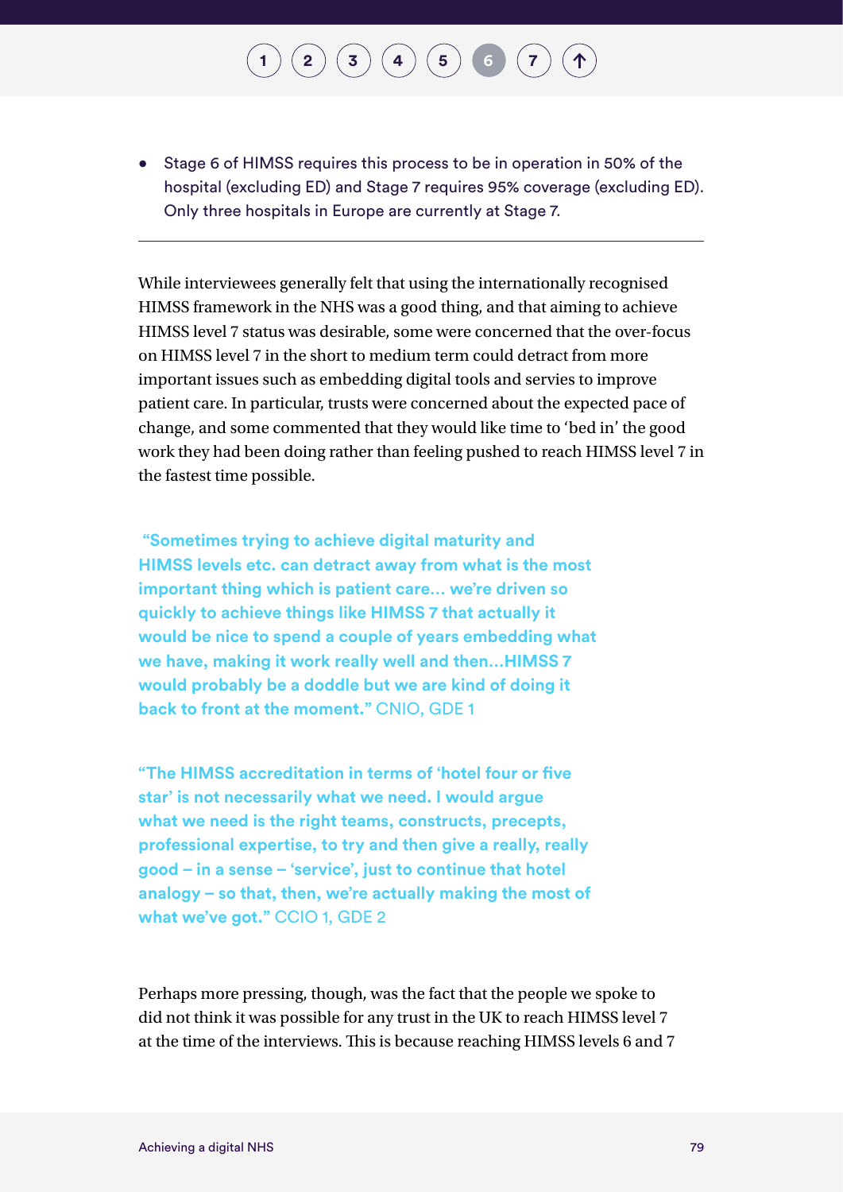- Stage 6 of HIMSS requires this process to be in operation in 50% of the hospital (excluding ED) and Stage 7 requires 95% coverage (excluding ED). Only three hospitals in Europe are currently at Stage 7.

---

While interviewees generally felt that using the internationally recognised HIMSS framework in the NHS was a good thing, and that aiming to achieve HIMSS level 7 status was desirable, some were concerned that the over-focus on HIMSS level 7 in the short to medium term could detract from more important issues such as embedding digital tools and servies to improve patient care. In particular, trusts were concerned about the expected pace of change, and some commented that they would like time to 'bed in' the good work they had been doing rather than feeling pushed to reach HIMSS level 7 in the fastest time possible.

> **"Sometimes trying to achieve digital maturity and HIMSS levels etc. can detract away from what is the most important thing which is patient care… we're driven so quickly to achieve things like HIMSS 7 that actually it would be nice to spend a couple of years embedding what we have, making it work really well and then…HIMSS 7 would probably be a doddle but we are kind of doing it back to front at the moment."** CNIO, GDE 1

> **"The HIMSS accreditation in terms of 'hotel four or five star' is not necessarily what we need. I would argue what we need is the right teams, constructs, precepts, professional expertise, to try and then give a really, really good – in a sense – 'service', just to continue that hotel analogy – so that, then, we're actually making the most of what we've got."** CCIO 1, GDE 2

Perhaps more pressing, though, was the fact that the people we spoke to did not think it was possible for any trust in the UK to reach HIMSS level 7 at the time of the interviews. This is because reaching HIMSS levels 6 and 7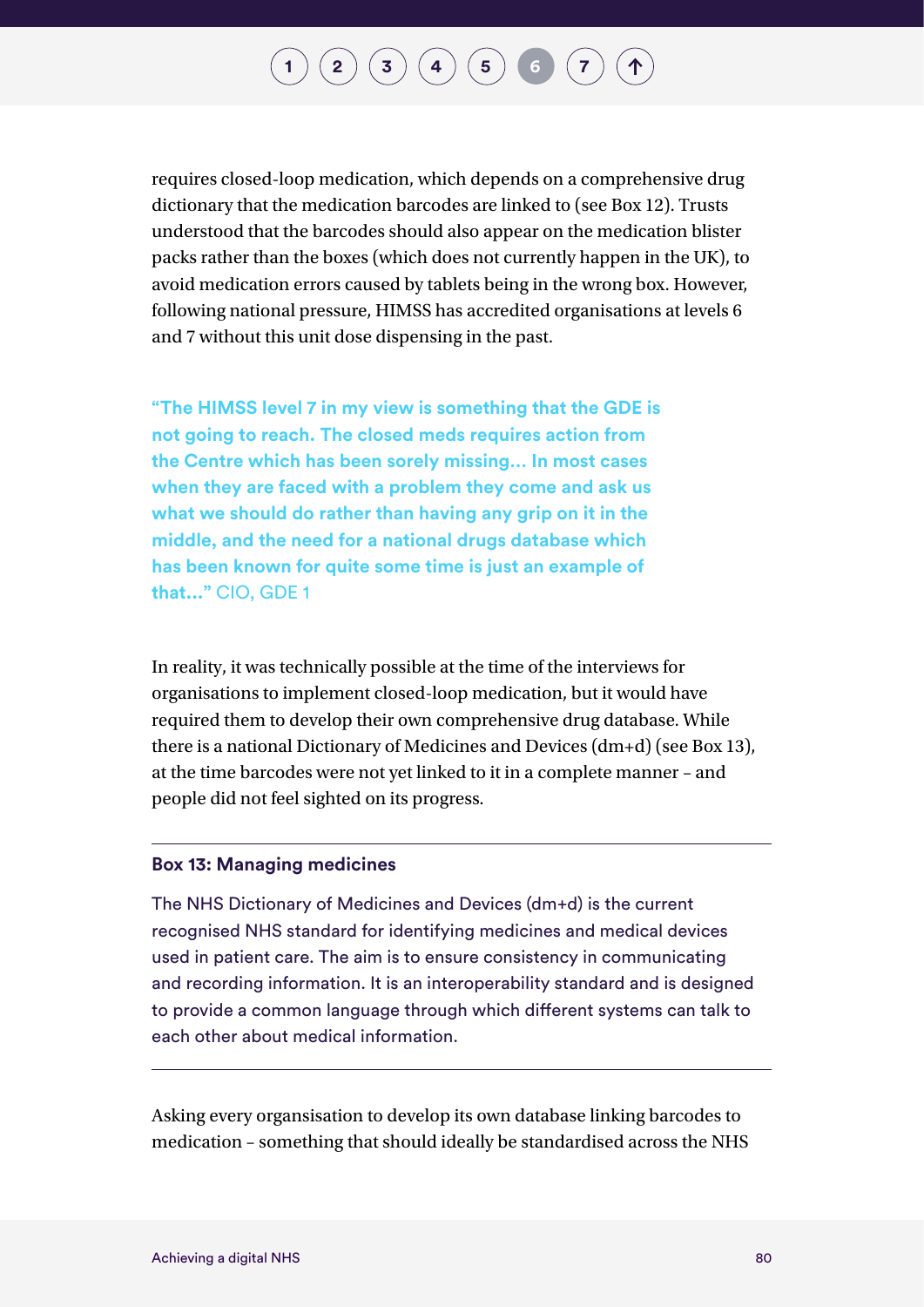requires closed-loop medication, which depends on a comprehensive drug dictionary that the medication barcodes are linked to (see Box 12). Trusts understood that the barcodes should also appear on the medication blister packs rather than the boxes (which does not currently happen in the UK), to avoid medication errors caused by tablets being in the wrong box. However, following national pressure, HIMSS has accredited organisations at levels 6 and 7 without this unit dose dispensing in the past.

> **"The HIMSS level 7 in my view is something that the GDE is not going to reach. The closed meds requires action from the Centre which has been sorely missing… In most cases when they are faced with a problem they come and ask us what we should do rather than having any grip on it in the middle, and the need for a national drugs database which has been known for quite some time is just an example of that…"** CIO, GDE 1

In reality, it was technically possible at the time of the interviews for organisations to implement closed-loop medication, but it would have required them to develop their own comprehensive drug database. While there is a national Dictionary of Medicines and Devices (dm+d) (see Box 13), at the time barcodes were not yet linked to it in a complete manner – and people did not feel sighted on its progress.

---

**Box 13: Managing medicines**

The NHS Dictionary of Medicines and Devices (dm+d) is the current recognised NHS standard for identifying medicines and medical devices used in patient care. The aim is to ensure consistency in communicating and recording information. It is an interoperability standard and is designed to provide a common language through which different systems can talk to each other about medical information.

---

Asking every organisation to develop its own database linking barcodes to medication – something that should ideally be standardised across the NHS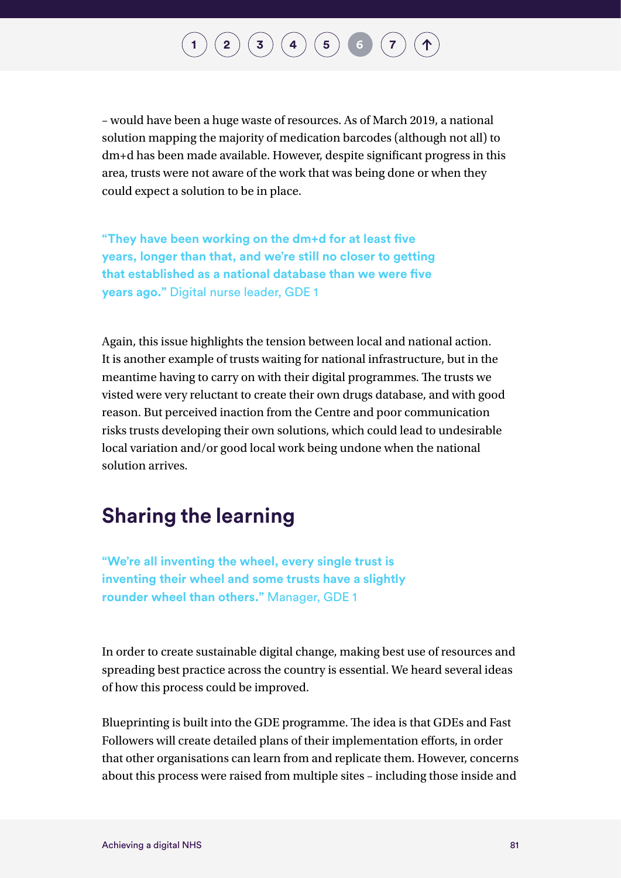– would have been a huge waste of resources. As of March 2019, a national solution mapping the majority of medication barcodes (although not all) to dm+d has been made available. However, despite significant progress in this area, trusts were not aware of the work that was being done or when they could expect a solution to be in place.

**"They have been working on the dm+d for at least five years, longer than that, and we're still no closer to getting that established as a national database than we were five years ago."** Digital nurse leader, GDE 1

Again, this issue highlights the tension between local and national action. It is another example of trusts waiting for national infrastructure, but in the meantime having to carry on with their digital programmes. The trusts we visted were very reluctant to create their own drugs database, and with good reason. But perceived inaction from the Centre and poor communication risks trusts developing their own solutions, which could lead to undesirable local variation and/or good local work being undone when the national solution arrives.

## Sharing the learning

**"We're all inventing the wheel, every single trust is inventing their wheel and some trusts have a slightly rounder wheel than others."** Manager, GDE 1

In order to create sustainable digital change, making best use of resources and spreading best practice across the country is essential. We heard several ideas of how this process could be improved.

Blueprinting is built into the GDE programme. The idea is that GDEs and Fast Followers will create detailed plans of their implementation efforts, in order that other organisations can learn from and replicate them. However, concerns about this process were raised from multiple sites – including those inside and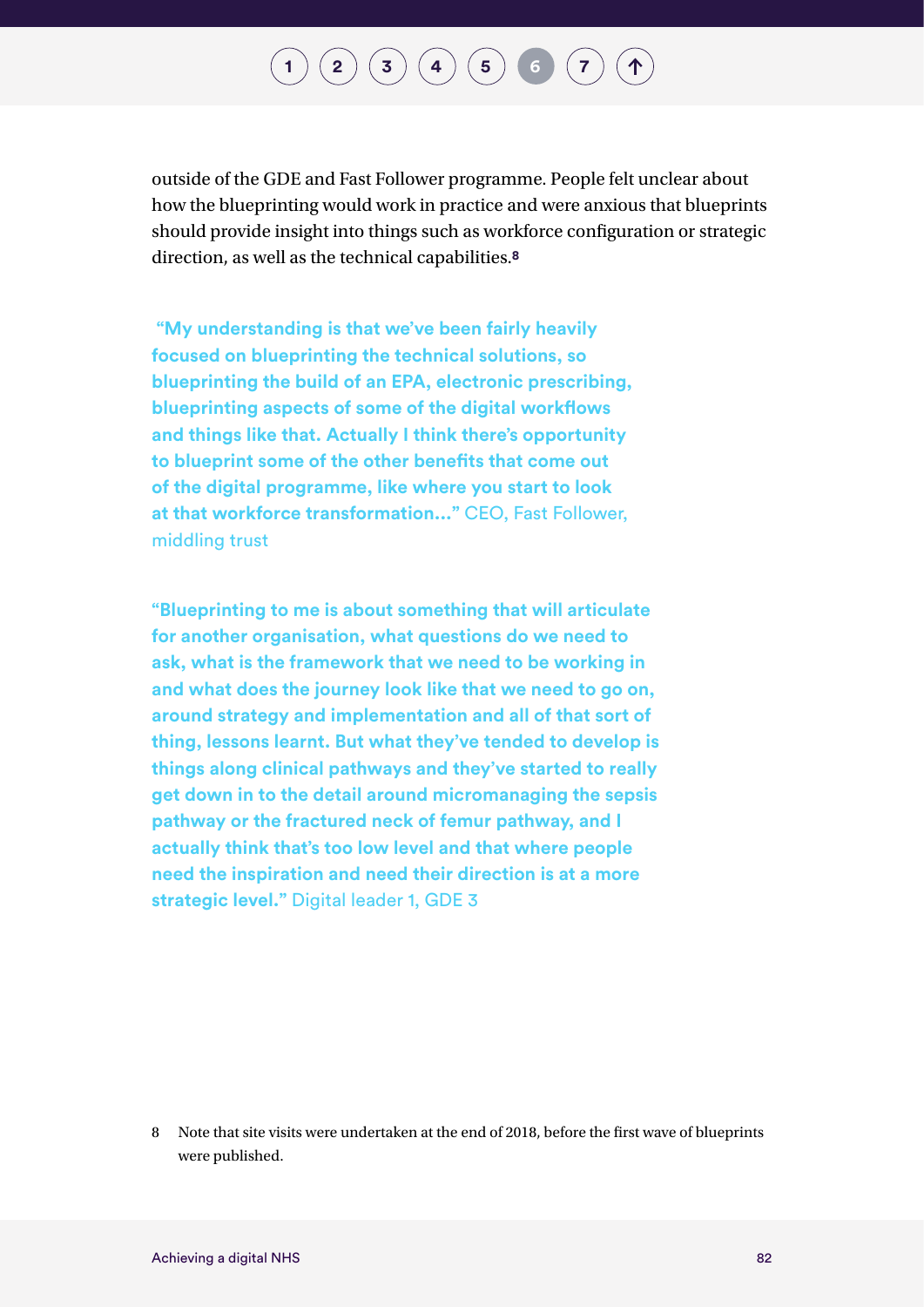outside of the GDE and Fast Follower programme. People felt unclear about how the blueprinting would work in practice and were anxious that blueprints should provide insight into things such as workforce configuration or strategic direction, as well as the technical capabilities.[8]

> **"My understanding is that we've been fairly heavily focused on blueprinting the technical solutions, so blueprinting the build of an EPA, electronic prescribing, blueprinting aspects of some of the digital workflows and things like that. Actually I think there's opportunity to blueprint some of the other benefits that come out of the digital programme, like where you start to look at that workforce transformation…"** CEO, Fast Follower, middling trust

> **"Blueprinting to me is about something that will articulate for another organisation, what questions do we need to ask, what is the framework that we need to be working in and what does the journey look like that we need to go on, around strategy and implementation and all of that sort of thing, lessons learnt. But what they've tended to develop is things along clinical pathways and they've started to really get down in to the detail around micromanaging the sepsis pathway or the fractured neck of femur pathway, and I actually think that's too low level and that where people need the inspiration and need their direction is at a more strategic level."** Digital leader 1, GDE 3

8 Note that site visits were undertaken at the end of 2018, before the first wave of blueprints were published.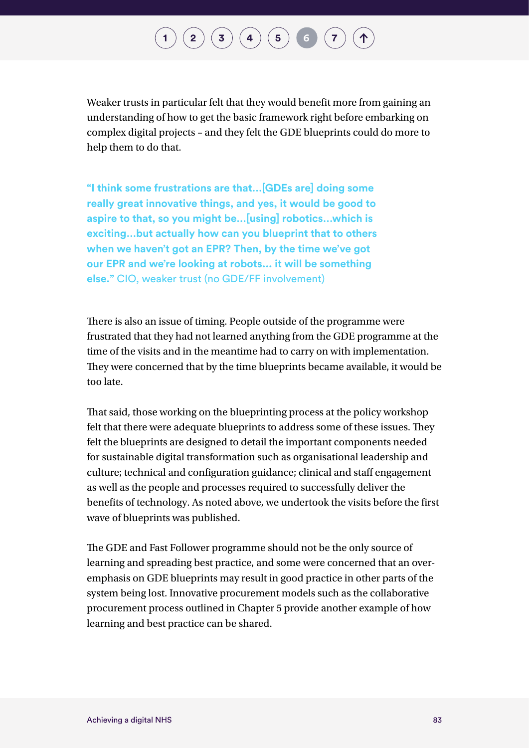Weaker trusts in particular felt that they would benefit more from gaining an understanding of how to get the basic framework right before embarking on complex digital projects – and they felt the GDE blueprints could do more to help them to do that.

> **"I think some frustrations are that…[GDEs are] doing some really great innovative things, and yes, it would be good to aspire to that, so you might be…[using] robotics…which is exciting…but actually how can you blueprint that to others when we haven't got an EPR? Then, by the time we've got our EPR and we're looking at robots… it will be something else."** CIO, weaker trust (no GDE/FF involvement)

There is also an issue of timing. People outside of the programme were frustrated that they had not learned anything from the GDE programme at the time of the visits and in the meantime had to carry on with implementation. They were concerned that by the time blueprints became available, it would be too late.

That said, those working on the blueprinting process at the policy workshop felt that there were adequate blueprints to address some of these issues. They felt the blueprints are designed to detail the important components needed for sustainable digital transformation such as organisational leadership and culture; technical and configuration guidance; clinical and staff engagement as well as the people and processes required to successfully deliver the benefits of technology. As noted above, we undertook the visits before the first wave of blueprints was published.

The GDE and Fast Follower programme should not be the only source of learning and spreading best practice, and some were concerned that an over-emphasis on GDE blueprints may result in good practice in other parts of the system being lost. Innovative procurement models such as the collaborative procurement process outlined in Chapter 5 provide another example of how learning and best practice can be shared.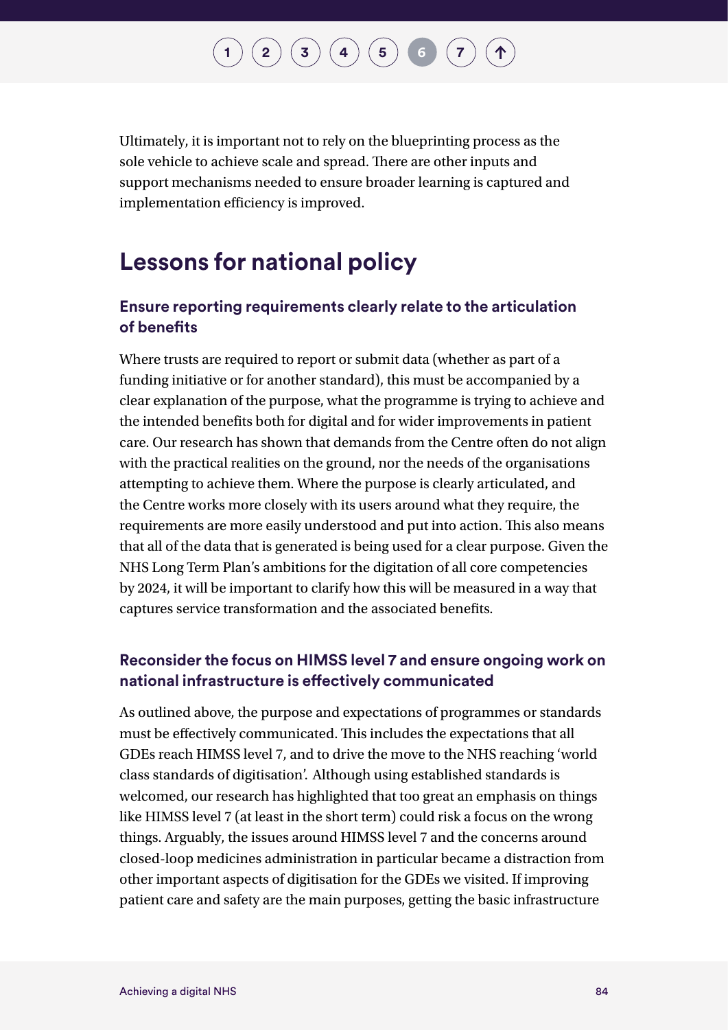Ultimately, it is important not to rely on the blueprinting process as the sole vehicle to achieve scale and spread. There are other inputs and support mechanisms needed to ensure broader learning is captured and implementation efficiency is improved.

## Lessons for national policy

### Ensure reporting requirements clearly relate to the articulation of benefits

Where trusts are required to report or submit data (whether as part of a funding initiative or for another standard), this must be accompanied by a clear explanation of the purpose, what the programme is trying to achieve and the intended benefits both for digital and for wider improvements in patient care. Our research has shown that demands from the Centre often do not align with the practical realities on the ground, nor the needs of the organisations attempting to achieve them. Where the purpose is clearly articulated, and the Centre works more closely with its users around what they require, the requirements are more easily understood and put into action. This also means that all of the data that is generated is being used for a clear purpose. Given the NHS Long Term Plan's ambitions for the digitation of all core competencies by 2024, it will be important to clarify how this will be measured in a way that captures service transformation and the associated benefits.

### Reconsider the focus on HIMSS level 7 and ensure ongoing work on national infrastructure is effectively communicated

As outlined above, the purpose and expectations of programmes or standards must be effectively communicated. This includes the expectations that all GDEs reach HIMSS level 7, and to drive the move to the NHS reaching 'world class standards of digitisation'. Although using established standards is welcomed, our research has highlighted that too great an emphasis on things like HIMSS level 7 (at least in the short term) could risk a focus on the wrong things. Arguably, the issues around HIMSS level 7 and the concerns around closed-loop medicines administration in particular became a distraction from other important aspects of digitisation for the GDEs we visited. If improving patient care and safety are the main purposes, getting the basic infrastructure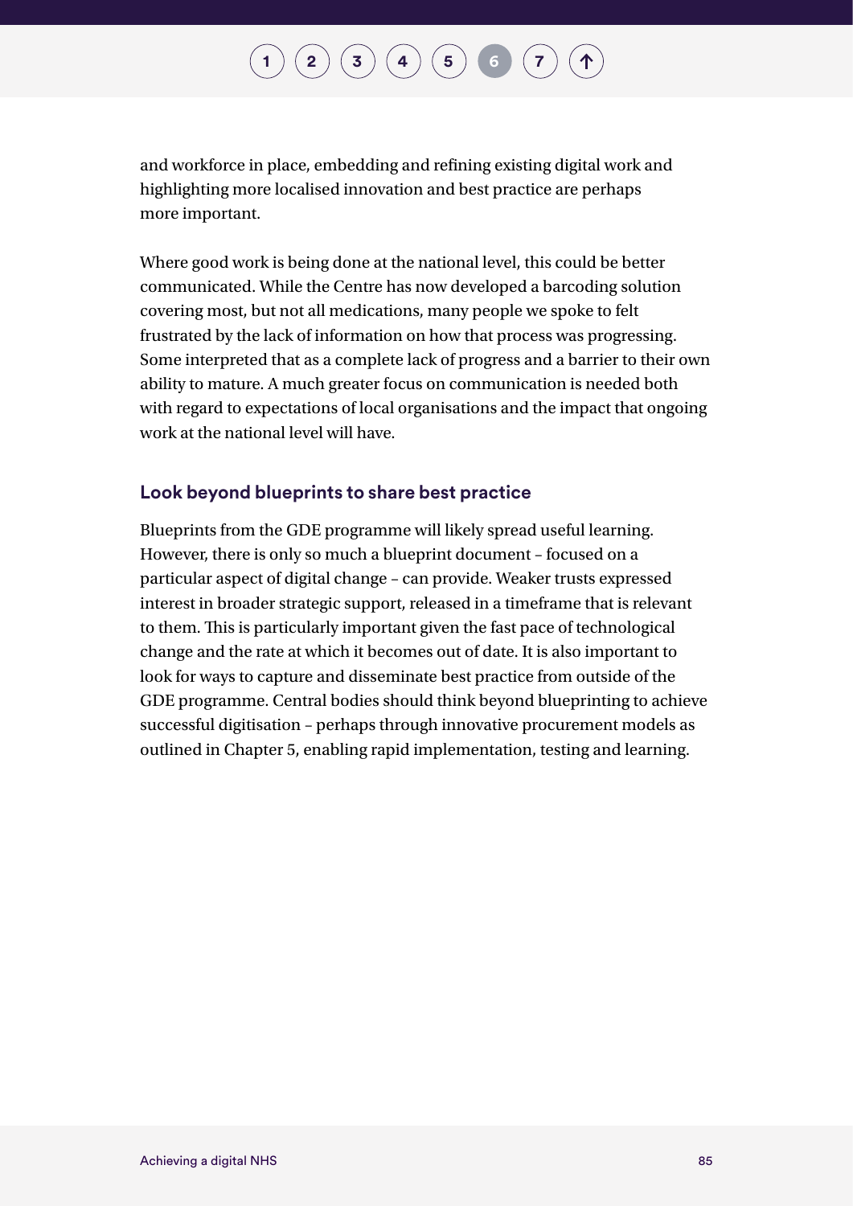and workforce in place, embedding and refining existing digital work and highlighting more localised innovation and best practice are perhaps more important.

Where good work is being done at the national level, this could be better communicated. While the Centre has now developed a barcoding solution covering most, but not all medications, many people we spoke to felt frustrated by the lack of information on how that process was progressing. Some interpreted that as a complete lack of progress and a barrier to their own ability to mature. A much greater focus on communication is needed both with regard to expectations of local organisations and the impact that ongoing work at the national level will have.

### Look beyond blueprints to share best practice

Blueprints from the GDE programme will likely spread useful learning. However, there is only so much a blueprint document – focused on a particular aspect of digital change – can provide. Weaker trusts expressed interest in broader strategic support, released in a timeframe that is relevant to them. This is particularly important given the fast pace of technological change and the rate at which it becomes out of date. It is also important to look for ways to capture and disseminate best practice from outside of the GDE programme. Central bodies should think beyond blueprinting to achieve successful digitisation – perhaps through innovative procurement models as outlined in Chapter 5, enabling rapid implementation, testing and learning.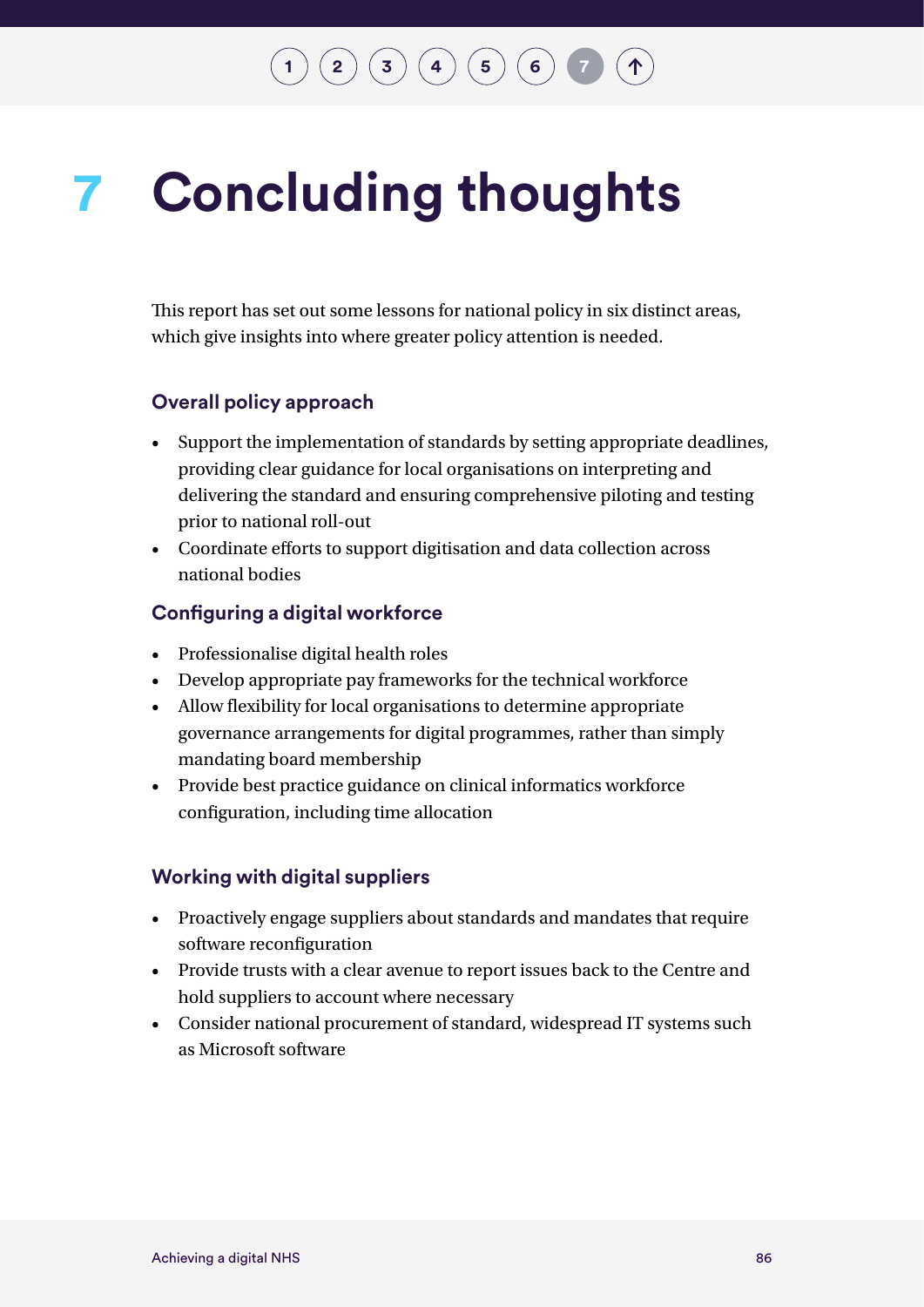# 7 Concluding thoughts

This report has set out some lessons for national policy in six distinct areas, which give insights into where greater policy attention is needed.

### Overall policy approach

- Support the implementation of standards by setting appropriate deadlines, providing clear guidance for local organisations on interpreting and delivering the standard and ensuring comprehensive piloting and testing prior to national roll-out
- Coordinate efforts to support digitisation and data collection across national bodies

### Configuring a digital workforce

- Professionalise digital health roles
- Develop appropriate pay frameworks for the technical workforce
- Allow flexibility for local organisations to determine appropriate governance arrangements for digital programmes, rather than simply mandating board membership
- Provide best practice guidance on clinical informatics workforce configuration, including time allocation

### Working with digital suppliers

- Proactively engage suppliers about standards and mandates that require software reconfiguration
- Provide trusts with a clear avenue to report issues back to the Centre and hold suppliers to account where necessary
- Consider national procurement of standard, widespread IT systems such as Microsoft software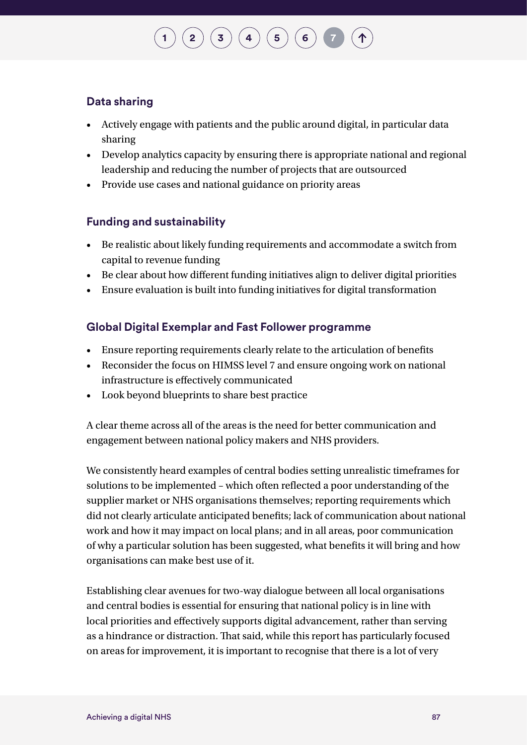### Data sharing

- Actively engage with patients and the public around digital, in particular data sharing
- Develop analytics capacity by ensuring there is appropriate national and regional leadership and reducing the number of projects that are outsourced
- Provide use cases and national guidance on priority areas

### Funding and sustainability

- Be realistic about likely funding requirements and accommodate a switch from capital to revenue funding
- Be clear about how different funding initiatives align to deliver digital priorities
- Ensure evaluation is built into funding initiatives for digital transformation

### Global Digital Exemplar and Fast Follower programme

- Ensure reporting requirements clearly relate to the articulation of benefits
- Reconsider the focus on HIMSS level 7 and ensure ongoing work on national infrastructure is effectively communicated
- Look beyond blueprints to share best practice

A clear theme across all of the areas is the need for better communication and engagement between national policy makers and NHS providers.

We consistently heard examples of central bodies setting unrealistic timeframes for solutions to be implemented – which often reflected a poor understanding of the supplier market or NHS organisations themselves; reporting requirements which did not clearly articulate anticipated benefits; lack of communication about national work and how it may impact on local plans; and in all areas, poor communication of why a particular solution has been suggested, what benefits it will bring and how organisations can make best use of it.

Establishing clear avenues for two-way dialogue between all local organisations and central bodies is essential for ensuring that national policy is in line with local priorities and effectively supports digital advancement, rather than serving as a hindrance or distraction. That said, while this report has particularly focused on areas for improvement, it is important to recognise that there is a lot of very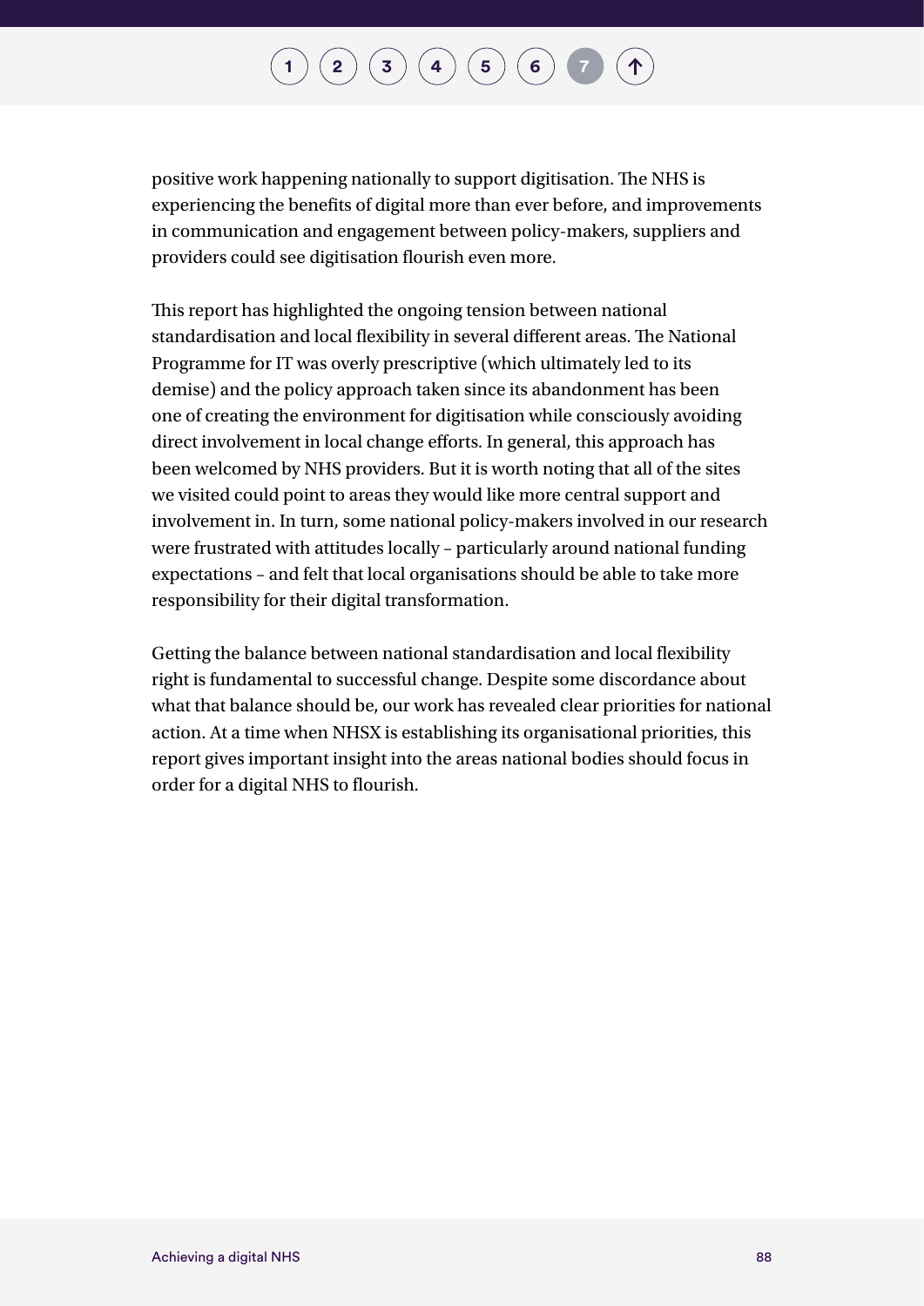positive work happening nationally to support digitisation. The NHS is experiencing the benefits of digital more than ever before, and improvements in communication and engagement between policy-makers, suppliers and providers could see digitisation flourish even more.

This report has highlighted the ongoing tension between national standardisation and local flexibility in several different areas. The National Programme for IT was overly prescriptive (which ultimately led to its demise) and the policy approach taken since its abandonment has been one of creating the environment for digitisation while consciously avoiding direct involvement in local change efforts. In general, this approach has been welcomed by NHS providers. But it is worth noting that all of the sites we visited could point to areas they would like more central support and involvement in. In turn, some national policy-makers involved in our research were frustrated with attitudes locally – particularly around national funding expectations – and felt that local organisations should be able to take more responsibility for their digital transformation.

Getting the balance between national standardisation and local flexibility right is fundamental to successful change. Despite some discordance about what that balance should be, our work has revealed clear priorities for national action. At a time when NHSX is establishing its organisational priorities, this report gives important insight into the areas national bodies should focus in order for a digital NHS to flourish.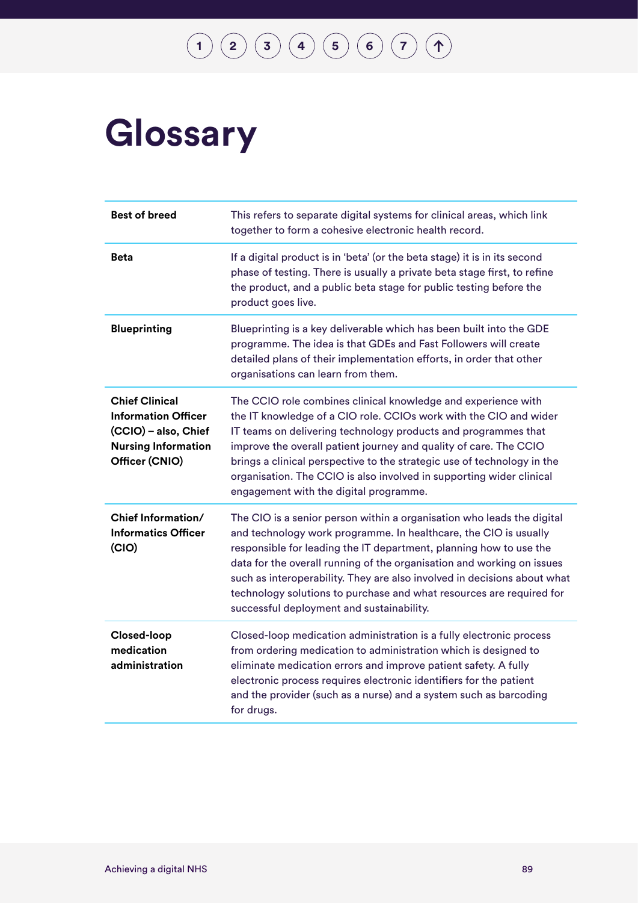# Glossary

| | |
|---|---|
| **Best of breed** | This refers to separate digital systems for clinical areas, which link together to form a cohesive electronic health record. |
| **Beta** | If a digital product is in 'beta' (or the beta stage) it is in its second phase of testing. There is usually a private beta stage first, to refine the product, and a public beta stage for public testing before the product goes live. |
| **Blueprinting** | Blueprinting is a key deliverable which has been built into the GDE programme. The idea is that GDEs and Fast Followers will create detailed plans of their implementation efforts, in order that other organisations can learn from them. |
| **Chief Clinical Information Officer (CCIO) – also, Chief Nursing Information Officer (CNIO)** | The CCIO role combines clinical knowledge and experience with the IT knowledge of a CIO role. CCIOs work with the CIO and wider IT teams on delivering technology products and programmes that improve the overall patient journey and quality of care. The CCIO brings a clinical perspective to the strategic use of technology in the organisation. The CCIO is also involved in supporting wider clinical engagement with the digital programme. |
| **Chief Information/ Informatics Officer (CIO)** | The CIO is a senior person within a organisation who leads the digital and technology work programme. In healthcare, the CIO is usually responsible for leading the IT department, planning how to use the data for the overall running of the organisation and working on issues such as interoperability. They are also involved in decisions about what technology solutions to purchase and what resources are required for successful deployment and sustainability. |
| **Closed-loop medication administration** | Closed-loop medication administration is a fully electronic process from ordering medication to administration which is designed to eliminate medication errors and improve patient safety. A fully electronic process requires electronic identifiers for the patient and the provider (such as a nurse) and a system such as barcoding for drugs. |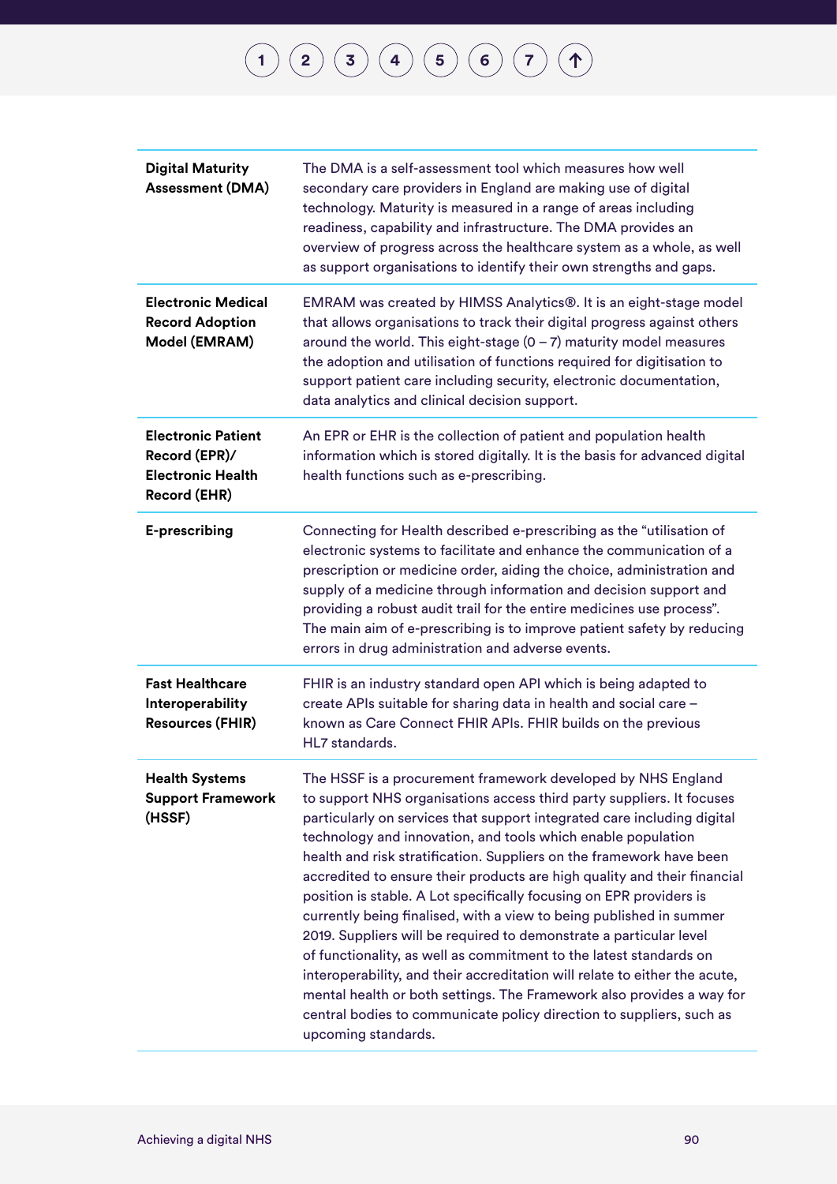| | |
|---|---|
| **Digital Maturity Assessment (DMA)** | The DMA is a self-assessment tool which measures how well secondary care providers in England are making use of digital technology. Maturity is measured in a range of areas including readiness, capability and infrastructure. The DMA provides an overview of progress across the healthcare system as a whole, as well as support organisations to identify their own strengths and gaps. |
| **Electronic Medical Record Adoption Model (EMRAM)** | EMRAM was created by HIMSS Analytics®. It is an eight-stage model that allows organisations to track their digital progress against others around the world. This eight-stage (0 – 7) maturity model measures the adoption and utilisation of functions required for digitisation to support patient care including security, electronic documentation, data analytics and clinical decision support. |
| **Electronic Patient Record (EPR)/ Electronic Health Record (EHR)** | An EPR or EHR is the collection of patient and population health information which is stored digitally. It is the basis for advanced digital health functions such as e-prescribing. |
| **E-prescribing** | Connecting for Health described e-prescribing as the "utilisation of electronic systems to facilitate and enhance the communication of a prescription or medicine order, aiding the choice, administration and supply of a medicine through information and decision support and providing a robust audit trail for the entire medicines use process". The main aim of e-prescribing is to improve patient safety by reducing errors in drug administration and adverse events. |
| **Fast Healthcare Interoperability Resources (FHIR)** | FHIR is an industry standard open API which is being adapted to create APIs suitable for sharing data in health and social care – known as Care Connect FHIR APIs. FHIR builds on the previous HL7 standards. |
| **Health Systems Support Framework (HSSF)** | The HSSF is a procurement framework developed by NHS England to support NHS organisations access third party suppliers. It focuses particularly on services that support integrated care including digital technology and innovation, and tools which enable population health and risk stratification. Suppliers on the framework have been accredited to ensure their products are high quality and their financial position is stable. A Lot specifically focusing on EPR providers is currently being finalised, with a view to being published in summer 2019. Suppliers will be required to demonstrate a particular level of functionality, as well as commitment to the latest standards on interoperability, and their accreditation will relate to either the acute, mental health or both settings. The Framework also provides a way for central bodies to communicate policy direction to suppliers, such as upcoming standards. |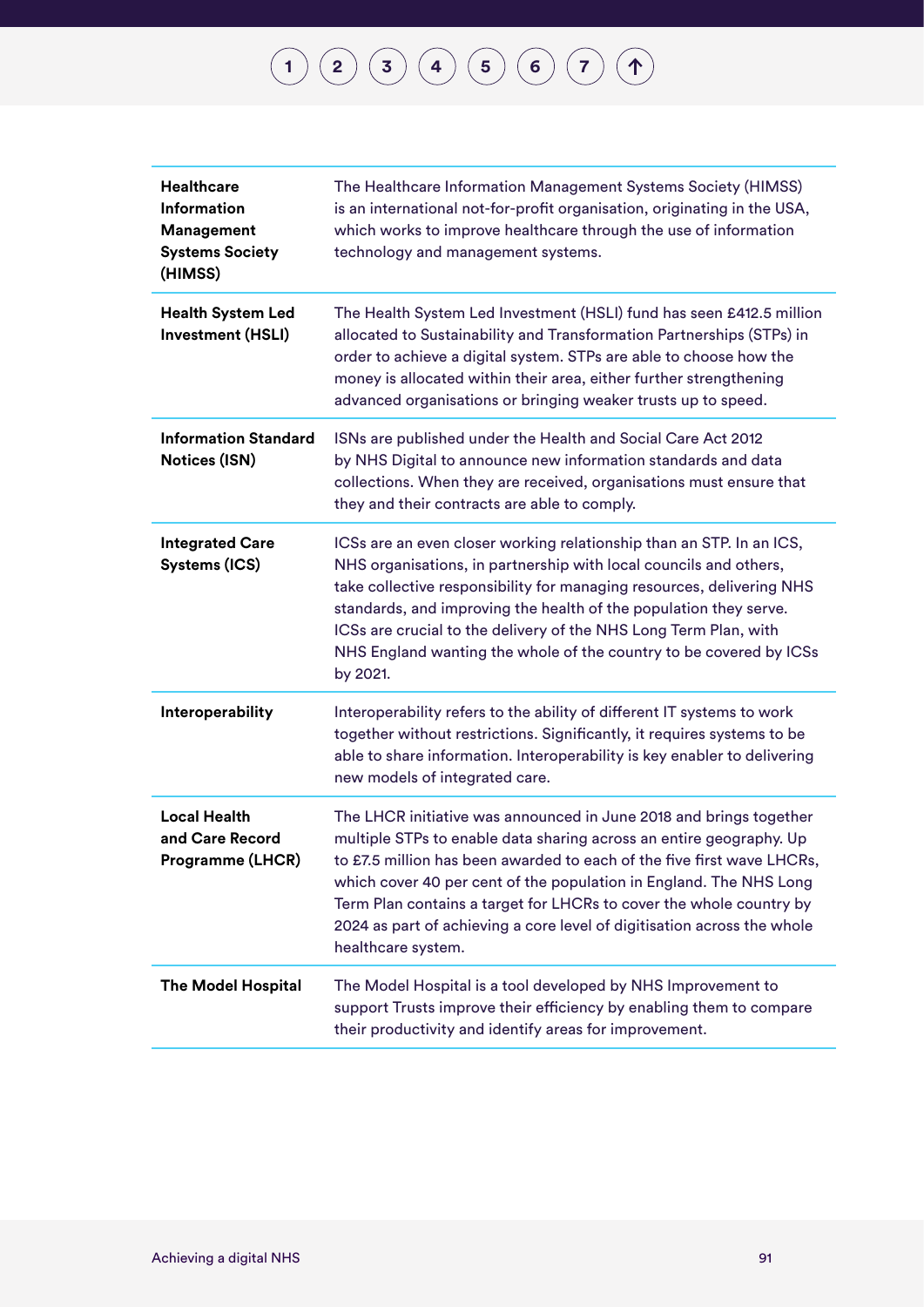| | |
|---|---|
| **Healthcare Information Management Systems Society (HIMSS)** | The Healthcare Information Management Systems Society (HIMSS) is an international not-for-profit organisation, originating in the USA, which works to improve healthcare through the use of information technology and management systems. |
| **Health System Led Investment (HSLI)** | The Health System Led Investment (HSLI) fund has seen £412.5 million allocated to Sustainability and Transformation Partnerships (STPs) in order to achieve a digital system. STPs are able to choose how the money is allocated within their area, either further strengthening advanced organisations or bringing weaker trusts up to speed. |
| **Information Standard Notices (ISN)** | ISNs are published under the Health and Social Care Act 2012 by NHS Digital to announce new information standards and data collections. When they are received, organisations must ensure that they and their contracts are able to comply. |
| **Integrated Care Systems (ICS)** | ICSs are an even closer working relationship than an STP. In an ICS, NHS organisations, in partnership with local councils and others, take collective responsibility for managing resources, delivering NHS standards, and improving the health of the population they serve. ICSs are crucial to the delivery of the NHS Long Term Plan, with NHS England wanting the whole of the country to be covered by ICSs by 2021. |
| **Interoperability** | Interoperability refers to the ability of different IT systems to work together without restrictions. Significantly, it requires systems to be able to share information. Interoperability is key enabler to delivering new models of integrated care. |
| **Local Health and Care Record Programme (LHCR)** | The LHCR initiative was announced in June 2018 and brings together multiple STPs to enable data sharing across an entire geography. Up to £7.5 million has been awarded to each of the five first wave LHCRs, which cover 40 per cent of the population in England. The NHS Long Term Plan contains a target for LHCRs to cover the whole country by 2024 as part of achieving a core level of digitisation across the whole healthcare system. |
| **The Model Hospital** | The Model Hospital is a tool developed by NHS Improvement to support Trusts improve their efficiency by enabling them to compare their productivity and identify areas for improvement. |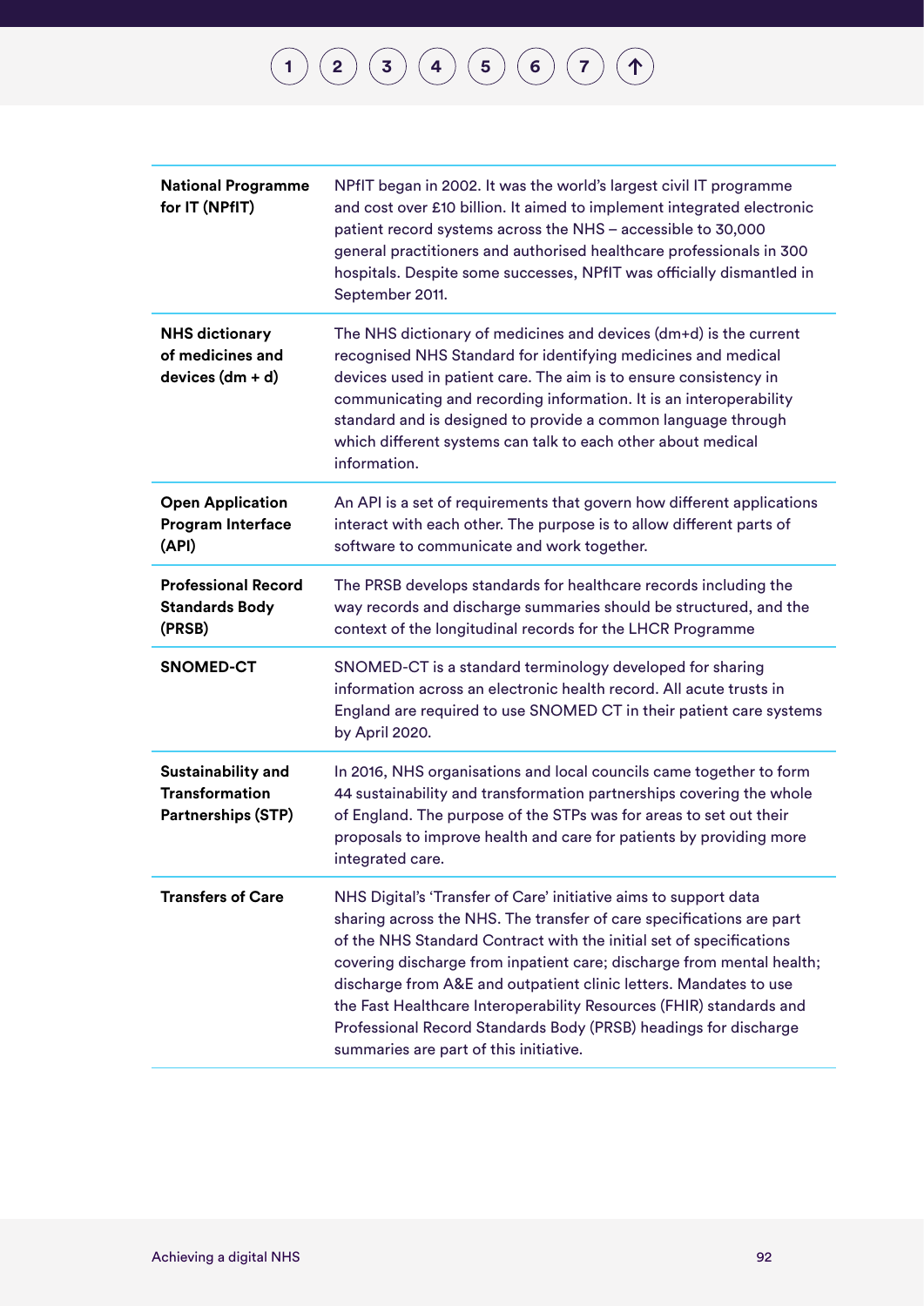| | |
|---|---|
| **National Programme for IT (NPfIT)** | NPfIT began in 2002. It was the world's largest civil IT programme and cost over £10 billion. It aimed to implement integrated electronic patient record systems across the NHS – accessible to 30,000 general practitioners and authorised healthcare professionals in 300 hospitals. Despite some successes, NPfIT was officially dismantled in September 2011. |
| **NHS dictionary of medicines and devices (dm + d)** | The NHS dictionary of medicines and devices (dm+d) is the current recognised NHS Standard for identifying medicines and medical devices used in patient care. The aim is to ensure consistency in communicating and recording information. It is an interoperability standard and is designed to provide a common language through which different systems can talk to each other about medical information. |
| **Open Application Program Interface (API)** | An API is a set of requirements that govern how different applications interact with each other. The purpose is to allow different parts of software to communicate and work together. |
| **Professional Record Standards Body (PRSB)** | The PRSB develops standards for healthcare records including the way records and discharge summaries should be structured, and the context of the longitudinal records for the LHCR Programme |
| **SNOMED-CT** | SNOMED-CT is a standard terminology developed for sharing information across an electronic health record. All acute trusts in England are required to use SNOMED CT in their patient care systems by April 2020. |
| **Sustainability and Transformation Partnerships (STP)** | In 2016, NHS organisations and local councils came together to form 44 sustainability and transformation partnerships covering the whole of England. The purpose of the STPs was for areas to set out their proposals to improve health and care for patients by providing more integrated care. |
| **Transfers of Care** | NHS Digital's 'Transfer of Care' initiative aims to support data sharing across the NHS. The transfer of care specifications are part of the NHS Standard Contract with the initial set of specifications covering discharge from inpatient care; discharge from mental health; discharge from A&E and outpatient clinic letters. Mandates to use the Fast Healthcare Interoperability Resources (FHIR) standards and Professional Record Standards Body (PRSB) headings for discharge summaries are part of this initiative. |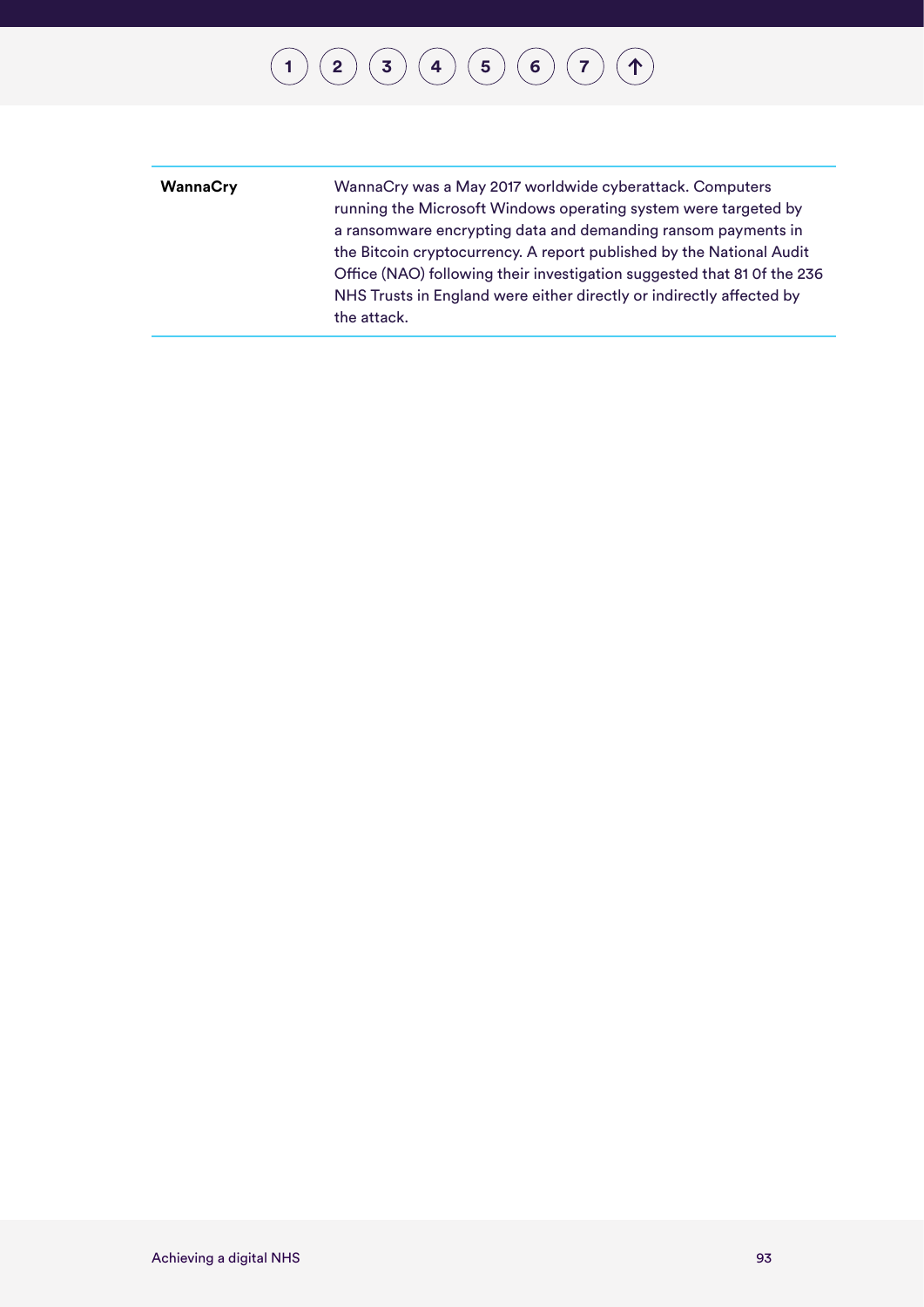| WannaCry | WannaCry was a May 2017 worldwide cyberattack. Computers running the Microsoft Windows operating system were targeted by a ransomware encrypting data and demanding ransom payments in the Bitcoin cryptocurrency. A report published by the National Audit Office (NAO) following their investigation suggested that 81 0f the 236 NHS Trusts in England were either directly or indirectly affected by the attack. |
|---|---|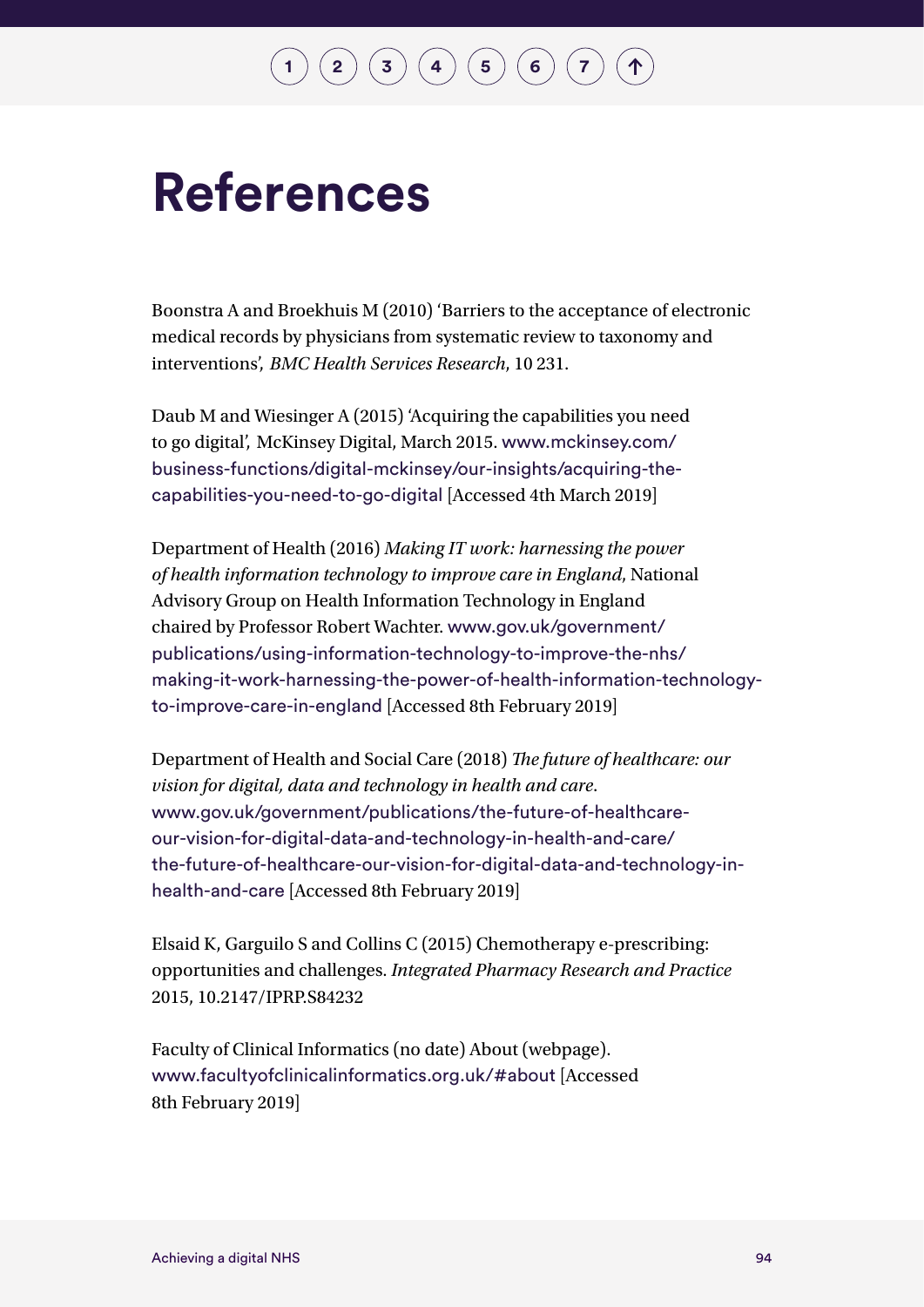# References

Boonstra A and Broekhuis M (2010) 'Barriers to the acceptance of electronic medical records by physicians from systematic review to taxonomy and interventions', *BMC Health Services Research*, 10 231.

Daub M and Wiesinger A (2015) 'Acquiring the capabilities you need to go digital', McKinsey Digital, March 2015. www.mckinsey.com/business-functions/digital-mckinsey/our-insights/acquiring-the-capabilities-you-need-to-go-digital [Accessed 4th March 2019]

Department of Health (2016) *Making IT work: harnessing the power of health information technology to improve care in England*, National Advisory Group on Health Information Technology in England chaired by Professor Robert Wachter. www.gov.uk/government/publications/using-information-technology-to-improve-the-nhs/making-it-work-harnessing-the-power-of-health-information-technology-to-improve-care-in-england [Accessed 8th February 2019]

Department of Health and Social Care (2018) *The future of healthcare: our vision for digital, data and technology in health and care*. www.gov.uk/government/publications/the-future-of-healthcare-our-vision-for-digital-data-and-technology-in-health-and-care/the-future-of-healthcare-our-vision-for-digital-data-and-technology-in-health-and-care [Accessed 8th February 2019]

Elsaid K, Garguilo S and Collins C (2015) Chemotherapy e-prescribing: opportunities and challenges. *Integrated Pharmacy Research and Practice* 2015, 10.2147/IPRP.S84232

Faculty of Clinical Informatics (no date) About (webpage). www.facultyofclinicalinformatics.org.uk/#about [Accessed 8th February 2019]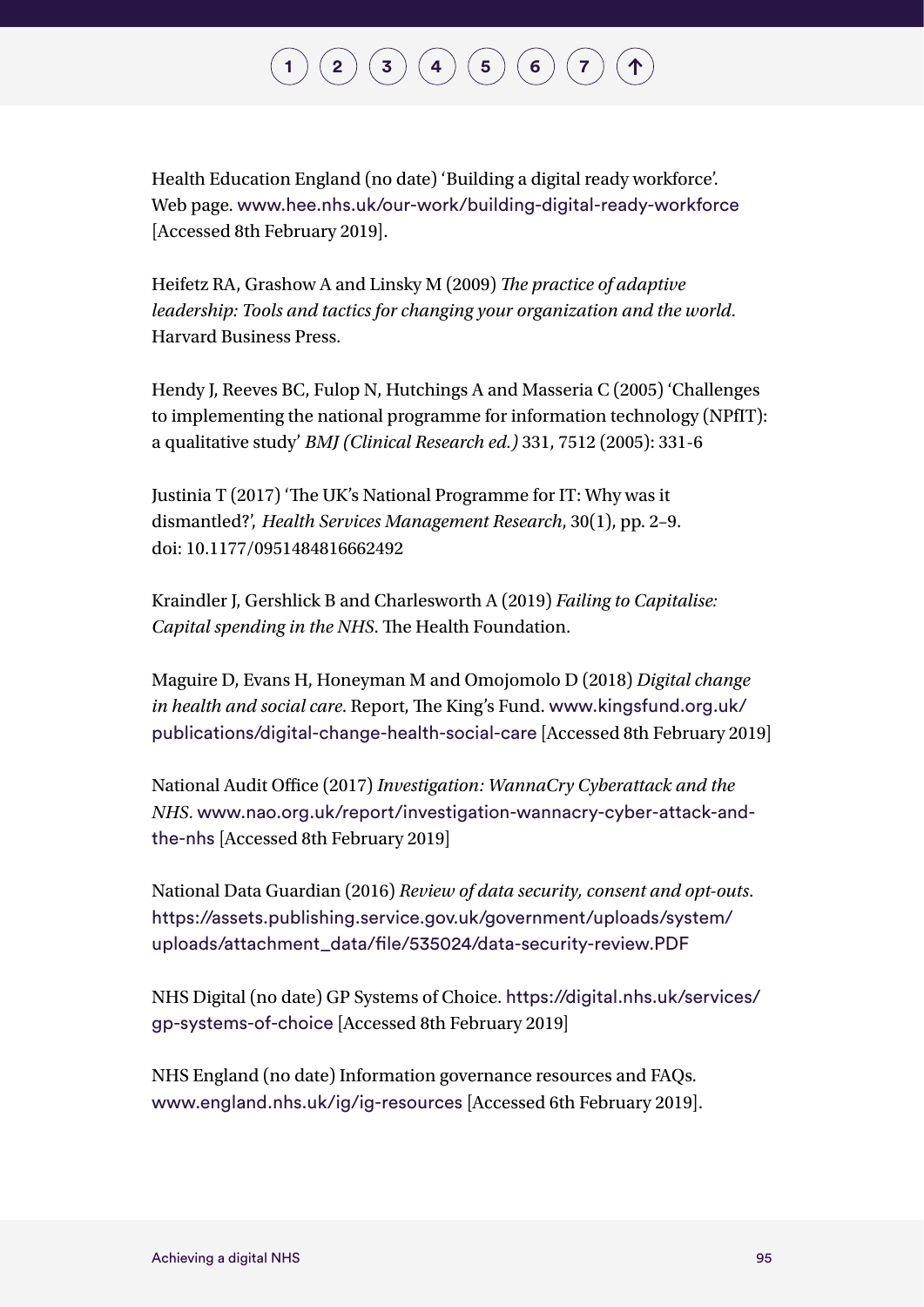Health Education England (no date) 'Building a digital ready workforce'. Web page. www.hee.nhs.uk/our-work/building-digital-ready-workforce [Accessed 8th February 2019].

Heifetz RA, Grashow A and Linsky M (2009) *The practice of adaptive leadership: Tools and tactics for changing your organization and the world.* Harvard Business Press.

Hendy J, Reeves BC, Fulop N, Hutchings A and Masseria C (2005) 'Challenges to implementing the national programme for information technology (NPfIT): a qualitative study' *BMJ (Clinical Research ed.)* 331, 7512 (2005): 331-6

Justinia T (2017) 'The UK's National Programme for IT: Why was it dismantled?', *Health Services Management Research*, 30(1), pp. 2–9. doi: 10.1177/0951484816662492

Kraindler J, Gershlick B and Charlesworth A (2019) *Failing to Capitalise: Capital spending in the NHS*. The Health Foundation.

Maguire D, Evans H, Honeyman M and Omojomolo D (2018) *Digital change in health and social care*. Report, The King's Fund. www.kingsfund.org.uk/publications/digital-change-health-social-care [Accessed 8th February 2019]

National Audit Office (2017) *Investigation: WannaCry Cyberattack and the NHS*. www.nao.org.uk/report/investigation-wannacry-cyber-attack-and-the-nhs [Accessed 8th February 2019]

National Data Guardian (2016) *Review of data security, consent and opt-outs*. https://assets.publishing.service.gov.uk/government/uploads/system/uploads/attachment_data/file/535024/data-security-review.PDF

NHS Digital (no date) GP Systems of Choice. https://digital.nhs.uk/services/gp-systems-of-choice [Accessed 8th February 2019]

NHS England (no date) Information governance resources and FAQs. www.england.nhs.uk/ig/ig-resources [Accessed 6th February 2019].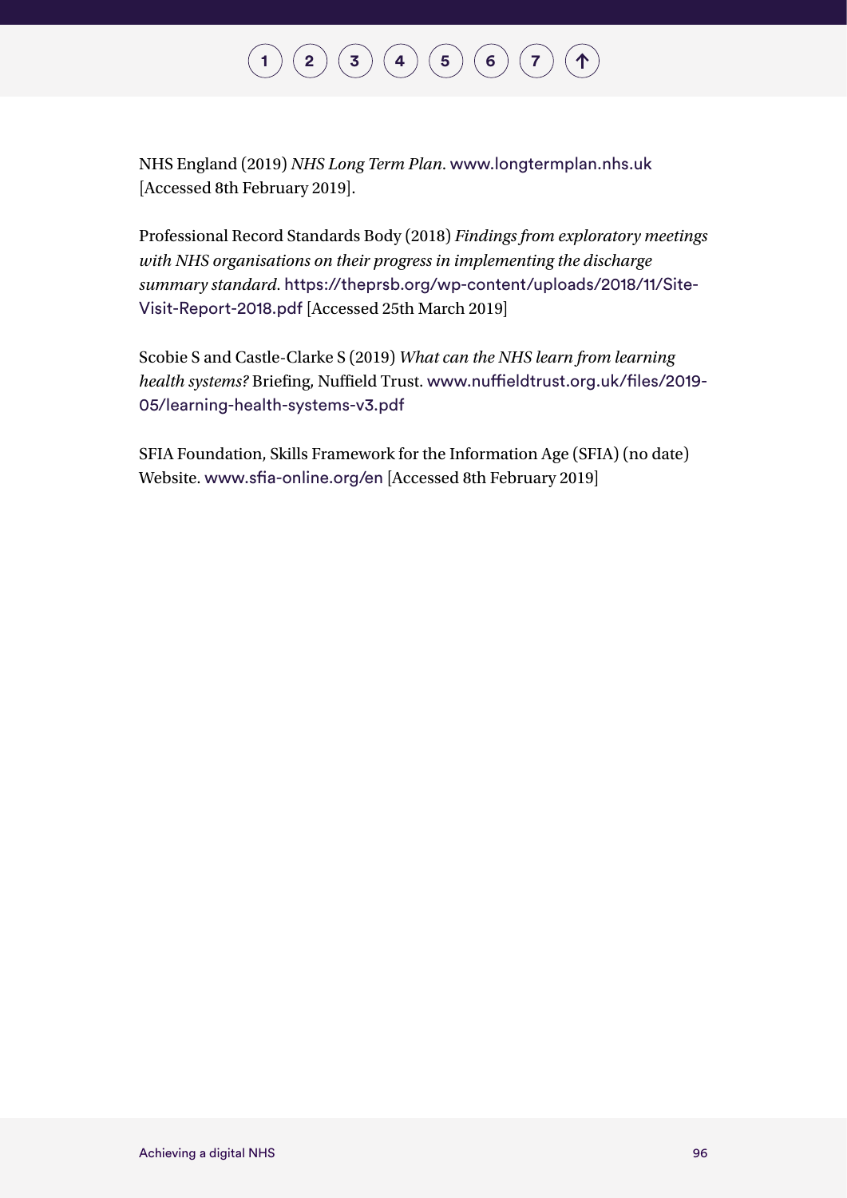NHS England (2019) *NHS Long Term Plan*. www.longtermplan.nhs.uk [Accessed 8th February 2019].

Professional Record Standards Body (2018) *Findings from exploratory meetings with NHS organisations on their progress in implementing the discharge summary standard*. https://theprsb.org/wp-content/uploads/2018/11/Site-Visit-Report-2018.pdf [Accessed 25th March 2019]

Scobie S and Castle-Clarke S (2019) *What can the NHS learn from learning health systems?* Briefing, Nuffield Trust. www.nuffieldtrust.org.uk/files/2019-05/learning-health-systems-v3.pdf

SFIA Foundation, Skills Framework for the Information Age (SFIA) (no date) Website. www.sfia-online.org/en [Accessed 8th February 2019]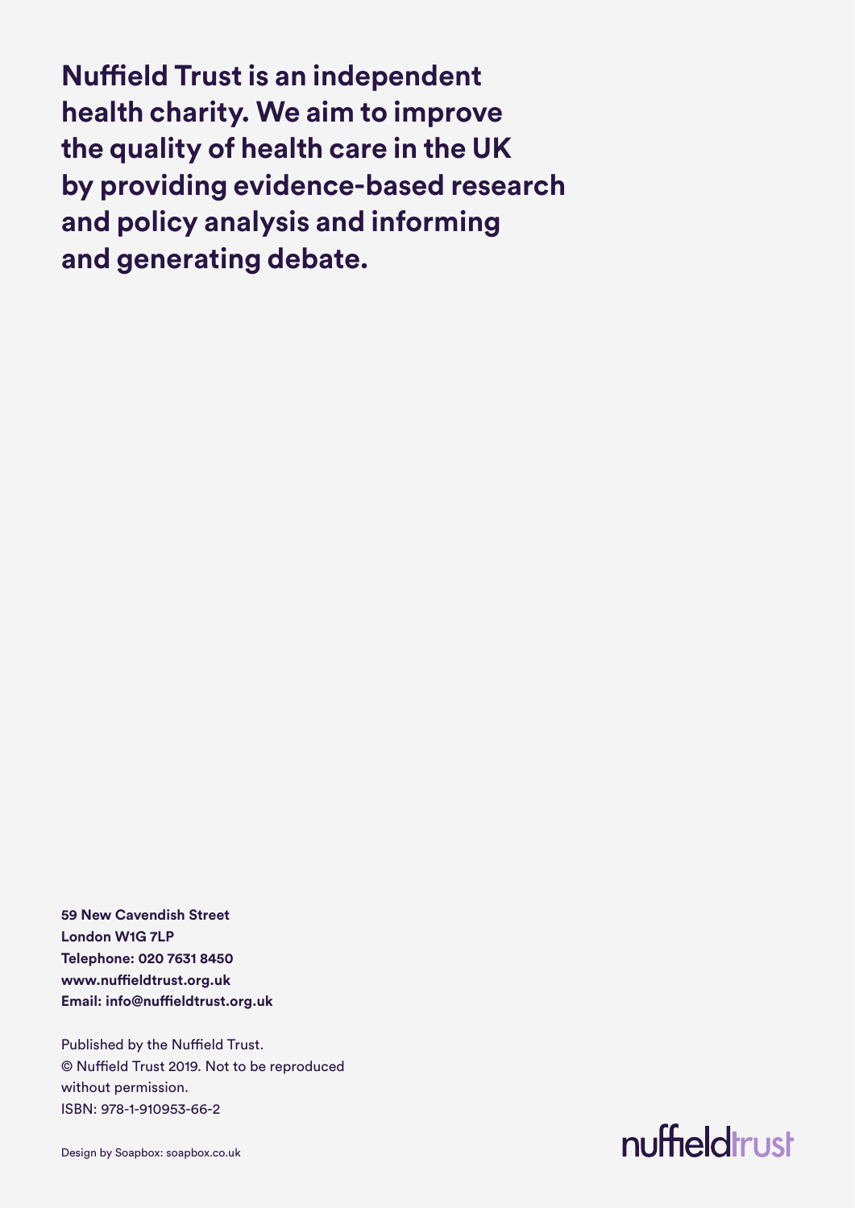**Nuffield Trust is an independent health charity. We aim to improve the quality of health care in the UK by providing evidence-based research and policy analysis and informing and generating debate.**

**59 New Cavendish Street**
**London W1G 7LP**
**Telephone: 020 7631 8450**
**www.nuffieldtrust.org.uk**
**Email: info@nuffieldtrust.org.uk**

Published by the Nuffield Trust.
© Nuffield Trust 2019. Not to be reproduced without permission.
ISBN: 978-1-910953-66-2

Design by Soapbox: soapbox.co.uk

nuffieldtrust